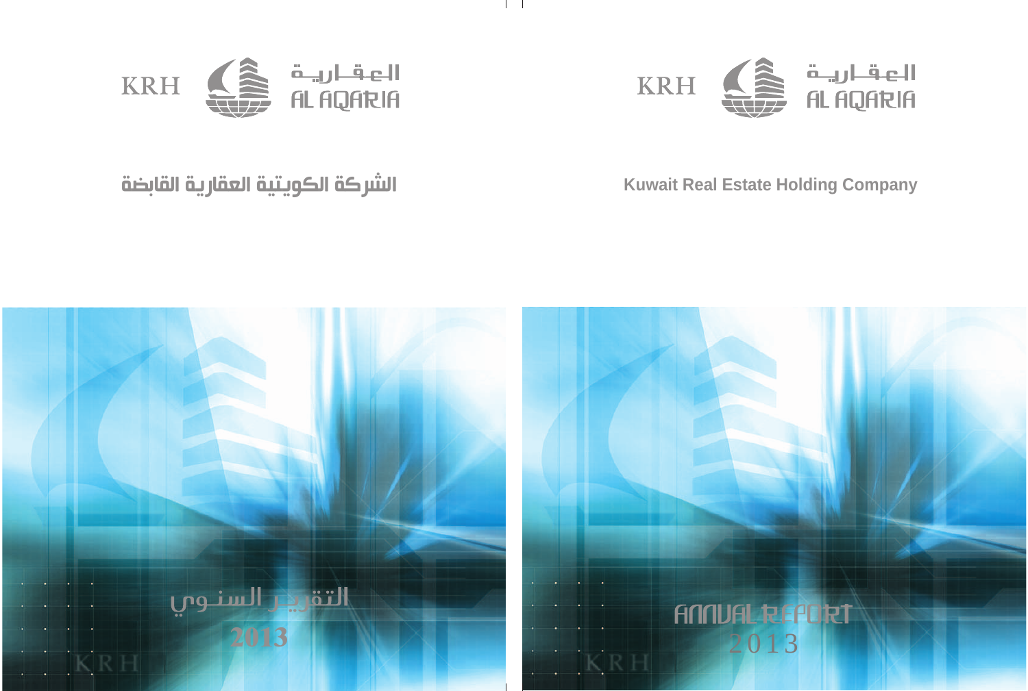KRH العقارية AL AQARIA

الشركة الكويتية العقارية القابضة

KRH العقارية AL AQARIA

Kuwait Real Estate Holding Company

التقرير السنوي

2013

KRH

ANNUAL REPORT

2013

KRH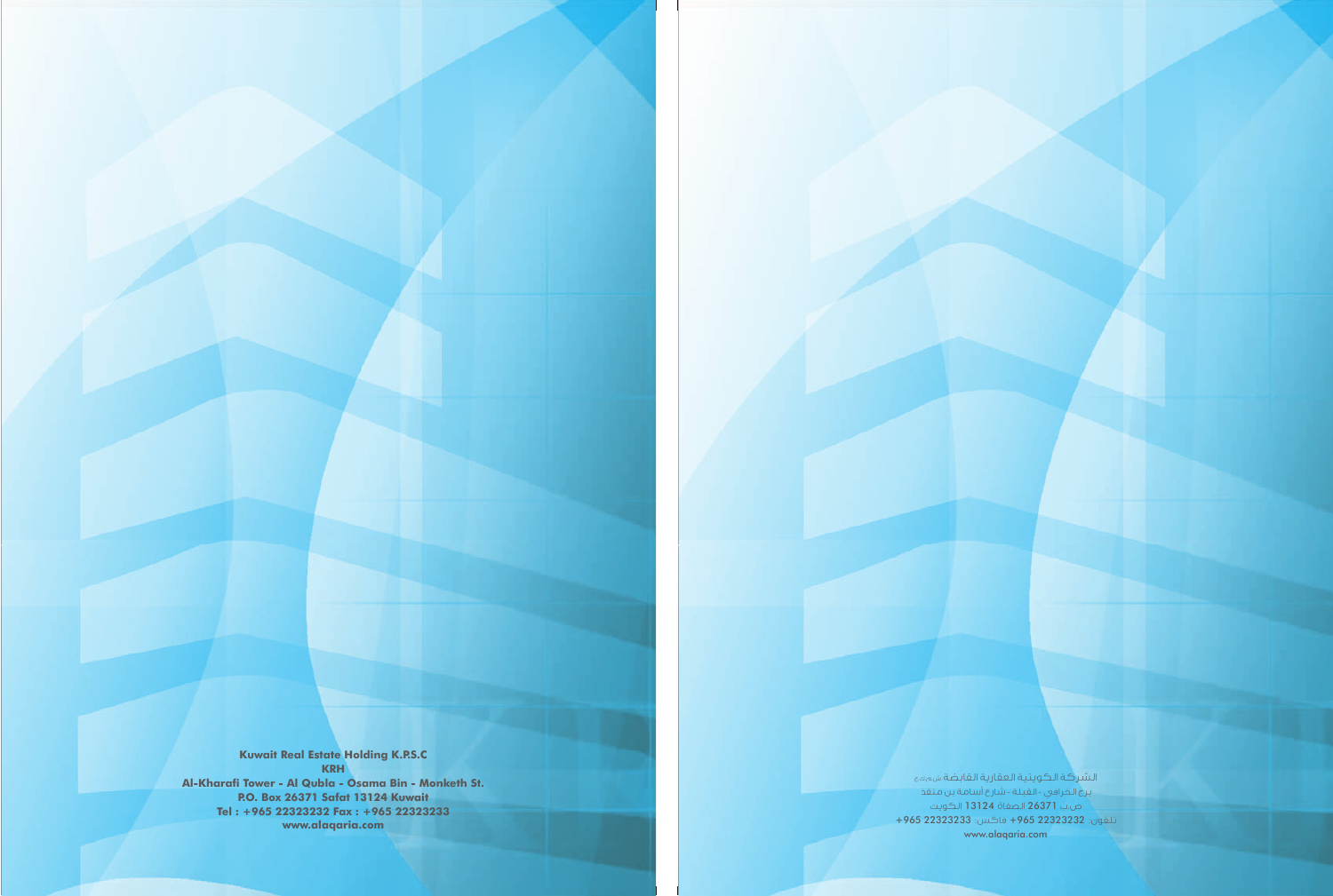**Kuwait Real Estate Holding K.P.S.C**
**KRH**
**Al-Kharafi Tower - Al Qubla - Osama Bin - Monketh St.**
**P.O. Box 26371 Safat 13124 Kuwait**
**Tel : +965 22323232 Fax : +965 22323233**
**www.alaqaria.com**

الشركة الكويتية العقارية القابضة ش.م.ك.ع
برج الخرافي - القبلة - شارع أسامة بن منقذ
ص.ب 26371 الصفاة 13124 الكويت
تلفون: 22323232 965+ فاكس: 22323233 965+
www.alaqaria.com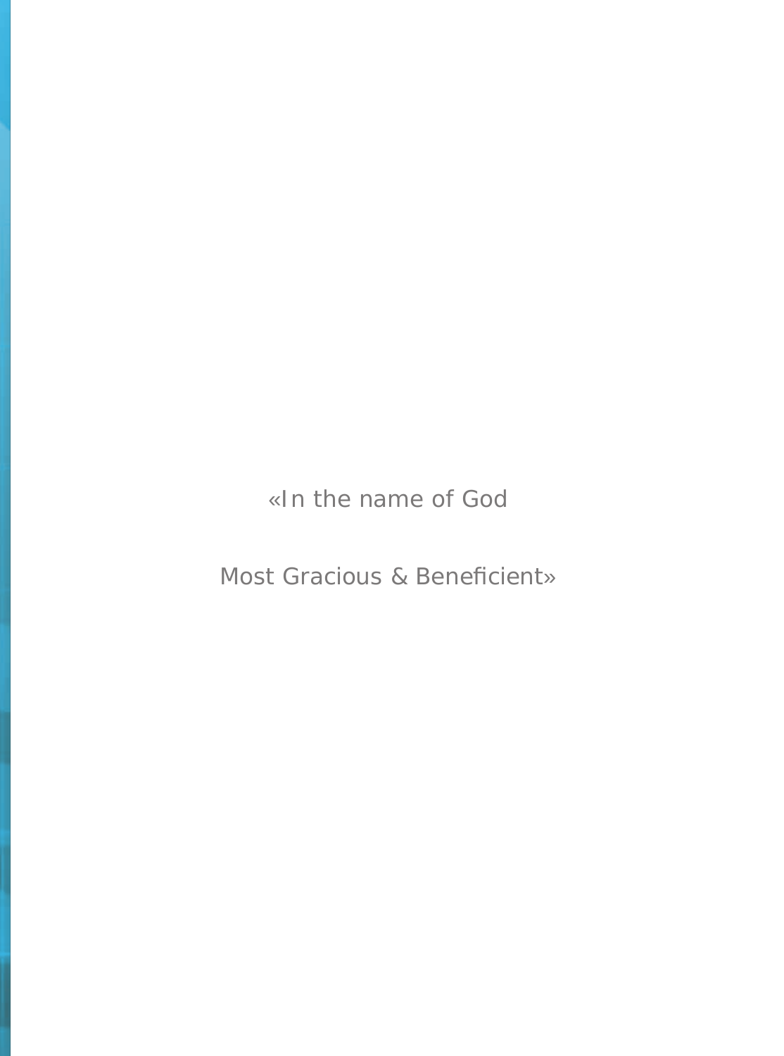«In the name of God

Most Gracious & Beneficient»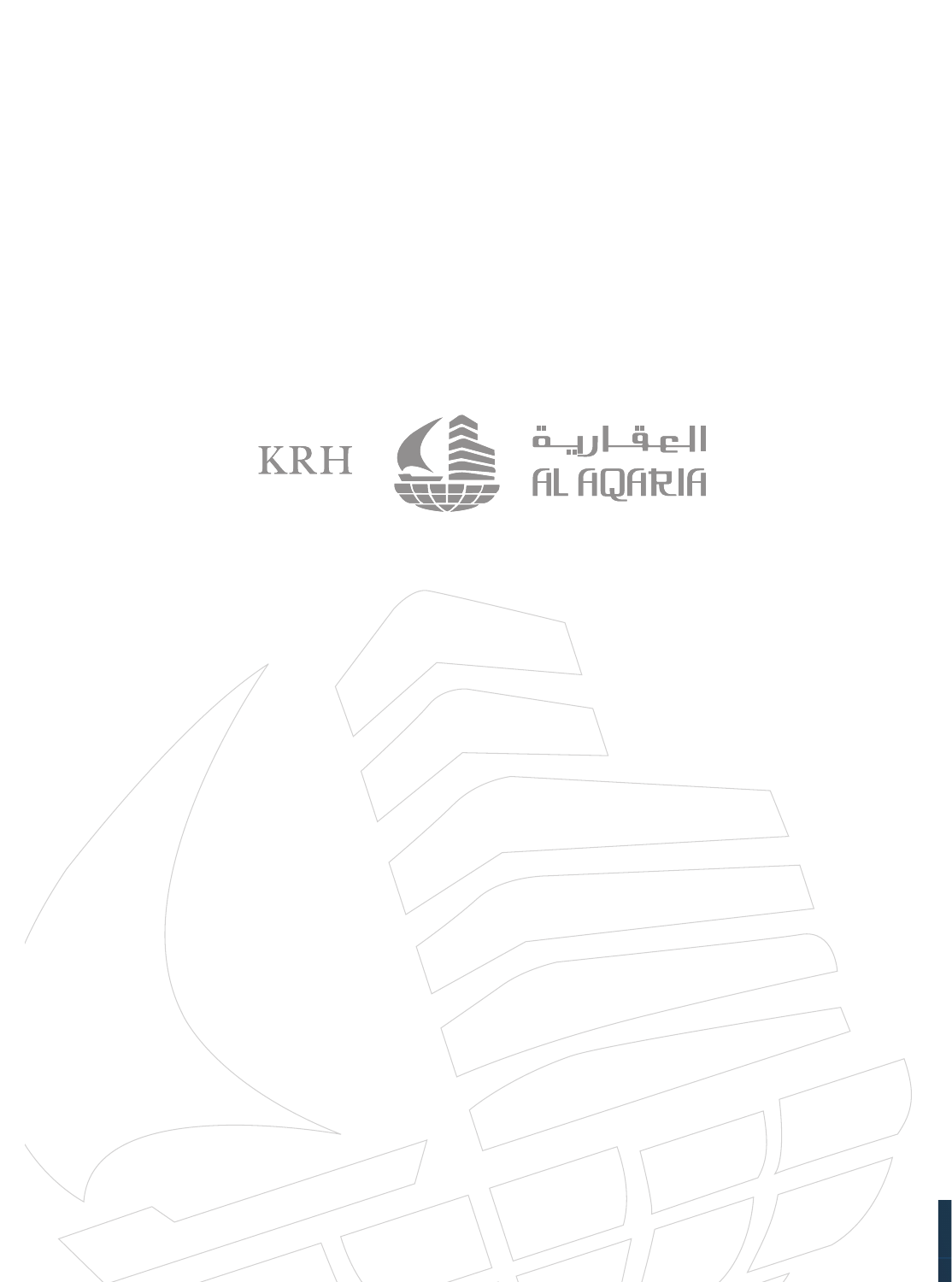KRH

العقارية

AL AQARIA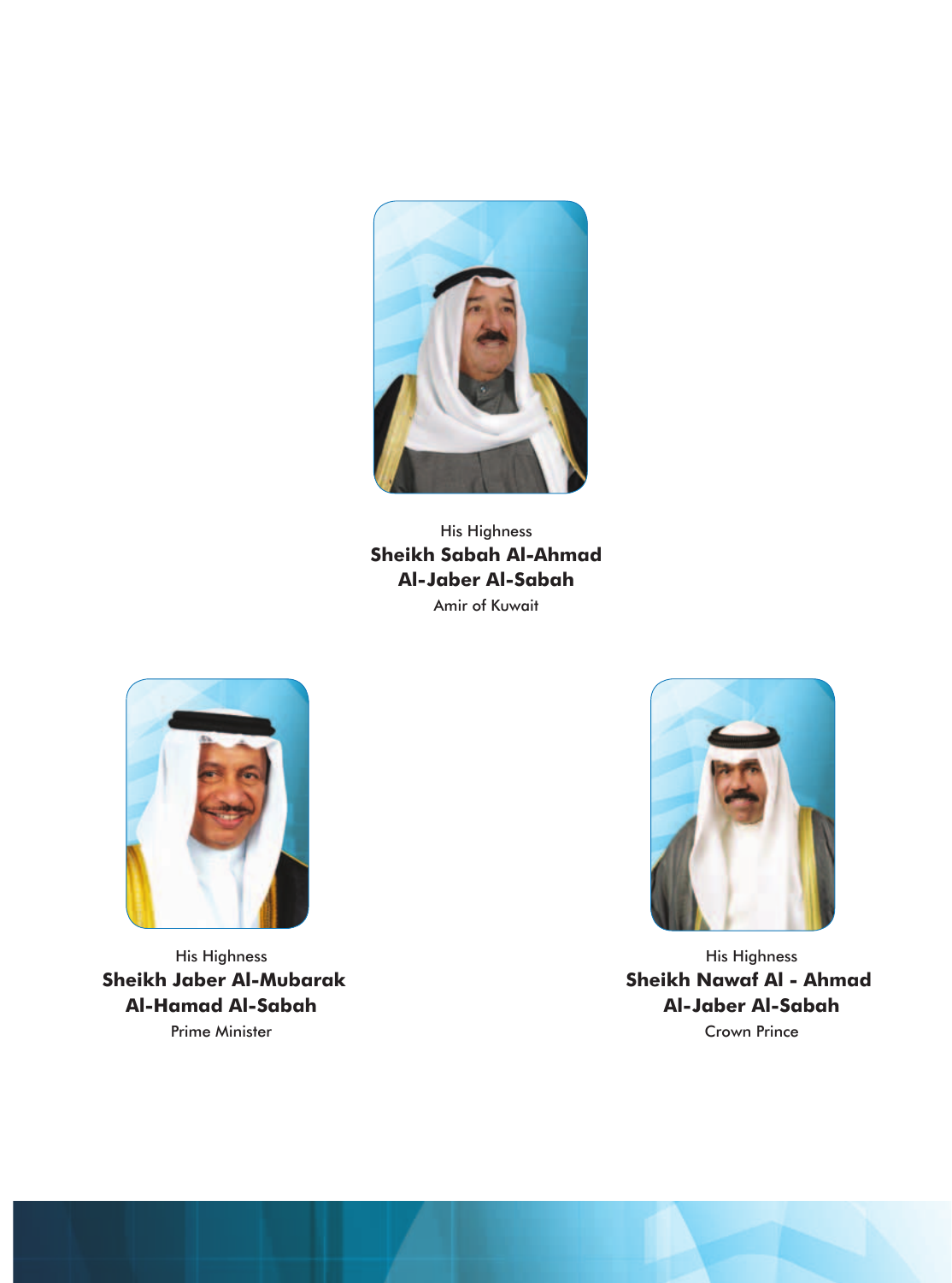His Highness
**Sheikh Sabah Al-Ahmad Al-Jaber Al-Sabah**
Amir of Kuwait

His Highness
**Sheikh Jaber Al-Mubarak Al-Hamad Al-Sabah**
Prime Minister

His Highness
**Sheikh Nawaf Al - Ahmad Al-Jaber Al-Sabah**
Crown Prince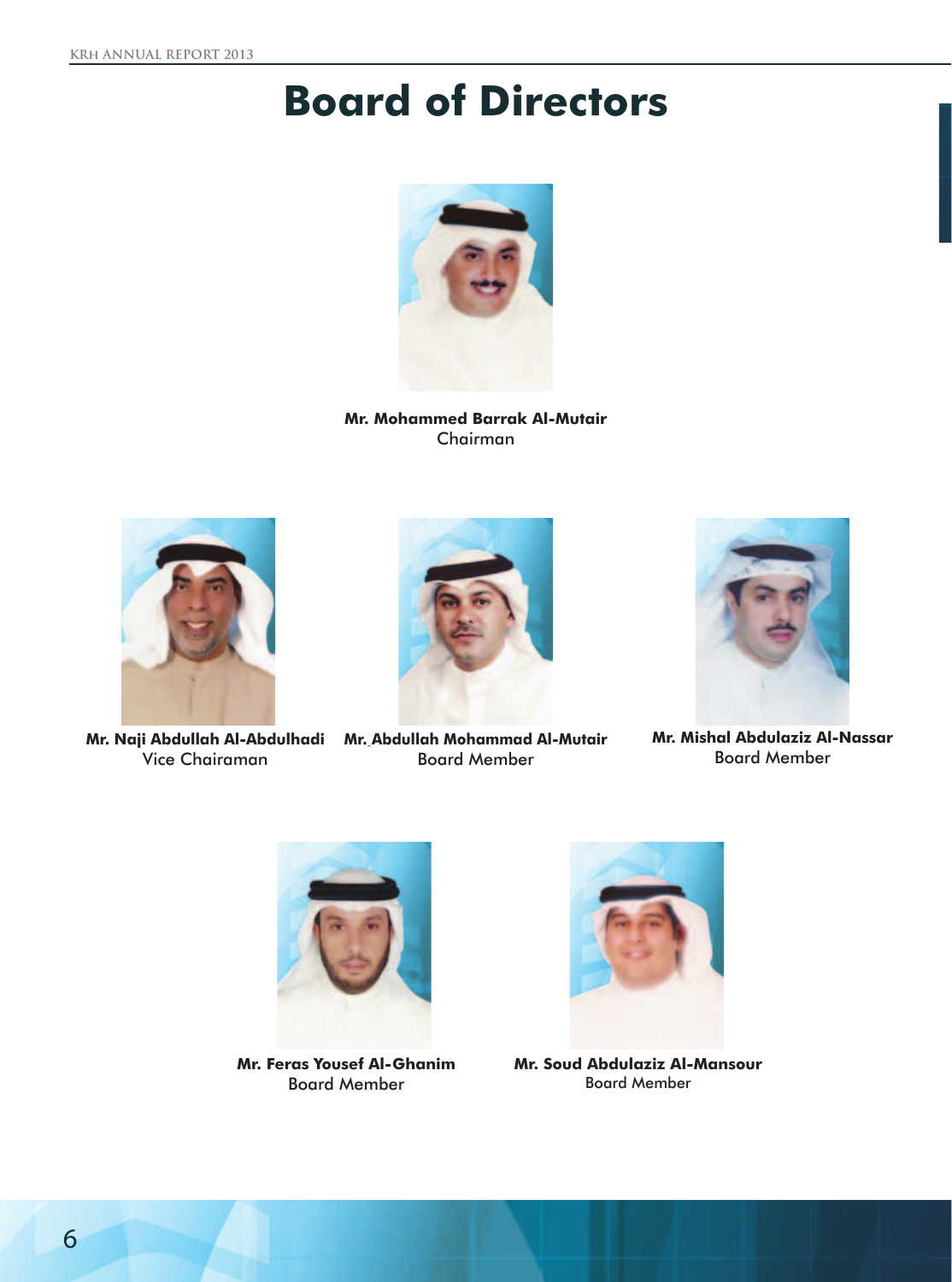# Board of Directors

**Mr. Mohammed Barrak Al-Mutair**
Chairman

**Mr. Naji Abdullah Al-Abdulhadi**
Vice Chairaman

**Mr. Abdullah Mohammad Al-Mutair**
Board Member

**Mr. Mishal Abdulaziz Al-Nassar**
Board Member

**Mr. Feras Yousef Al-Ghanim**
Board Member

**Mr. Soud Abdulaziz Al-Mansour**
Board Member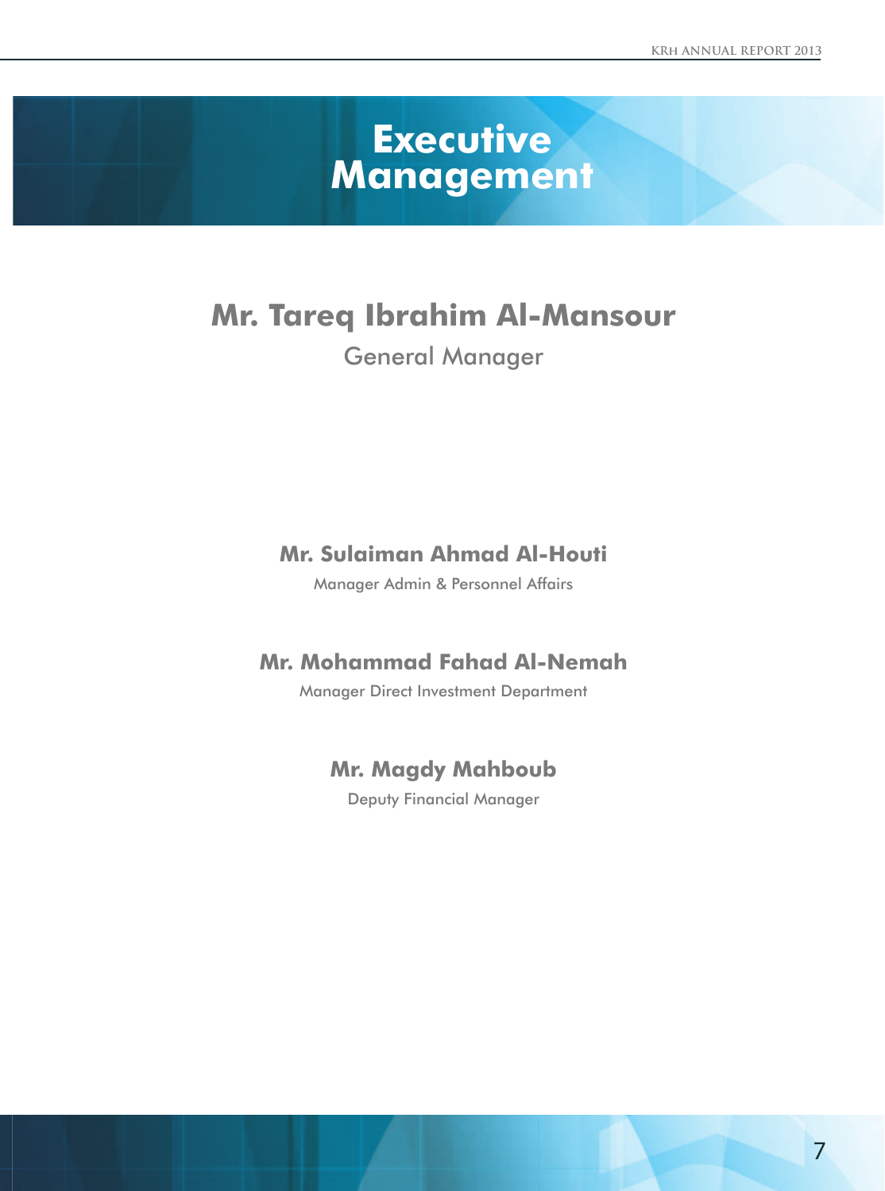# Executive Management

## Mr. Tareq Ibrahim Al-Mansour

General Manager

### Mr. Sulaiman Ahmad Al-Houti

Manager Admin & Personnel Affairs

### Mr. Mohammad Fahad Al-Nemah

Manager Direct Investment Department

### Mr. Magdy Mahboub

Deputy Financial Manager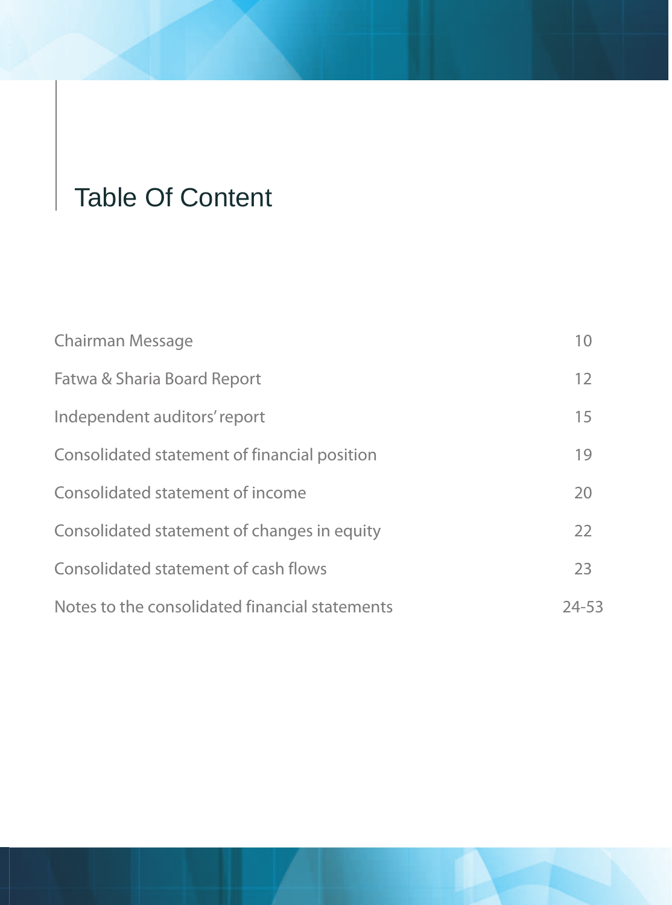# Table Of Content

| | |
|---|---|
| Chairman Message | 10 |
| Fatwa & Sharia Board Report | 12 |
| Independent auditors' report | 15 |
| Consolidated statement of financial position | 19 |
| Consolidated statement of income | 20 |
| Consolidated statement of changes in equity | 22 |
| Consolidated statement of cash flows | 23 |
| Notes to the consolidated financial statements | 24-53 |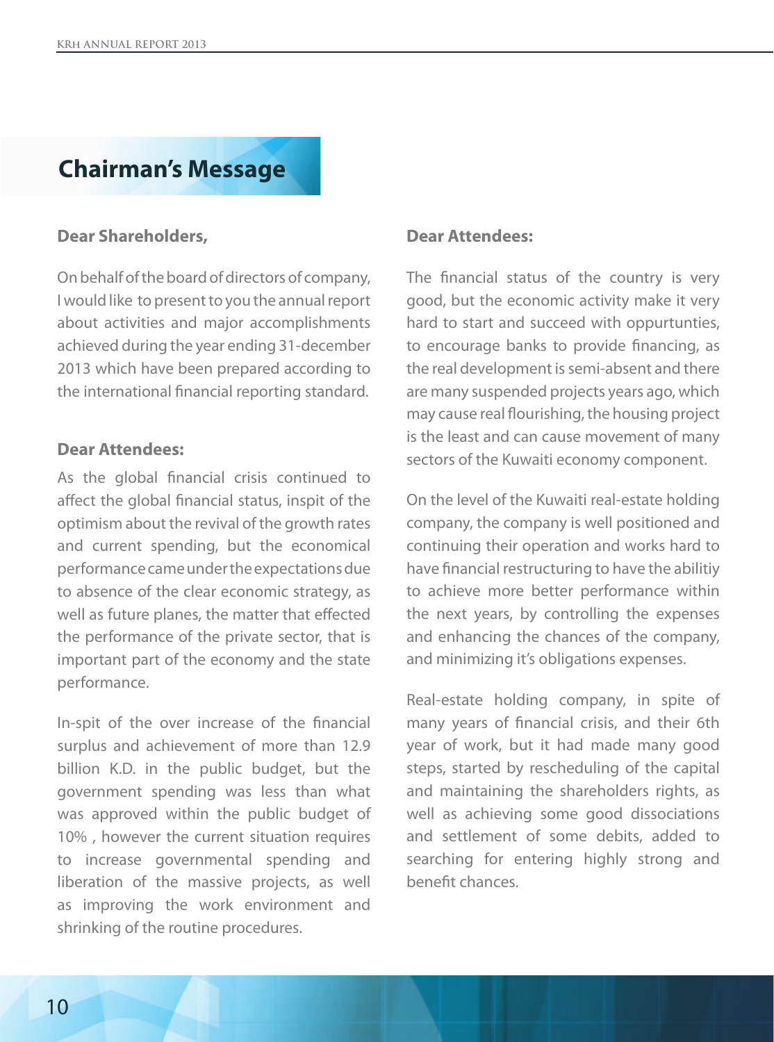## Chairman's Message

**Dear Shareholders,**

On behalf of the board of directors of company, I would like to present to you the annual report about activities and major accomplishments achieved during the year ending 31-december 2013 which have been prepared according to the international financial reporting standard.

**Dear Attendees:**

As the global financial crisis continued to affect the global financial status, inspit of the optimism about the revival of the growth rates and current spending, but the economical performance came under the expectations due to absence of the clear economic strategy, as well as future planes, the matter that effected the performance of the private sector, that is important part of the economy and the state performance.

In-spit of the over increase of the financial surplus and achievement of more than 12.9 billion K.D. in the public budget, but the government spending was less than what was approved within the public budget of 10% , however the current situation requires to increase governmental spending and liberation of the massive projects, as well as improving the work environment and shrinking of the routine procedures.

**Dear Attendees:**

The financial status of the country is very good, but the economic activity make it very hard to start and succeed with oppurtunties, to encourage banks to provide financing, as the real development is semi-absent and there are many suspended projects years ago, which may cause real flourishing, the housing project is the least and can cause movement of many sectors of the Kuwaiti economy component.

On the level of the Kuwaiti real-estate holding company, the company is well positioned and continuing their operation and works hard to have financial restructuring to have the abilitiy to achieve more better performance within the next years, by controlling the expenses and enhancing the chances of the company, and minimizing it's obligations expenses.

Real-estate holding company, in spite of many years of financial crisis, and their 6th year of work, but it had made many good steps, started by rescheduling of the capital and maintaining the shareholders rights, as well as achieving some good dissociations and settlement of some debits, added to searching for entering highly strong and benefit chances.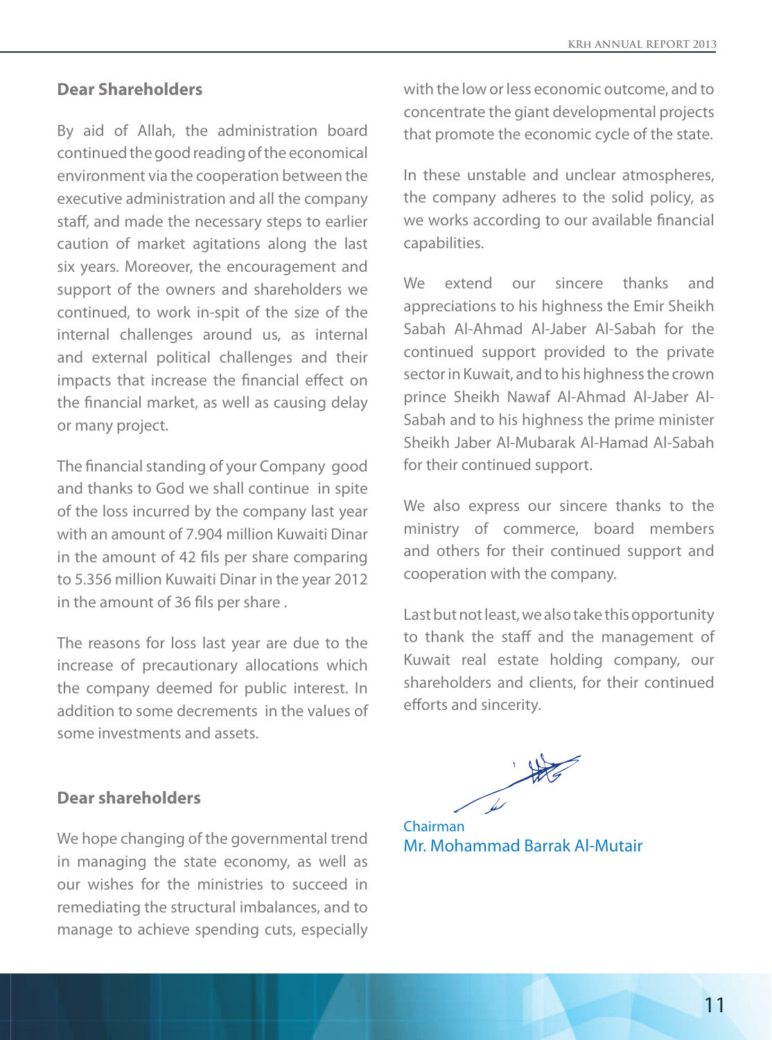**Dear Shareholders**

By aid of Allah, the administration board continued the good reading of the economical environment via the cooperation between the executive administration and all the company staff, and made the necessary steps to earlier caution of market agitations along the last six years. Moreover, the encouragement and support of the owners and shareholders we continued, to work in-spit of the size of the internal challenges around us, as internal and external political challenges and their impacts that increase the financial effect on the financial market, as well as causing delay or many project.

The financial standing of your Company good and thanks to God we shall continue in spite of the loss incurred by the company last year with an amount of 7.904 million Kuwaiti Dinar in the amount of 42 fils per share comparing to 5.356 million Kuwaiti Dinar in the year 2012 in the amount of 36 fils per share .

The reasons for loss last year are due to the increase of precautionary allocations which the company deemed for public interest. In addition to some decrements in the values of some investments and assets.

**Dear shareholders**

We hope changing of the governmental trend in managing the state economy, as well as our wishes for the ministries to succeed in remediating the structural imbalances, and to manage to achieve spending cuts, especially with the low or less economic outcome, and to concentrate the giant developmental projects that promote the economic cycle of the state.

In these unstable and unclear atmospheres, the company adheres to the solid policy, as we works according to our available financial capabilities.

We extend our sincere thanks and appreciations to his highness the Emir Sheikh Sabah Al-Ahmad Al-Jaber Al-Sabah for the continued support provided to the private sector in Kuwait, and to his highness the crown prince Sheikh Nawaf Al-Ahmad Al-Jaber Al-Sabah and to his highness the prime minister Sheikh Jaber Al-Mubarak Al-Hamad Al-Sabah for their continued support.

We also express our sincere thanks to the ministry of commerce, board members and others for their continued support and cooperation with the company.

Last but not least, we also take this opportunity to thank the staff and the management of Kuwait real estate holding company, our shareholders and clients, for their continued efforts and sincerity.

Chairman
Mr. Mohammad Barrak Al-Mutair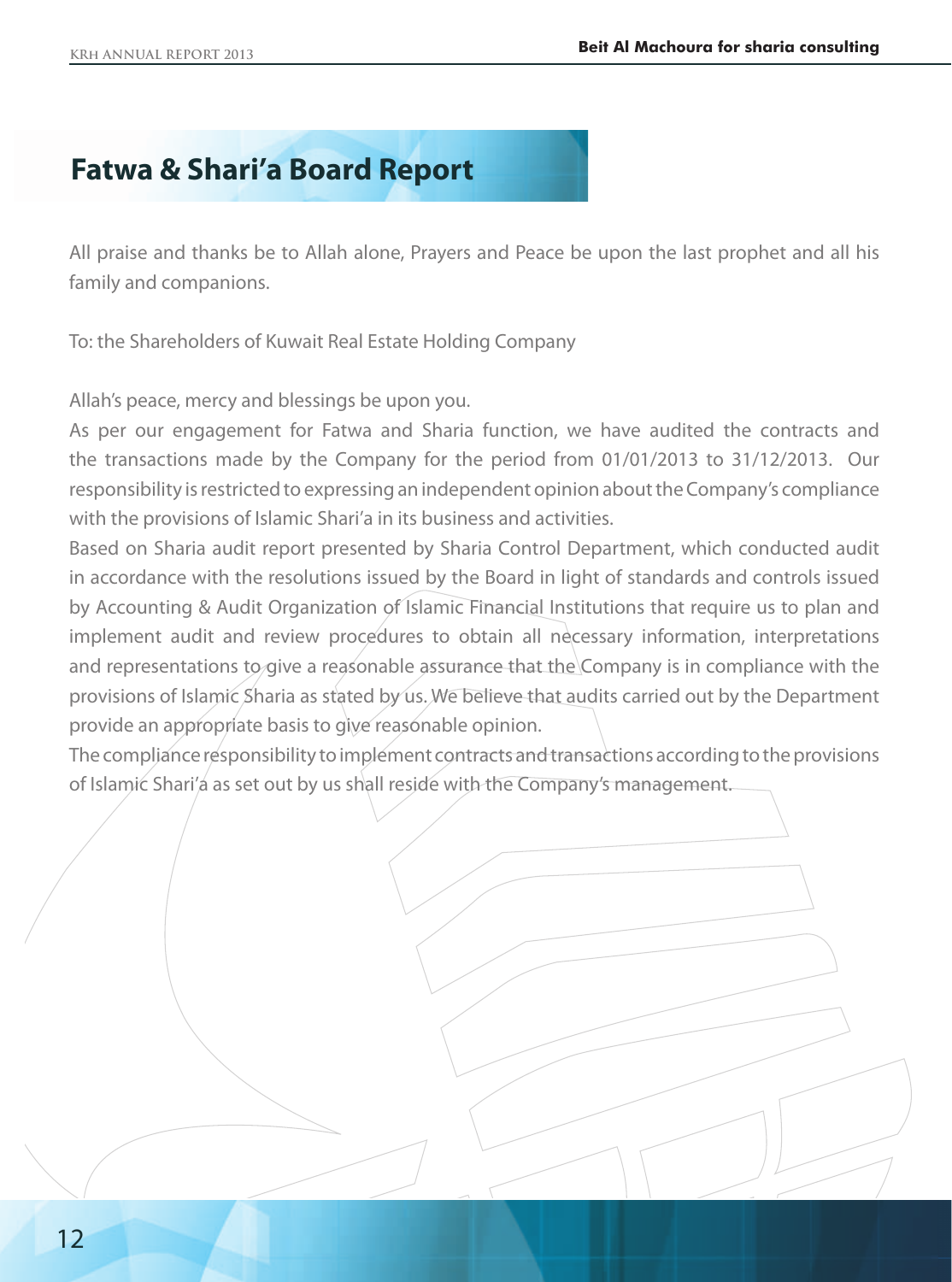## Fatwa & Shari'a Board Report

All praise and thanks be to Allah alone, Prayers and Peace be upon the last prophet and all his family and companions.

To: the Shareholders of Kuwait Real Estate Holding Company

Allah's peace, mercy and blessings be upon you.

As per our engagement for Fatwa and Sharia function, we have audited the contracts and the transactions made by the Company for the period from 01/01/2013 to 31/12/2013. Our responsibility is restricted to expressing an independent opinion about the Company's compliance with the provisions of Islamic Shari'a in its business and activities.

Based on Sharia audit report presented by Sharia Control Department, which conducted audit in accordance with the resolutions issued by the Board in light of standards and controls issued by Accounting & Audit Organization of Islamic Financial Institutions that require us to plan and implement audit and review procedures to obtain all necessary information, interpretations and representations to give a reasonable assurance that the Company is in compliance with the provisions of Islamic Sharia as stated by us. We believe that audits carried out by the Department provide an appropriate basis to give reasonable opinion.

The compliance responsibility to implement contracts and transactions according to the provisions of Islamic Shari'a as set out by us shall reside with the Company's management.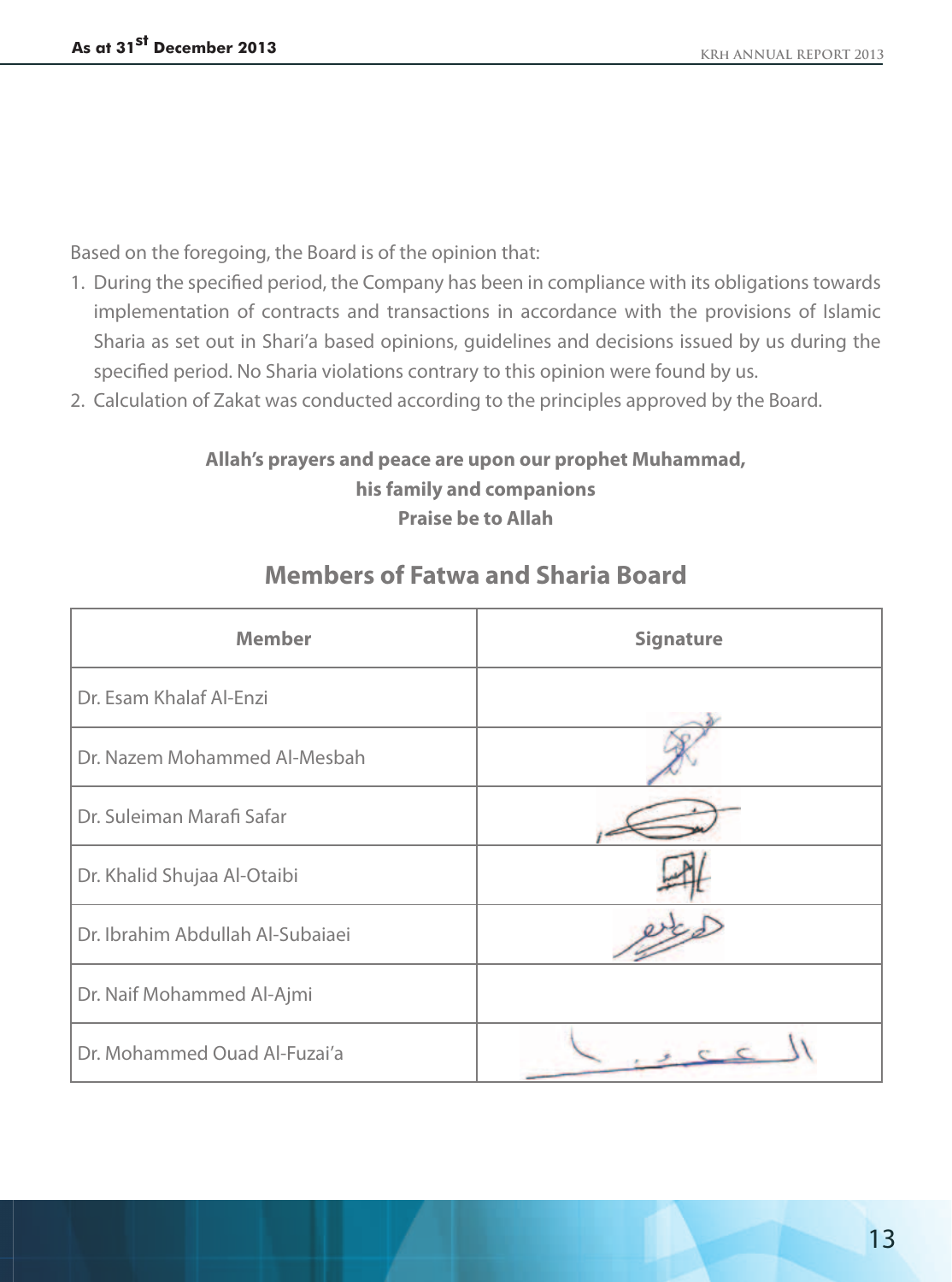Based on the foregoing, the Board is of the opinion that:

1. During the specified period, the Company has been in compliance with its obligations towards implementation of contracts and transactions in accordance with the provisions of Islamic Sharia as set out in Shari'a based opinions, guidelines and decisions issued by us during the specified period. No Sharia violations contrary to this opinion were found by us.
2. Calculation of Zakat was conducted according to the principles approved by the Board.

**Allah's prayers and peace are upon our prophet Muhammad,**
**his family and companions**
**Praise be to Allah**

## Members of Fatwa and Sharia Board

| Member | Signature |
|---|---|
| Dr. Esam Khalaf Al-Enzi | |
| Dr. Nazem Mohammed Al-Mesbah | |
| Dr. Suleiman Marafi Safar | |
| Dr. Khalid Shujaa Al-Otaibi | |
| Dr. Ibrahim Abdullah Al-Subaiaei | |
| Dr. Naif Mohammed Al-Ajmi | |
| Dr. Mohammed Ouad Al-Fuzai'a | |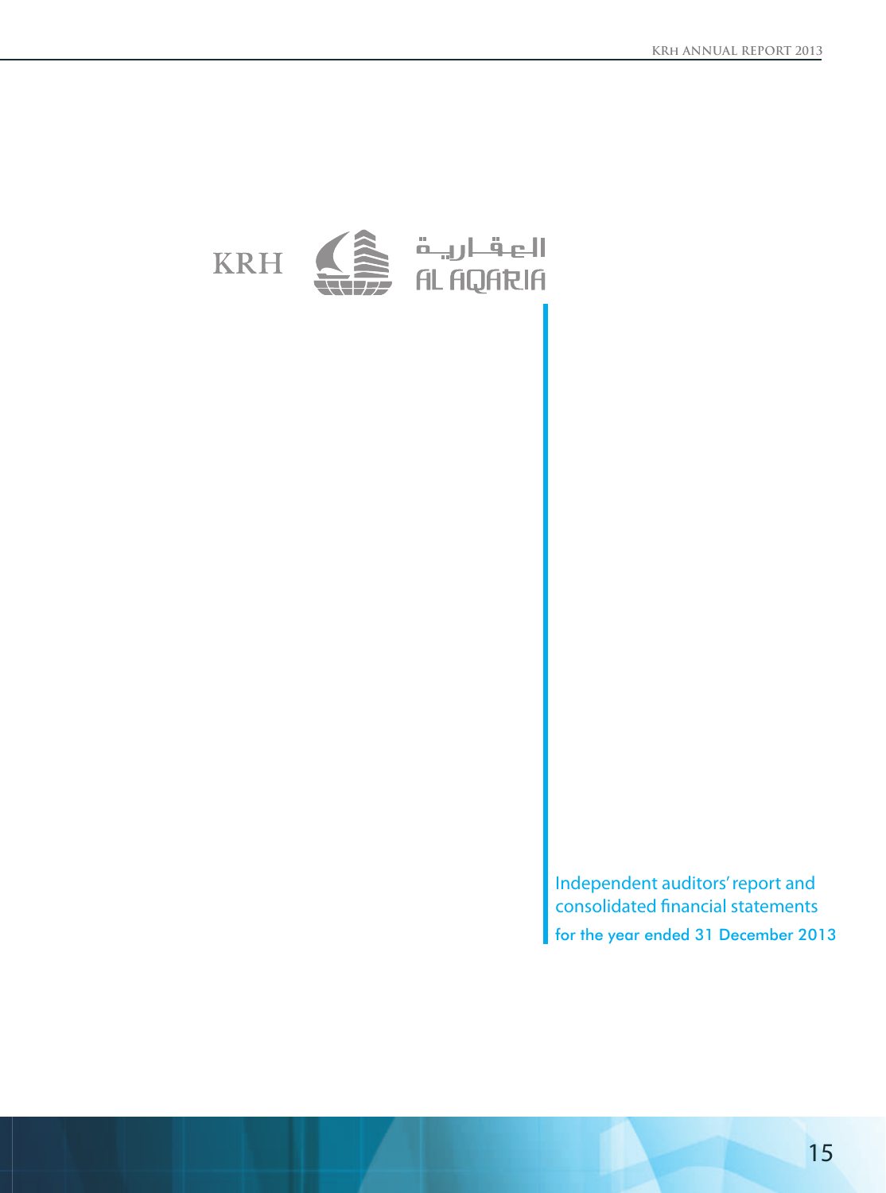KRH العقارية AL AQARIA

Independent auditors' report and consolidated financial statements

for the year ended 31 December 2013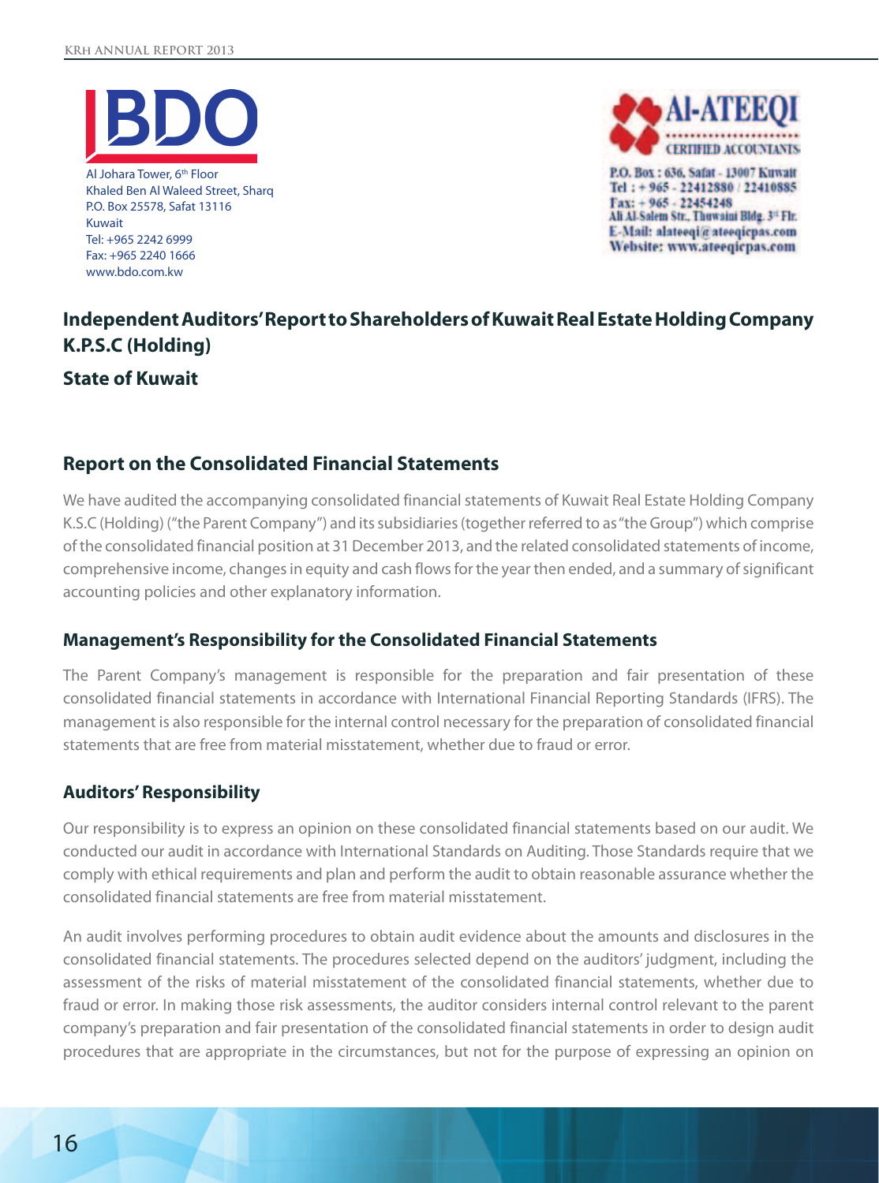BDO

Al Johara Tower, 6th Floor
Khaled Ben Al Waleed Street, Sharq
P.O. Box 25578, Safat 13116
Kuwait
Tel: +965 2242 6999
Fax: +965 2240 1666
www.bdo.com.kw

Al-ATEEQI
CERTIFIED ACCOUNTANTS

P.O. Box : 636, Safat - 13007 Kuwait
Tel : + 965 - 22412880 / 22410885
Fax: + 965 - 22454248
Ali Al-Salem Str., Thuwaini Bldg. 3rd Flr.
E-Mail: alateeqi@ateeqicpas.com
Website: www.ateeqicpas.com

# Independent Auditors' Report to Shareholders of Kuwait Real Estate Holding Company K.P.S.C (Holding)

## State of Kuwait

## Report on the Consolidated Financial Statements

We have audited the accompanying consolidated financial statements of Kuwait Real Estate Holding Company K.S.C (Holding) ("the Parent Company") and its subsidiaries (together referred to as "the Group") which comprise of the consolidated financial position at 31 December 2013, and the related consolidated statements of income, comprehensive income, changes in equity and cash flows for the year then ended, and a summary of significant accounting policies and other explanatory information.

### Management's Responsibility for the Consolidated Financial Statements

The Parent Company's management is responsible for the preparation and fair presentation of these consolidated financial statements in accordance with International Financial Reporting Standards (IFRS). The management is also responsible for the internal control necessary for the preparation of consolidated financial statements that are free from material misstatement, whether due to fraud or error.

### Auditors' Responsibility

Our responsibility is to express an opinion on these consolidated financial statements based on our audit. We conducted our audit in accordance with International Standards on Auditing. Those Standards require that we comply with ethical requirements and plan and perform the audit to obtain reasonable assurance whether the consolidated financial statements are free from material misstatement.

An audit involves performing procedures to obtain audit evidence about the amounts and disclosures in the consolidated financial statements. The procedures selected depend on the auditors' judgment, including the assessment of the risks of material misstatement of the consolidated financial statements, whether due to fraud or error. In making those risk assessments, the auditor considers internal control relevant to the parent company's preparation and fair presentation of the consolidated financial statements in order to design audit procedures that are appropriate in the circumstances, but not for the purpose of expressing an opinion on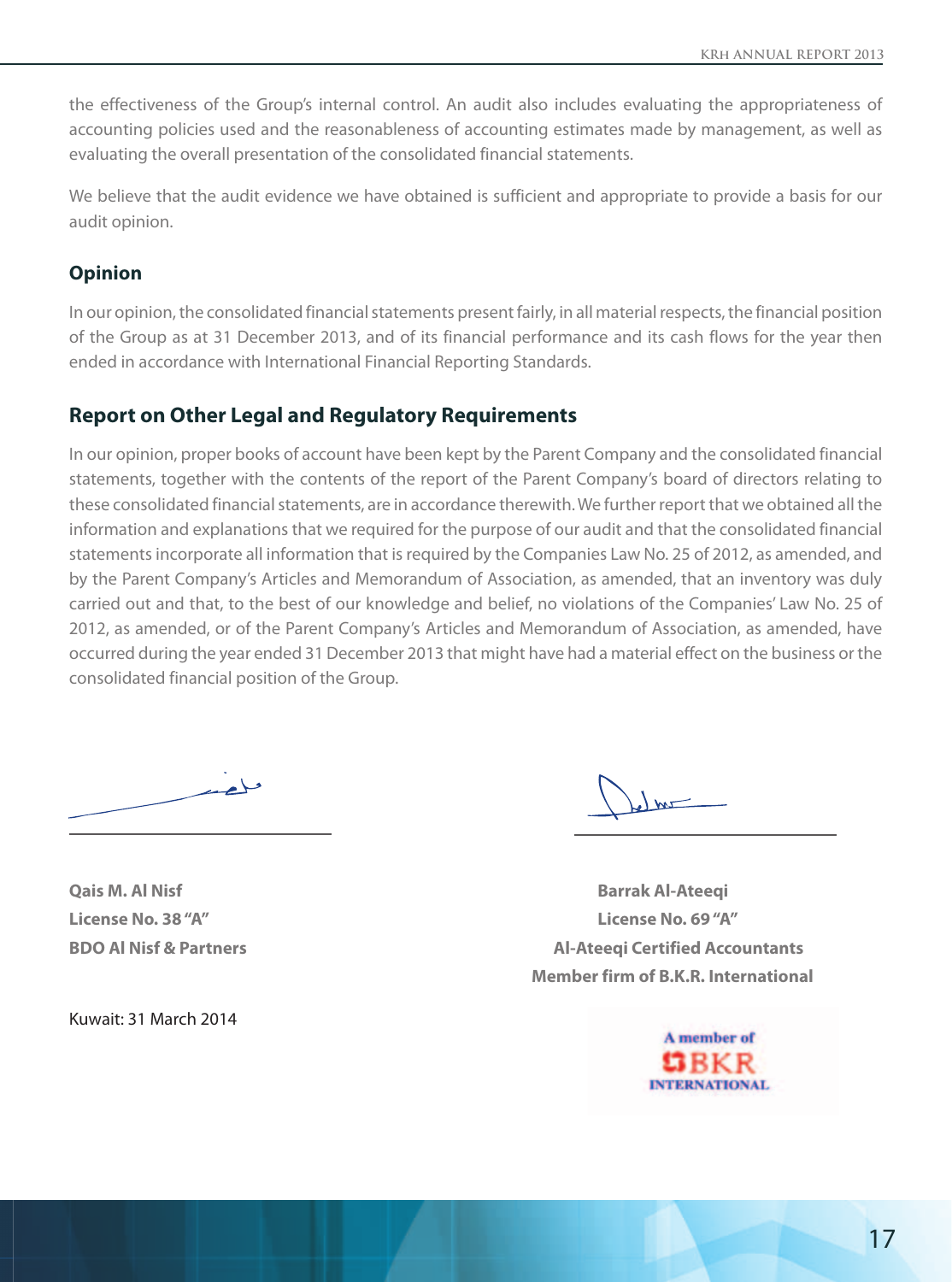the effectiveness of the Group's internal control. An audit also includes evaluating the appropriateness of accounting policies used and the reasonableness of accounting estimates made by management, as well as evaluating the overall presentation of the consolidated financial statements.

We believe that the audit evidence we have obtained is sufficient and appropriate to provide a basis for our audit opinion.

### Opinion

In our opinion, the consolidated financial statements present fairly, in all material respects, the financial position of the Group as at 31 December 2013, and of its financial performance and its cash flows for the year then ended in accordance with International Financial Reporting Standards.

## Report on Other Legal and Regulatory Requirements

In our opinion, proper books of account have been kept by the Parent Company and the consolidated financial statements, together with the contents of the report of the Parent Company's board of directors relating to these consolidated financial statements, are in accordance therewith. We further report that we obtained all the information and explanations that we required for the purpose of our audit and that the consolidated financial statements incorporate all information that is required by the Companies Law No. 25 of 2012, as amended, and by the Parent Company's Articles and Memorandum of Association, as amended, that an inventory was duly carried out and that, to the best of our knowledge and belief, no violations of the Companies' Law No. 25 of 2012, as amended, or of the Parent Company's Articles and Memorandum of Association, as amended, have occurred during the year ended 31 December 2013 that might have had a material effect on the business or the consolidated financial position of the Group.

**Qais M. Al Nisf**
**License No. 38 "A"**
**BDO Al Nisf & Partners**

**Barrak Al-Ateeqi**
**License No. 69 "A"**
**Al-Ateeqi Certified Accountants**
**Member firm of B.K.R. International**

Kuwait: 31 March 2014

A member of BKR INTERNATIONAL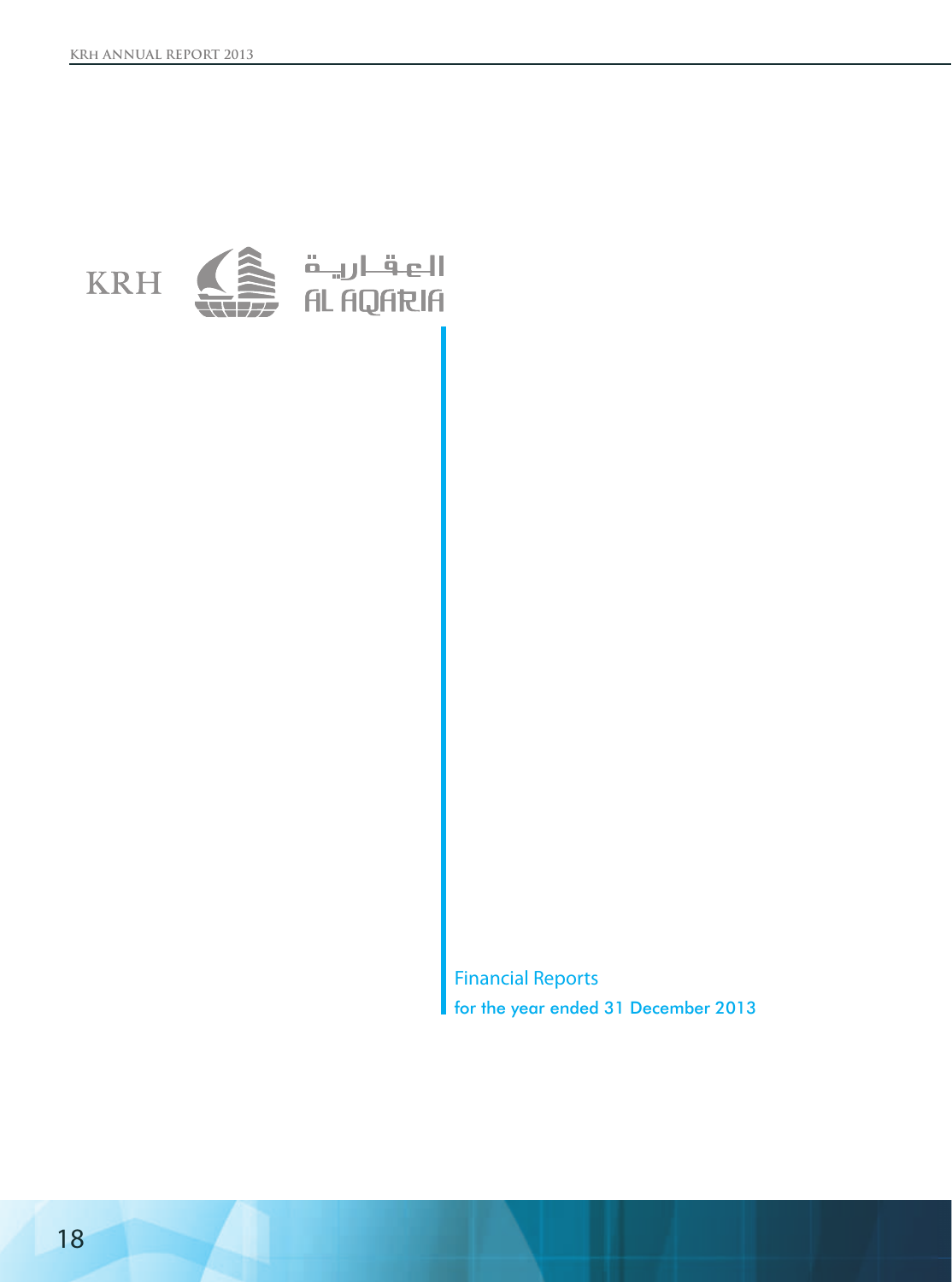KRH العقارية AL AQARIA

# Financial Reports

for the year ended 31 December 2013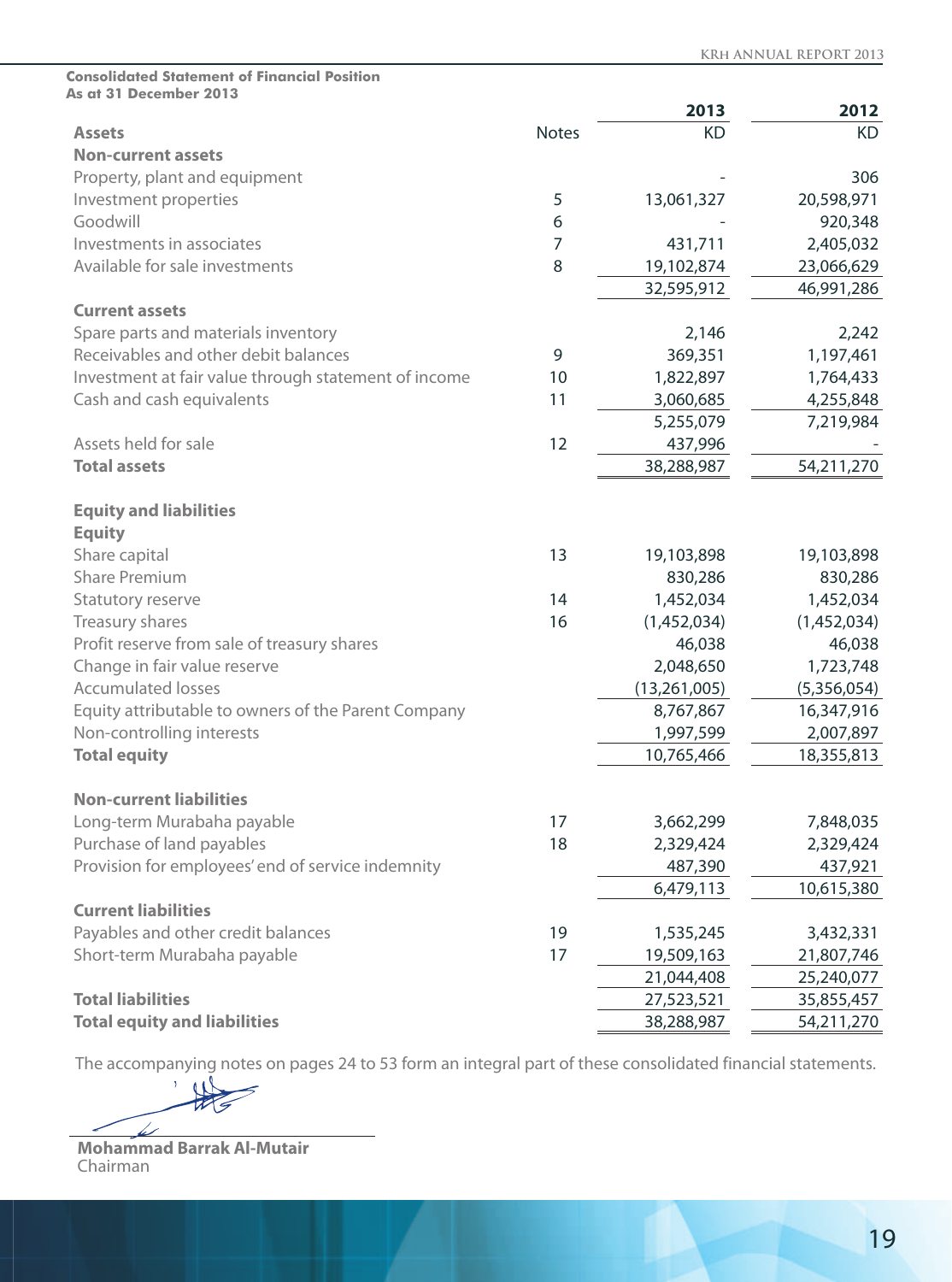**Consolidated Statement of Financial Position**
**As at 31 December 2013**

| | Notes | 2013 | 2012 |
|---|---|---|---|
| **Assets** | | KD | KD |
| **Non-current assets** | | | |
| Property, plant and equipment | | - | 306 |
| Investment properties | 5 | 13,061,327 | 20,598,971 |
| Goodwill | 6 | - | 920,348 |
| Investments in associates | 7 | 431,711 | 2,405,032 |
| Available for sale investments | 8 | 19,102,874 | 23,066,629 |
| | | 32,595,912 | 46,991,286 |
| **Current assets** | | | |
| Spare parts and materials inventory | | 2,146 | 2,242 |
| Receivables and other debit balances | 9 | 369,351 | 1,197,461 |
| Investment at fair value through statement of income | 10 | 1,822,897 | 1,764,433 |
| Cash and cash equivalents | 11 | 3,060,685 | 4,255,848 |
| | | 5,255,079 | 7,219,984 |
| Assets held for sale | 12 | 437,996 | - |
| **Total assets** | | 38,288,987 | 54,211,270 |
| | | | |
| **Equity and liabilities** | | | |
| **Equity** | | | |
| Share capital | 13 | 19,103,898 | 19,103,898 |
| Share Premium | | 830,286 | 830,286 |
| Statutory reserve | 14 | 1,452,034 | 1,452,034 |
| Treasury shares | 16 | (1,452,034) | (1,452,034) |
| Profit reserve from sale of treasury shares | | 46,038 | 46,038 |
| Change in fair value reserve | | 2,048,650 | 1,723,748 |
| Accumulated losses | | (13,261,005) | (5,356,054) |
| Equity attributable to owners of the Parent Company | | 8,767,867 | 16,347,916 |
| Non-controlling interests | | 1,997,599 | 2,007,897 |
| **Total equity** | | 10,765,466 | 18,355,813 |
| | | | |
| **Non-current liabilities** | | | |
| Long-term Murabaha payable | 17 | 3,662,299 | 7,848,035 |
| Purchase of land payables | 18 | 2,329,424 | 2,329,424 |
| Provision for employees' end of service indemnity | | 487,390 | 437,921 |
| | | 6,479,113 | 10,615,380 |
| **Current liabilities** | | | |
| Payables and other credit balances | 19 | 1,535,245 | 3,432,331 |
| Short-term Murabaha payable | 17 | 19,509,163 | 21,807,746 |
| | | 21,044,408 | 25,240,077 |
| **Total liabilities** | | 27,523,521 | 35,855,457 |
| **Total equity and liabilities** | | 38,288,987 | 54,211,270 |

The accompanying notes on pages 24 to 53 form an integral part of these consolidated financial statements.

**Mohammad Barrak Al-Mutair**
Chairman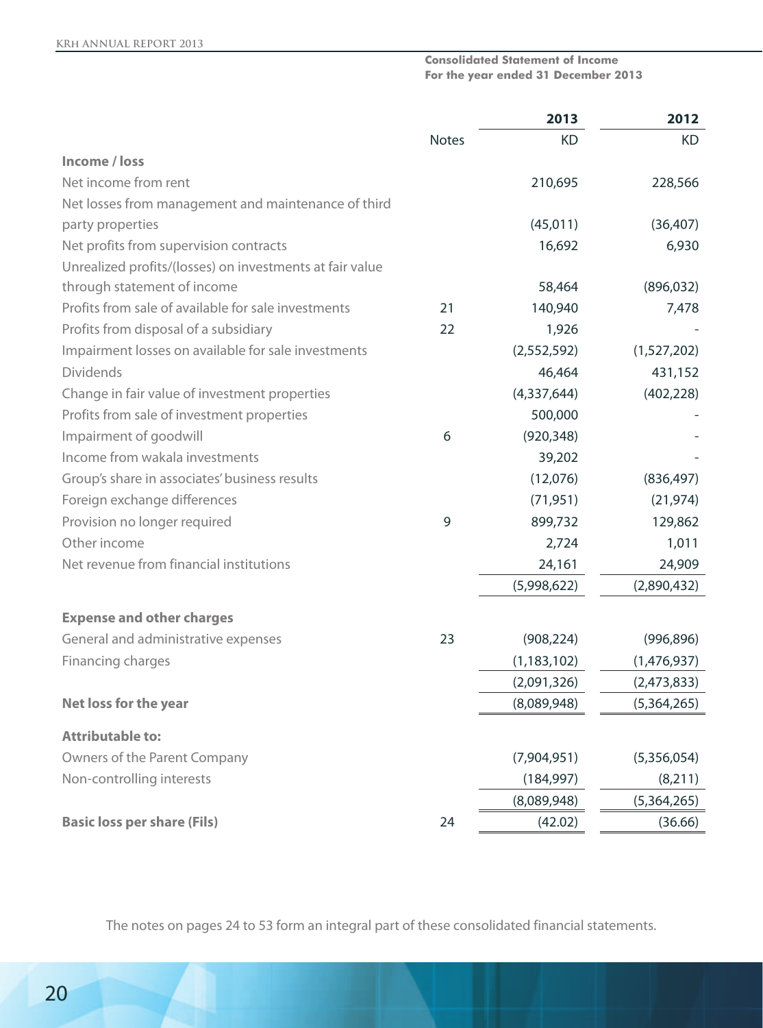**Consolidated Statement of Income**
**For the year ended 31 December 2013**

| | Notes | 2013 | 2012 |
|---|---|---|---|
| | | KD | KD |
| **Income / loss** | | | |
| Net income from rent | | 210,695 | 228,566 |
| Net losses from management and maintenance of third party properties | | (45,011) | (36,407) |
| Net profits from supervision contracts | | 16,692 | 6,930 |
| Unrealized profits/(losses) on investments at fair value through statement of income | | 58,464 | (896,032) |
| Profits from sale of available for sale investments | 21 | 140,940 | 7,478 |
| Profits from disposal of a subsidiary | 22 | 1,926 | - |
| Impairment losses on available for sale investments | | (2,552,592) | (1,527,202) |
| Dividends | | 46,464 | 431,152 |
| Change in fair value of investment properties | | (4,337,644) | (402,228) |
| Profits from sale of investment properties | | 500,000 | - |
| Impairment of goodwill | 6 | (920,348) | - |
| Income from wakala investments | | 39,202 | - |
| Group's share in associates' business results | | (12,076) | (836,497) |
| Foreign exchange differences | | (71,951) | (21,974) |
| Provision no longer required | 9 | 899,732 | 129,862 |
| Other income | | 2,724 | 1,011 |
| Net revenue from financial institutions | | 24,161 | 24,909 |
| | | (5,998,622) | (2,890,432) |
| **Expense and other charges** | | | |
| General and administrative expenses | 23 | (908,224) | (996,896) |
| Financing charges | | (1,183,102) | (1,476,937) |
| | | (2,091,326) | (2,473,833) |
| **Net loss for the year** | | (8,089,948) | (5,364,265) |
| **Attributable to:** | | | |
| Owners of the Parent Company | | (7,904,951) | (5,356,054) |
| Non-controlling interests | | (184,997) | (8,211) |
| | | (8,089,948) | (5,364,265) |
| **Basic loss per share (Fils)** | 24 | (42.02) | (36.66) |

The notes on pages 24 to 53 form an integral part of these consolidated financial statements.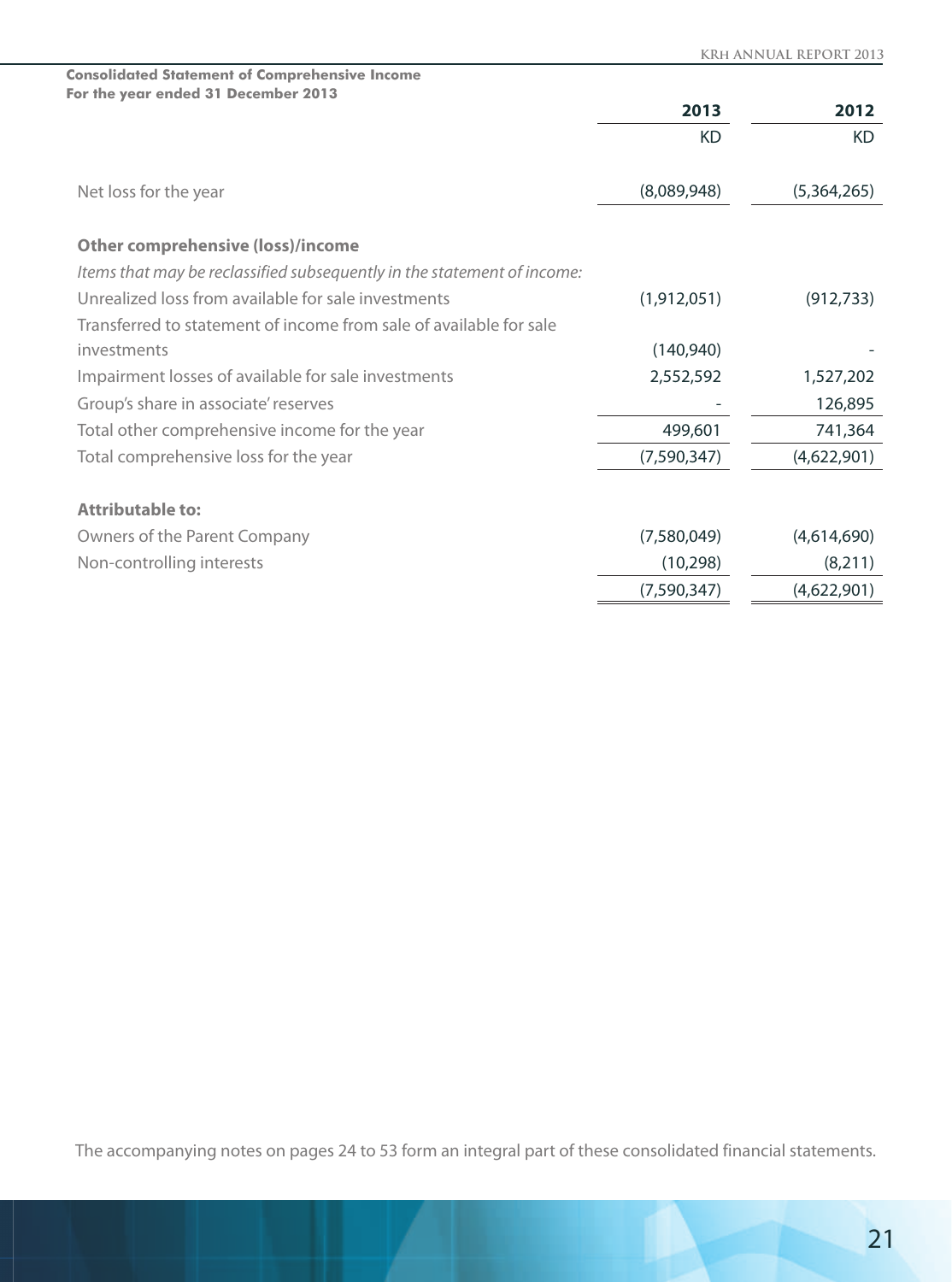**Consolidated Statement of Comprehensive Income**
**For the year ended 31 December 2013**

| | 2013 | 2012 |
|---|---|---|
| | KD | KD |
| Net loss for the year | (8,089,948) | (5,364,265) |
| **Other comprehensive (loss)/income** | | |
| *Items that may be reclassified subsequently in the statement of income:* | | |
| Unrealized loss from available for sale investments | (1,912,051) | (912,733) |
| Transferred to statement of income from sale of available for sale investments | (140,940) | - |
| Impairment losses of available for sale investments | 2,552,592 | 1,527,202 |
| Group's share in associate' reserves | - | 126,895 |
| Total other comprehensive income for the year | 499,601 | 741,364 |
| Total comprehensive loss for the year | (7,590,347) | (4,622,901) |
| **Attributable to:** | | |
| Owners of the Parent Company | (7,580,049) | (4,614,690) |
| Non-controlling interests | (10,298) | (8,211) |
| | (7,590,347) | (4,622,901) |

The accompanying notes on pages 24 to 53 form an integral part of these consolidated financial statements.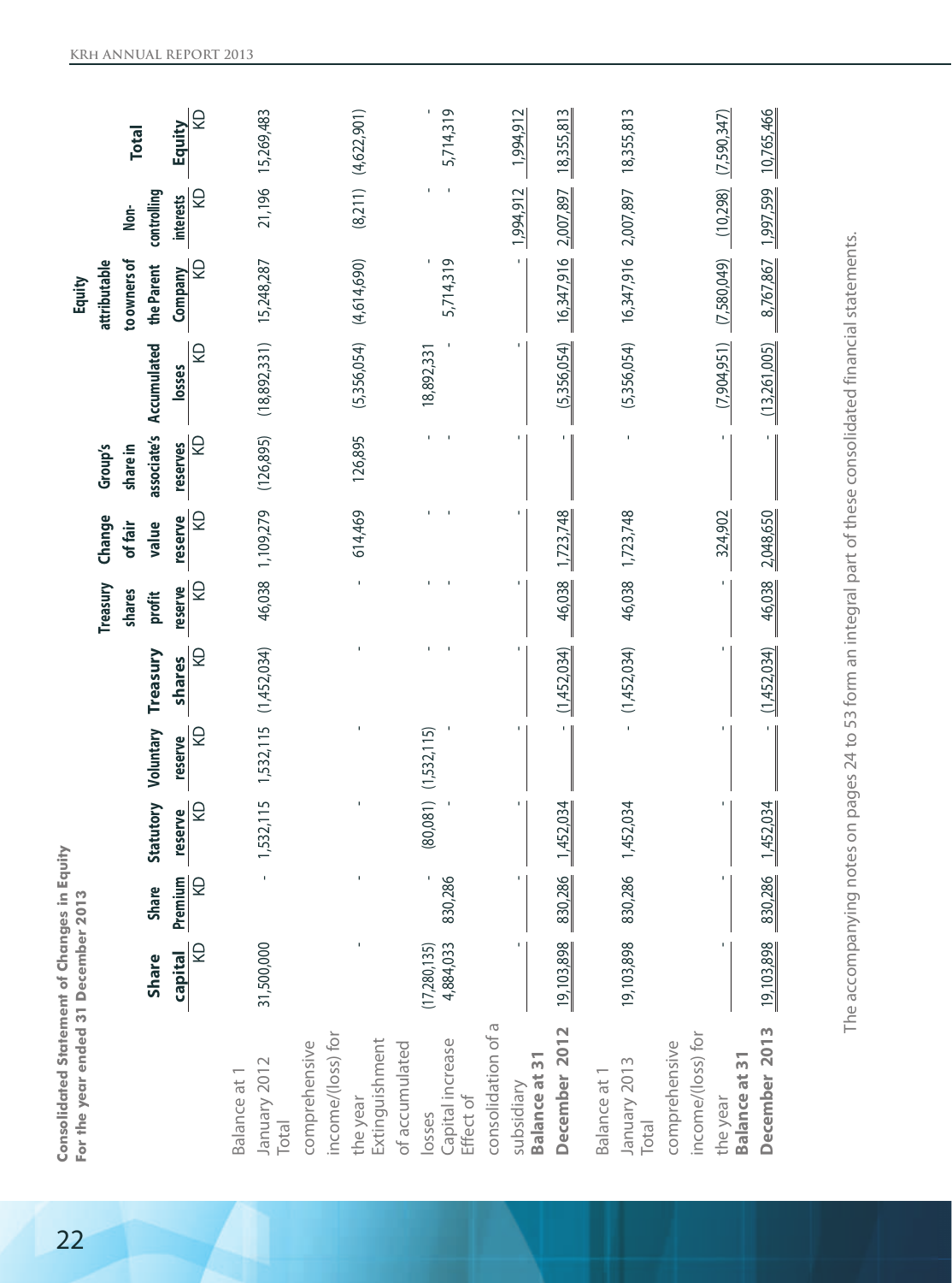**Consolidated Statement of Changes in Equity**
**For the year ended 31 December 2013**

| | Share capital | Share Premium | Statutory reserve | Voluntary reserve | Treasury shares | Treasury shares profit reserve | Change of fair value reserve | Group's share in associate's reserves | Accumulated losses | Equity attributable to owners of the Parent Company | Non-controlling interests | Total Equity |
|---|---|---|---|---|---|---|---|---|---|---|---|---|
| | KD | KD | KD | KD | KD | KD | KD | KD | KD | KD | KD | KD |
| Balance at 1 January 2012 | 31,500,000 | - | 1,532,115 | 1,532,115 | (1,452,034) | 46,038 | 1,109,279 | (126,895) | (18,892,331) | 15,248,287 | 21,196 | 15,269,483 |
| Total comprehensive income/(loss) for the year | - | - | - | - | - | - | 614,469 | 126,895 | (5,356,054) | (4,614,690) | (8,211) | (4,622,901) |
| Extinguishment of accumulated losses | (17,280,135) | - | (80,081) | (1,532,115) | - | - | - | - | 18,892,331 | - | - | - |
| Capital increase | 4,884,033 | 830,286 | - | - | - | - | - | - | - | 5,714,319 | - | 5,714,319 |
| Effect of consolidation of a subsidiary | - | - | - | - | - | - | - | - | - | - | 1,994,912 | 1,994,912 |
| **Balance at 31 December 2012** | 19,103,898 | 830,286 | 1,452,034 | - | (1,452,034) | 46,038 | 1,723,748 | - | (5,356,054) | 16,347,916 | 2,007,897 | 18,355,813 |
| Balance at 1 January 2013 | 19,103,898 | 830,286 | 1,452,034 | - | (1,452,034) | 46,038 | 1,723,748 | - | (5,356,054) | 16,347,916 | 2,007,897 | 18,355,813 |
| Total comprehensive income/(loss) for the year | - | - | - | - | - | - | 324,902 | - | (7,904,951) | (7,580,049) | (10,298) | (7,590,347) |
| **Balance at 31 December 2013** | 19,103,898 | 830,286 | 1,452,034 | - | (1,452,034) | 46,038 | 2,048,650 | - | (13,261,005) | 8,767,867 | 1,997,599 | 10,765,466 |

The accompanying notes on pages 24 to 53 form an integral part of these consolidated financial statements.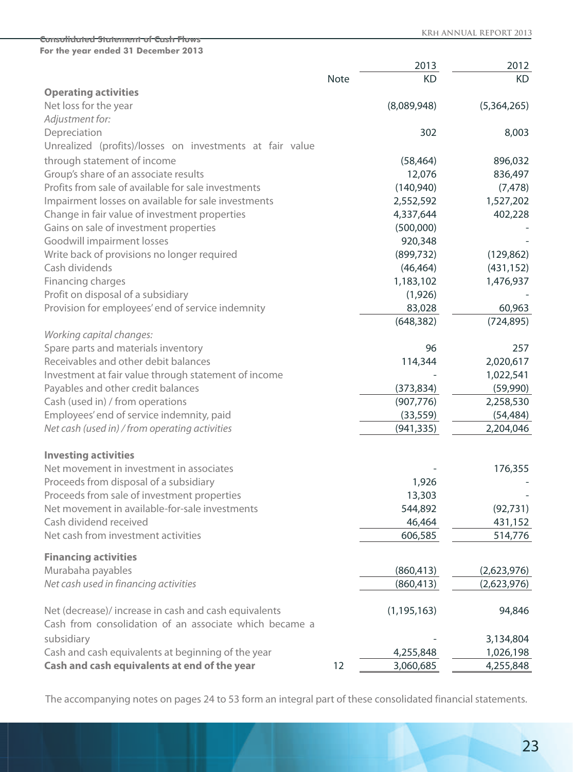## Consolidated Statement of Cash Flows

**For the year ended 31 December 2013**

| | Note | 2013 KD | 2012 KD |
|---|---|---|---|
| **Operating activities** | | | |
| Net loss for the year | | (8,089,948) | (5,364,265) |
| *Adjustment for:* | | | |
| Depreciation | | 302 | 8,003 |
| Unrealized (profits)/losses on investments at fair value through statement of income | | (58,464) | 896,032 |
| Group's share of an associate results | | 12,076 | 836,497 |
| Profits from sale of available for sale investments | | (140,940) | (7,478) |
| Impairment losses on available for sale investments | | 2,552,592 | 1,527,202 |
| Change in fair value of investment properties | | 4,337,644 | 402,228 |
| Gains on sale of investment properties | | (500,000) | - |
| Goodwill impairment losses | | 920,348 | - |
| Write back of provisions no longer required | | (899,732) | (129,862) |
| Cash dividends | | (46,464) | (431,152) |
| Financing charges | | 1,183,102 | 1,476,937 |
| Profit on disposal of a subsidiary | | (1,926) | - |
| Provision for employees' end of service indemnity | | 83,028 | 60,963 |
| | | (648,382) | (724,895) |
| *Working capital changes:* | | | |
| Spare parts and materials inventory | | 96 | 257 |
| Receivables and other debit balances | | 114,344 | 2,020,617 |
| Investment at fair value through statement of income | | - | 1,022,541 |
| Payables and other credit balances | | (373,834) | (59,990) |
| Cash (used in) / from operations | | (907,776) | 2,258,530 |
| Employees' end of service indemnity, paid | | (33,559) | (54,484) |
| *Net cash (used in) / from operating activities* | | (941,335) | 2,204,046 |
| **Investing activities** | | | |
| Net movement in investment in associates | | - | 176,355 |
| Proceeds from disposal of a subsidiary | | 1,926 | - |
| Proceeds from sale of investment properties | | 13,303 | - |
| Net movement in available-for-sale investments | | 544,892 | (92,731) |
| Cash dividend received | | 46,464 | 431,152 |
| Net cash from investment activities | | 606,585 | 514,776 |
| **Financing activities** | | | |
| Murabaha payables | | (860,413) | (2,623,976) |
| *Net cash used in financing activities* | | (860,413) | (2,623,976) |
| Net (decrease)/ increase in cash and cash equivalents | | (1,195,163) | 94,846 |
| Cash from consolidation of an associate which became a subsidiary | | - | 3,134,804 |
| Cash and cash equivalents at beginning of the year | | 4,255,848 | 1,026,198 |
| **Cash and cash equivalents at end of the year** | 12 | 3,060,685 | 4,255,848 |

The accompanying notes on pages 24 to 53 form an integral part of these consolidated financial statements.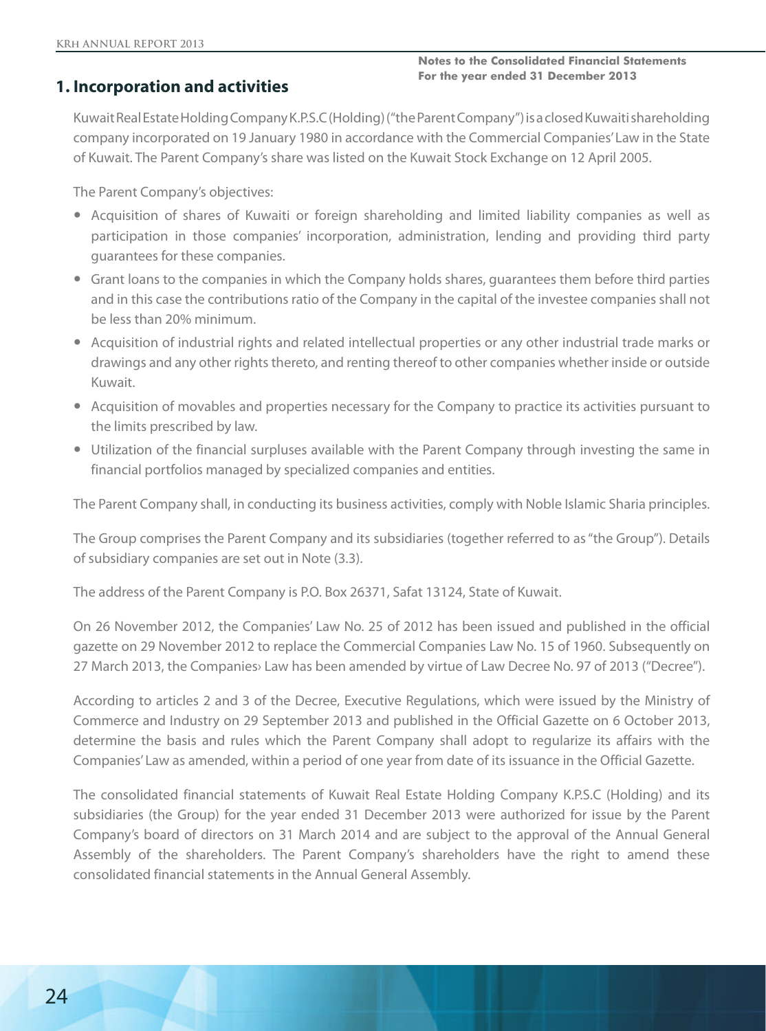## 1. Incorporation and activities

Kuwait Real Estate Holding Company K.P.S.C (Holding) ("the Parent Company") is a closed Kuwaiti shareholding company incorporated on 19 January 1980 in accordance with the Commercial Companies' Law in the State of Kuwait. The Parent Company's share was listed on the Kuwait Stock Exchange on 12 April 2005.

The Parent Company's objectives:

- Acquisition of shares of Kuwaiti or foreign shareholding and limited liability companies as well as participation in those companies' incorporation, administration, lending and providing third party guarantees for these companies.
- Grant loans to the companies in which the Company holds shares, guarantees them before third parties and in this case the contributions ratio of the Company in the capital of the investee companies shall not be less than 20% minimum.
- Acquisition of industrial rights and related intellectual properties or any other industrial trade marks or drawings and any other rights thereto, and renting thereof to other companies whether inside or outside Kuwait.
- Acquisition of movables and properties necessary for the Company to practice its activities pursuant to the limits prescribed by law.
- Utilization of the financial surpluses available with the Parent Company through investing the same in financial portfolios managed by specialized companies and entities.

The Parent Company shall, in conducting its business activities, comply with Noble Islamic Sharia principles.

The Group comprises the Parent Company and its subsidiaries (together referred to as "the Group"). Details of subsidiary companies are set out in Note (3.3).

The address of the Parent Company is P.O. Box 26371, Safat 13124, State of Kuwait.

On 26 November 2012, the Companies' Law No. 25 of 2012 has been issued and published in the official gazette on 29 November 2012 to replace the Commercial Companies Law No. 15 of 1960. Subsequently on 27 March 2013, the Companies› Law has been amended by virtue of Law Decree No. 97 of 2013 ("Decree").

According to articles 2 and 3 of the Decree, Executive Regulations, which were issued by the Ministry of Commerce and Industry on 29 September 2013 and published in the Official Gazette on 6 October 2013, determine the basis and rules which the Parent Company shall adopt to regularize its affairs with the Companies' Law as amended, within a period of one year from date of its issuance in the Official Gazette.

The consolidated financial statements of Kuwait Real Estate Holding Company K.P.S.C (Holding) and its subsidiaries (the Group) for the year ended 31 December 2013 were authorized for issue by the Parent Company's board of directors on 31 March 2014 and are subject to the approval of the Annual General Assembly of the shareholders. The Parent Company's shareholders have the right to amend these consolidated financial statements in the Annual General Assembly.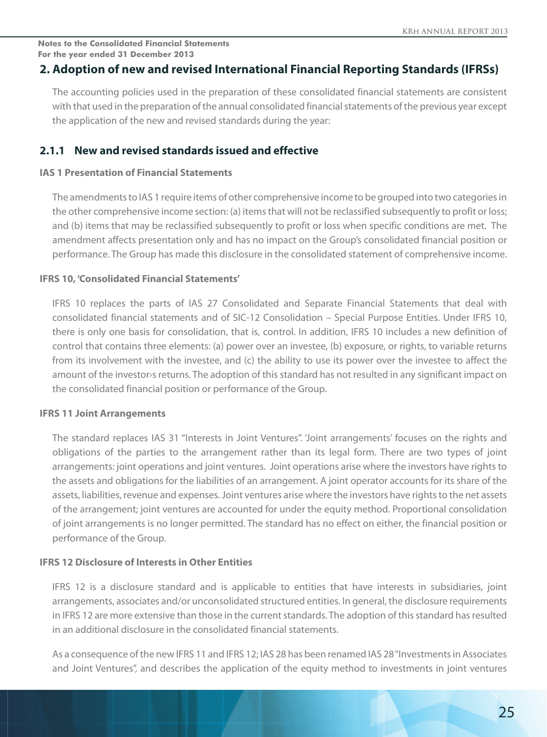**Notes to the Consolidated Financial Statements**
**For the year ended 31 December 2013**

## 2. Adoption of new and revised International Financial Reporting Standards (IFRSs)

The accounting policies used in the preparation of these consolidated financial statements are consistent with that used in the preparation of the annual consolidated financial statements of the previous year except the application of the new and revised standards during the year:

### 2.1.1 New and revised standards issued and effective

**IAS 1 Presentation of Financial Statements**

The amendments to IAS 1 require items of other comprehensive income to be grouped into two categories in the other comprehensive income section: (a) items that will not be reclassified subsequently to profit or loss; and (b) items that may be reclassified subsequently to profit or loss when specific conditions are met. The amendment affects presentation only and has no impact on the Group's consolidated financial position or performance. The Group has made this disclosure in the consolidated statement of comprehensive income.

**IFRS 10, 'Consolidated Financial Statements'**

IFRS 10 replaces the parts of IAS 27 Consolidated and Separate Financial Statements that deal with consolidated financial statements and of SIC-12 Consolidation – Special Purpose Entities. Under IFRS 10, there is only one basis for consolidation, that is, control. In addition, IFRS 10 includes a new definition of control that contains three elements: (a) power over an investee, (b) exposure, or rights, to variable returns from its involvement with the investee, and (c) the ability to use its power over the investee to affect the amount of the investor›s returns. The adoption of this standard has not resulted in any significant impact on the consolidated financial position or performance of the Group.

**IFRS 11 Joint Arrangements**

The standard replaces IAS 31 "Interests in Joint Ventures". 'Joint arrangements' focuses on the rights and obligations of the parties to the arrangement rather than its legal form. There are two types of joint arrangements: joint operations and joint ventures. Joint operations arise where the investors have rights to the assets and obligations for the liabilities of an arrangement. A joint operator accounts for its share of the assets, liabilities, revenue and expenses. Joint ventures arise where the investors have rights to the net assets of the arrangement; joint ventures are accounted for under the equity method. Proportional consolidation of joint arrangements is no longer permitted. The standard has no effect on either, the financial position or performance of the Group.

**IFRS 12 Disclosure of Interests in Other Entities**

IFRS 12 is a disclosure standard and is applicable to entities that have interests in subsidiaries, joint arrangements, associates and/or unconsolidated structured entities. In general, the disclosure requirements in IFRS 12 are more extensive than those in the current standards. The adoption of this standard has resulted in an additional disclosure in the consolidated financial statements.

As a consequence of the new IFRS 11 and IFRS 12; IAS 28 has been renamed IAS 28 "Investments in Associates and Joint Ventures", and describes the application of the equity method to investments in joint ventures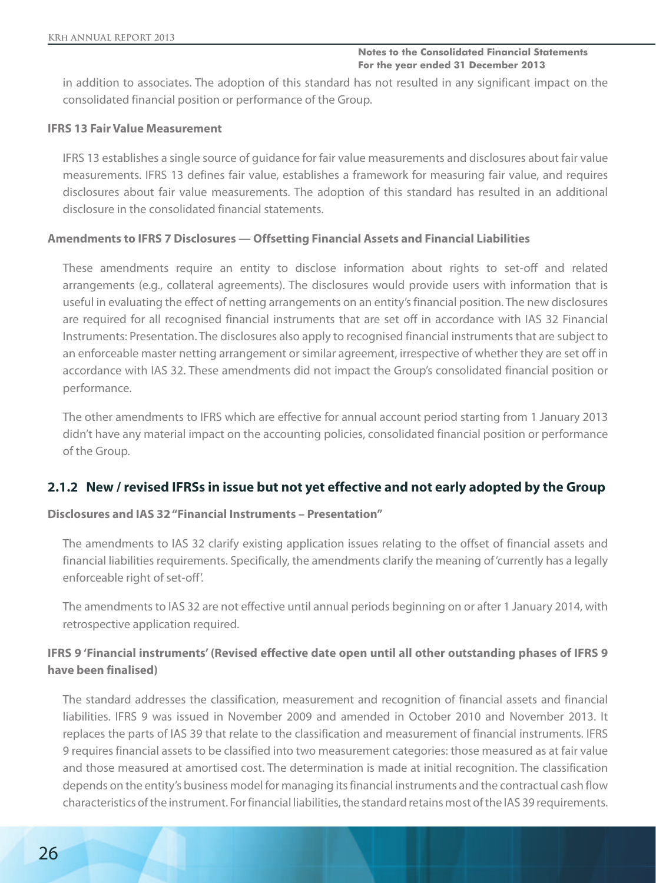in addition to associates. The adoption of this standard has not resulted in any significant impact on the consolidated financial position or performance of the Group.

**IFRS 13 Fair Value Measurement**

IFRS 13 establishes a single source of guidance for fair value measurements and disclosures about fair value measurements. IFRS 13 defines fair value, establishes a framework for measuring fair value, and requires disclosures about fair value measurements. The adoption of this standard has resulted in an additional disclosure in the consolidated financial statements.

**Amendments to IFRS 7 Disclosures — Offsetting Financial Assets and Financial Liabilities**

These amendments require an entity to disclose information about rights to set-off and related arrangements (e.g., collateral agreements). The disclosures would provide users with information that is useful in evaluating the effect of netting arrangements on an entity's financial position. The new disclosures are required for all recognised financial instruments that are set off in accordance with IAS 32 Financial Instruments: Presentation. The disclosures also apply to recognised financial instruments that are subject to an enforceable master netting arrangement or similar agreement, irrespective of whether they are set off in accordance with IAS 32. These amendments did not impact the Group's consolidated financial position or performance.

The other amendments to IFRS which are effective for annual account period starting from 1 January 2013 didn't have any material impact on the accounting policies, consolidated financial position or performance of the Group.

### 2.1.2 New / revised IFRSs in issue but not yet effective and not early adopted by the Group

**Disclosures and IAS 32 "Financial Instruments – Presentation"**

The amendments to IAS 32 clarify existing application issues relating to the offset of financial assets and financial liabilities requirements. Specifically, the amendments clarify the meaning of 'currently has a legally enforceable right of set-off'.

The amendments to IAS 32 are not effective until annual periods beginning on or after 1 January 2014, with retrospective application required.

**IFRS 9 'Financial instruments' (Revised effective date open until all other outstanding phases of IFRS 9 have been finalised)**

The standard addresses the classification, measurement and recognition of financial assets and financial liabilities. IFRS 9 was issued in November 2009 and amended in October 2010 and November 2013. It replaces the parts of IAS 39 that relate to the classification and measurement of financial instruments. IFRS 9 requires financial assets to be classified into two measurement categories: those measured as at fair value and those measured at amortised cost. The determination is made at initial recognition. The classification depends on the entity's business model for managing its financial instruments and the contractual cash flow characteristics of the instrument. For financial liabilities, the standard retains most of the IAS 39 requirements.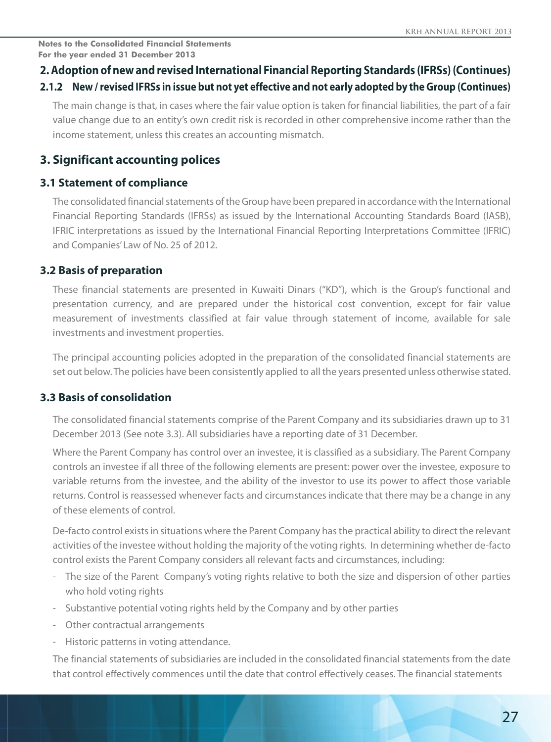## 2. Adoption of new and revised International Financial Reporting Standards (IFRSs) (Continues)

### 2.1.2 New / revised IFRSs in issue but not yet effective and not early adopted by the Group (Continues)

The main change is that, in cases where the fair value option is taken for financial liabilities, the part of a fair value change due to an entity's own credit risk is recorded in other comprehensive income rather than the income statement, unless this creates an accounting mismatch.

## 3. Significant accounting polices

### 3.1 Statement of compliance

The consolidated financial statements of the Group have been prepared in accordance with the International Financial Reporting Standards (IFRSs) as issued by the International Accounting Standards Board (IASB), IFRIC interpretations as issued by the International Financial Reporting Interpretations Committee (IFRIC) and Companies' Law of No. 25 of 2012.

### 3.2 Basis of preparation

These financial statements are presented in Kuwaiti Dinars ("KD"), which is the Group's functional and presentation currency, and are prepared under the historical cost convention, except for fair value measurement of investments classified at fair value through statement of income, available for sale investments and investment properties.

The principal accounting policies adopted in the preparation of the consolidated financial statements are set out below. The policies have been consistently applied to all the years presented unless otherwise stated.

### 3.3 Basis of consolidation

The consolidated financial statements comprise of the Parent Company and its subsidiaries drawn up to 31 December 2013 (See note 3.3). All subsidiaries have a reporting date of 31 December.

Where the Parent Company has control over an investee, it is classified as a subsidiary. The Parent Company controls an investee if all three of the following elements are present: power over the investee, exposure to variable returns from the investee, and the ability of the investor to use its power to affect those variable returns. Control is reassessed whenever facts and circumstances indicate that there may be a change in any of these elements of control.

De-facto control exists in situations where the Parent Company has the practical ability to direct the relevant activities of the investee without holding the majority of the voting rights. In determining whether de-facto control exists the Parent Company considers all relevant facts and circumstances, including:

- The size of the Parent Company's voting rights relative to both the size and dispersion of other parties who hold voting rights
- Substantive potential voting rights held by the Company and by other parties
- Other contractual arrangements
- Historic patterns in voting attendance.

The financial statements of subsidiaries are included in the consolidated financial statements from the date that control effectively commences until the date that control effectively ceases. The financial statements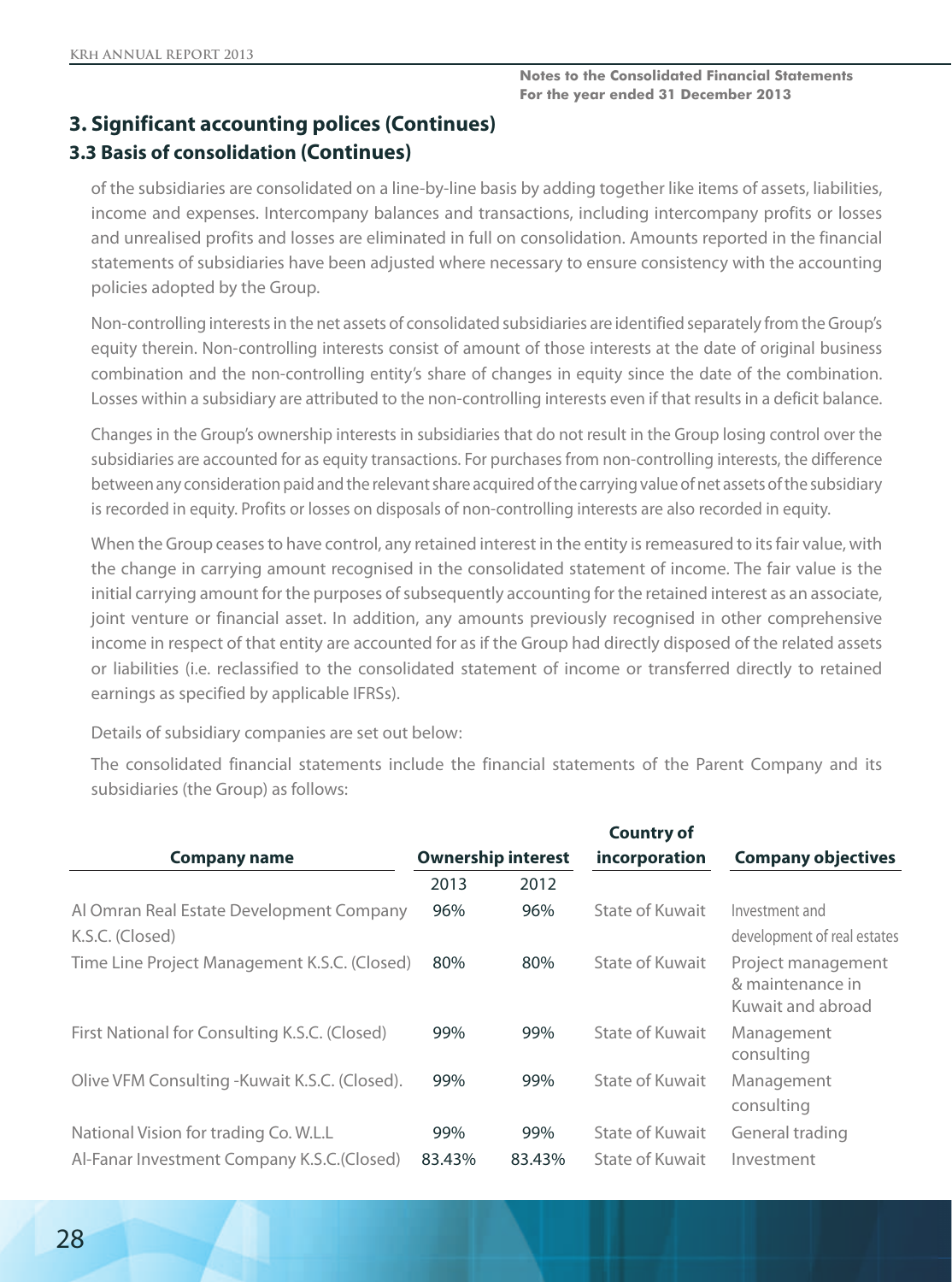## 3. Significant accounting polices (Continues)

### 3.3 Basis of consolidation (Continues)

of the subsidiaries are consolidated on a line-by-line basis by adding together like items of assets, liabilities, income and expenses. Intercompany balances and transactions, including intercompany profits or losses and unrealised profits and losses are eliminated in full on consolidation. Amounts reported in the financial statements of subsidiaries have been adjusted where necessary to ensure consistency with the accounting policies adopted by the Group.

Non-controlling interests in the net assets of consolidated subsidiaries are identified separately from the Group's equity therein. Non-controlling interests consist of amount of those interests at the date of original business combination and the non-controlling entity's share of changes in equity since the date of the combination. Losses within a subsidiary are attributed to the non-controlling interests even if that results in a deficit balance.

Changes in the Group's ownership interests in subsidiaries that do not result in the Group losing control over the subsidiaries are accounted for as equity transactions. For purchases from non-controlling interests, the difference between any consideration paid and the relevant share acquired of the carrying value of net assets of the subsidiary is recorded in equity. Profits or losses on disposals of non-controlling interests are also recorded in equity.

When the Group ceases to have control, any retained interest in the entity is remeasured to its fair value, with the change in carrying amount recognised in the consolidated statement of income. The fair value is the initial carrying amount for the purposes of subsequently accounting for the retained interest as an associate, joint venture or financial asset. In addition, any amounts previously recognised in other comprehensive income in respect of that entity are accounted for as if the Group had directly disposed of the related assets or liabilities (i.e. reclassified to the consolidated statement of income or transferred directly to retained earnings as specified by applicable IFRSs).

Details of subsidiary companies are set out below:

The consolidated financial statements include the financial statements of the Parent Company and its subsidiaries (the Group) as follows:

| Company name | Ownership interest | | Country of incorporation | Company objectives |
|---|---|---|---|---|
| | 2013 | 2012 | | |
| Al Omran Real Estate Development Company K.S.C. (Closed) | 96% | 96% | State of Kuwait | Investment and development of real estates |
| Time Line Project Management K.S.C. (Closed) | 80% | 80% | State of Kuwait | Project management & maintenance in Kuwait and abroad |
| First National for Consulting K.S.C. (Closed) | 99% | 99% | State of Kuwait | Management consulting |
| Olive VFM Consulting -Kuwait K.S.C. (Closed). | 99% | 99% | State of Kuwait | Management consulting |
| National Vision for trading Co. W.L.L | 99% | 99% | State of Kuwait | General trading |
| Al-Fanar Investment Company K.S.C.(Closed) | 83.43% | 83.43% | State of Kuwait | Investment |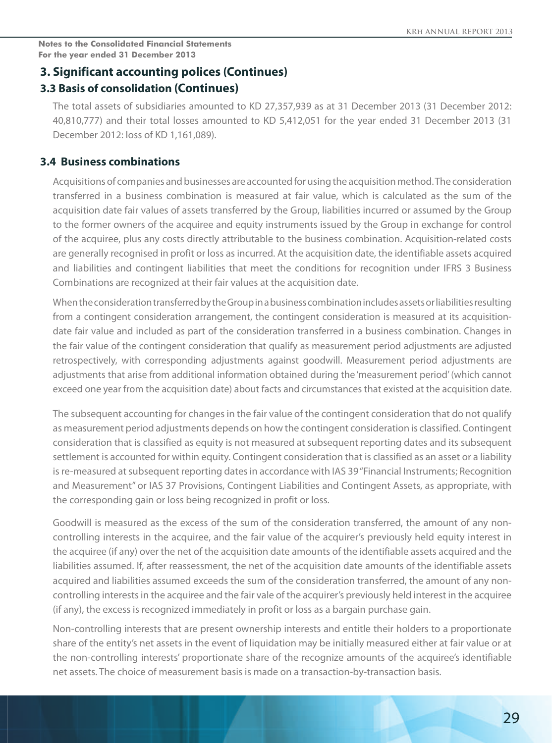## 3. Significant accounting polices (Continues)

### 3.3 Basis of consolidation (Continues)

The total assets of subsidiaries amounted to KD 27,357,939 as at 31 December 2013 (31 December 2012: 40,810,777) and their total losses amounted to KD 5,412,051 for the year ended 31 December 2013 (31 December 2012: loss of KD 1,161,089).

### 3.4 Business combinations

Acquisitions of companies and businesses are accounted for using the acquisition method. The consideration transferred in a business combination is measured at fair value, which is calculated as the sum of the acquisition date fair values of assets transferred by the Group, liabilities incurred or assumed by the Group to the former owners of the acquiree and equity instruments issued by the Group in exchange for control of the acquiree, plus any costs directly attributable to the business combination. Acquisition-related costs are generally recognised in profit or loss as incurred. At the acquisition date, the identifiable assets acquired and liabilities and contingent liabilities that meet the conditions for recognition under IFRS 3 Business Combinations are recognized at their fair values at the acquisition date.

When the consideration transferred by the Group in a business combination includes assets or liabilities resulting from a contingent consideration arrangement, the contingent consideration is measured at its acquisition-date fair value and included as part of the consideration transferred in a business combination. Changes in the fair value of the contingent consideration that qualify as measurement period adjustments are adjusted retrospectively, with corresponding adjustments against goodwill. Measurement period adjustments are adjustments that arise from additional information obtained during the 'measurement period' (which cannot exceed one year from the acquisition date) about facts and circumstances that existed at the acquisition date.

The subsequent accounting for changes in the fair value of the contingent consideration that do not qualify as measurement period adjustments depends on how the contingent consideration is classified. Contingent consideration that is classified as equity is not measured at subsequent reporting dates and its subsequent settlement is accounted for within equity. Contingent consideration that is classified as an asset or a liability is re-measured at subsequent reporting dates in accordance with IAS 39 "Financial Instruments; Recognition and Measurement" or IAS 37 Provisions, Contingent Liabilities and Contingent Assets, as appropriate, with the corresponding gain or loss being recognized in profit or loss.

Goodwill is measured as the excess of the sum of the consideration transferred, the amount of any non-controlling interests in the acquiree, and the fair value of the acquirer's previously held equity interest in the acquiree (if any) over the net of the acquisition date amounts of the identifiable assets acquired and the liabilities assumed. If, after reassessment, the net of the acquisition date amounts of the identifiable assets acquired and liabilities assumed exceeds the sum of the consideration transferred, the amount of any non-controlling interests in the acquiree and the fair vale of the acquirer's previously held interest in the acquiree (if any), the excess is recognized immediately in profit or loss as a bargain purchase gain.

Non-controlling interests that are present ownership interests and entitle their holders to a proportionate share of the entity's net assets in the event of liquidation may be initially measured either at fair value or at the non-controlling interests' proportionate share of the recognize amounts of the acquiree's identifiable net assets. The choice of measurement basis is made on a transaction-by-transaction basis.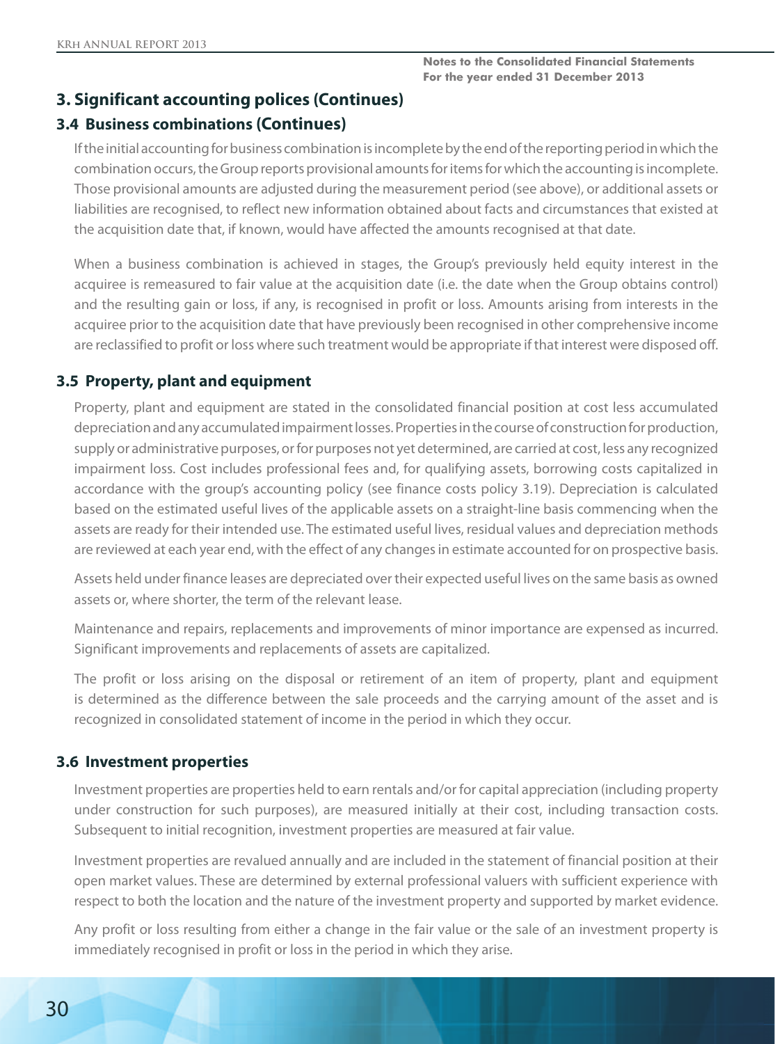## 3. Significant accounting polices (Continues)

### 3.4 Business combinations (Continues)

If the initial accounting for business combination is incomplete by the end of the reporting period in which the combination occurs, the Group reports provisional amounts for items for which the accounting is incomplete. Those provisional amounts are adjusted during the measurement period (see above), or additional assets or liabilities are recognised, to reflect new information obtained about facts and circumstances that existed at the acquisition date that, if known, would have affected the amounts recognised at that date.

When a business combination is achieved in stages, the Group's previously held equity interest in the acquiree is remeasured to fair value at the acquisition date (i.e. the date when the Group obtains control) and the resulting gain or loss, if any, is recognised in profit or loss. Amounts arising from interests in the acquiree prior to the acquisition date that have previously been recognised in other comprehensive income are reclassified to profit or loss where such treatment would be appropriate if that interest were disposed off.

### 3.5 Property, plant and equipment

Property, plant and equipment are stated in the consolidated financial position at cost less accumulated depreciation and any accumulated impairment losses. Properties in the course of construction for production, supply or administrative purposes, or for purposes not yet determined, are carried at cost, less any recognized impairment loss. Cost includes professional fees and, for qualifying assets, borrowing costs capitalized in accordance with the group's accounting policy (see finance costs policy 3.19). Depreciation is calculated based on the estimated useful lives of the applicable assets on a straight-line basis commencing when the assets are ready for their intended use. The estimated useful lives, residual values and depreciation methods are reviewed at each year end, with the effect of any changes in estimate accounted for on prospective basis.

Assets held under finance leases are depreciated over their expected useful lives on the same basis as owned assets or, where shorter, the term of the relevant lease.

Maintenance and repairs, replacements and improvements of minor importance are expensed as incurred. Significant improvements and replacements of assets are capitalized.

The profit or loss arising on the disposal or retirement of an item of property, plant and equipment is determined as the difference between the sale proceeds and the carrying amount of the asset and is recognized in consolidated statement of income in the period in which they occur.

### 3.6 Investment properties

Investment properties are properties held to earn rentals and/or for capital appreciation (including property under construction for such purposes), are measured initially at their cost, including transaction costs. Subsequent to initial recognition, investment properties are measured at fair value.

Investment properties are revalued annually and are included in the statement of financial position at their open market values. These are determined by external professional valuers with sufficient experience with respect to both the location and the nature of the investment property and supported by market evidence.

Any profit or loss resulting from either a change in the fair value or the sale of an investment property is immediately recognised in profit or loss in the period in which they arise.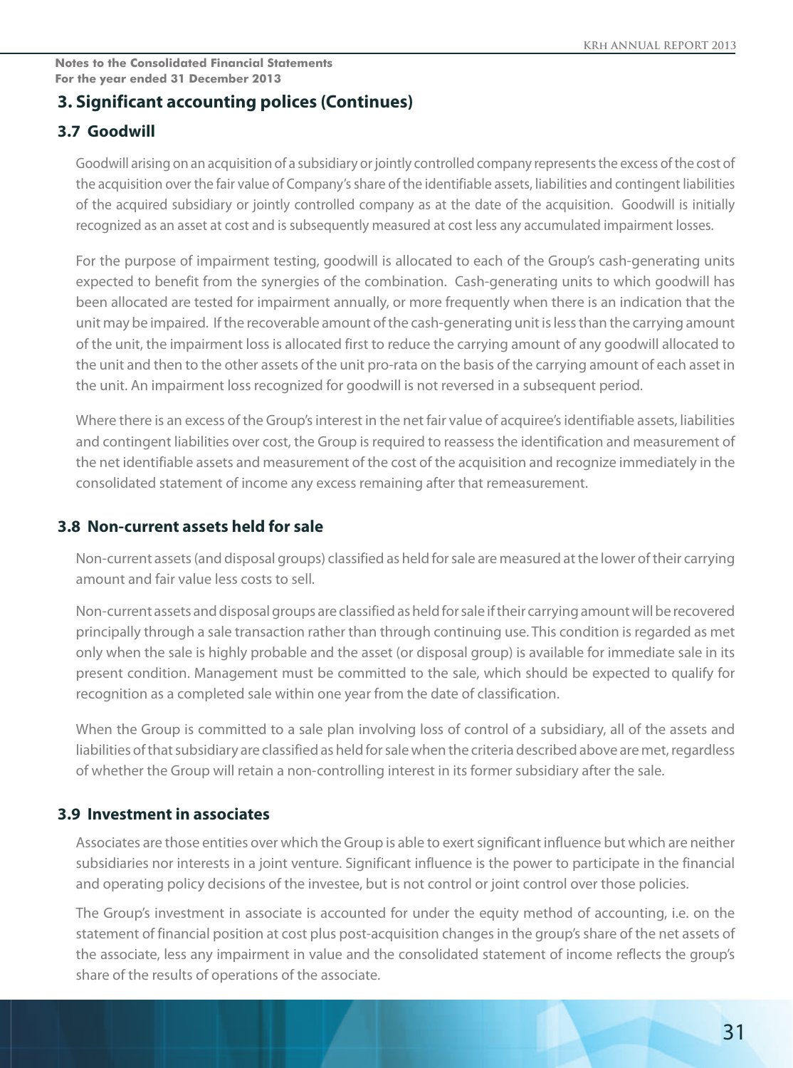**Notes to the Consolidated Financial Statements**
**For the year ended 31 December 2013**

## 3. Significant accounting polices (Continues)

### 3.7 Goodwill

Goodwill arising on an acquisition of a subsidiary or jointly controlled company represents the excess of the cost of the acquisition over the fair value of Company's share of the identifiable assets, liabilities and contingent liabilities of the acquired subsidiary or jointly controlled company as at the date of the acquisition. Goodwill is initially recognized as an asset at cost and is subsequently measured at cost less any accumulated impairment losses.

For the purpose of impairment testing, goodwill is allocated to each of the Group's cash-generating units expected to benefit from the synergies of the combination. Cash-generating units to which goodwill has been allocated are tested for impairment annually, or more frequently when there is an indication that the unit may be impaired. If the recoverable amount of the cash-generating unit is less than the carrying amount of the unit, the impairment loss is allocated first to reduce the carrying amount of any goodwill allocated to the unit and then to the other assets of the unit pro-rata on the basis of the carrying amount of each asset in the unit. An impairment loss recognized for goodwill is not reversed in a subsequent period.

Where there is an excess of the Group's interest in the net fair value of acquiree's identifiable assets, liabilities and contingent liabilities over cost, the Group is required to reassess the identification and measurement of the net identifiable assets and measurement of the cost of the acquisition and recognize immediately in the consolidated statement of income any excess remaining after that remeasurement.

### 3.8 Non-current assets held for sale

Non-current assets (and disposal groups) classified as held for sale are measured at the lower of their carrying amount and fair value less costs to sell.

Non-current assets and disposal groups are classified as held for sale if their carrying amount will be recovered principally through a sale transaction rather than through continuing use. This condition is regarded as met only when the sale is highly probable and the asset (or disposal group) is available for immediate sale in its present condition. Management must be committed to the sale, which should be expected to qualify for recognition as a completed sale within one year from the date of classification.

When the Group is committed to a sale plan involving loss of control of a subsidiary, all of the assets and liabilities of that subsidiary are classified as held for sale when the criteria described above are met, regardless of whether the Group will retain a non-controlling interest in its former subsidiary after the sale.

### 3.9 Investment in associates

Associates are those entities over which the Group is able to exert significant influence but which are neither subsidiaries nor interests in a joint venture. Significant influence is the power to participate in the financial and operating policy decisions of the investee, but is not control or joint control over those policies.

The Group's investment in associate is accounted for under the equity method of accounting, i.e. on the statement of financial position at cost plus post-acquisition changes in the group's share of the net assets of the associate, less any impairment in value and the consolidated statement of income reflects the group's share of the results of operations of the associate.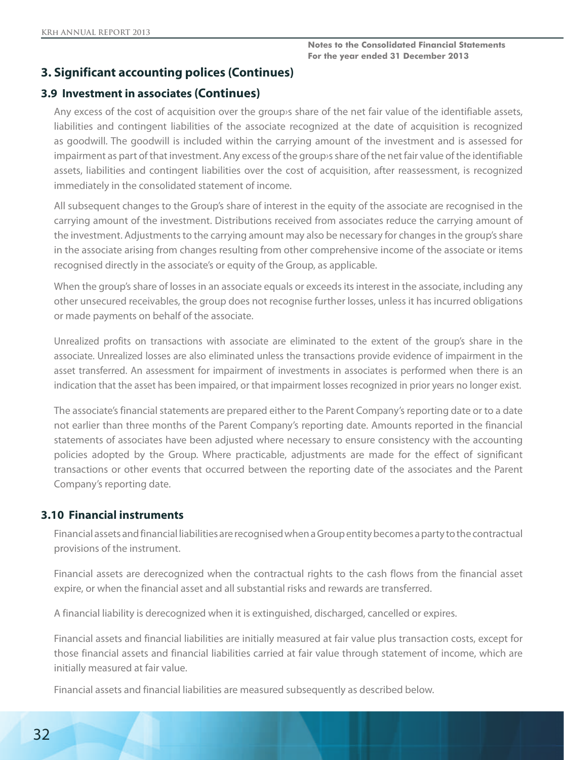## 3. Significant accounting polices (Continues)

### 3.9 Investment in associates (Continues)

Any excess of the cost of acquisition over the group›s share of the net fair value of the identifiable assets, liabilities and contingent liabilities of the associate recognized at the date of acquisition is recognized as goodwill. The goodwill is included within the carrying amount of the investment and is assessed for impairment as part of that investment. Any excess of the group›s share of the net fair value of the identifiable assets, liabilities and contingent liabilities over the cost of acquisition, after reassessment, is recognized immediately in the consolidated statement of income.

All subsequent changes to the Group's share of interest in the equity of the associate are recognised in the carrying amount of the investment. Distributions received from associates reduce the carrying amount of the investment. Adjustments to the carrying amount may also be necessary for changes in the group's share in the associate arising from changes resulting from other comprehensive income of the associate or items recognised directly in the associate's or equity of the Group, as applicable.

When the group's share of losses in an associate equals or exceeds its interest in the associate, including any other unsecured receivables, the group does not recognise further losses, unless it has incurred obligations or made payments on behalf of the associate.

Unrealized profits on transactions with associate are eliminated to the extent of the group's share in the associate. Unrealized losses are also eliminated unless the transactions provide evidence of impairment in the asset transferred. An assessment for impairment of investments in associates is performed when there is an indication that the asset has been impaired, or that impairment losses recognized in prior years no longer exist.

The associate's financial statements are prepared either to the Parent Company's reporting date or to a date not earlier than three months of the Parent Company's reporting date. Amounts reported in the financial statements of associates have been adjusted where necessary to ensure consistency with the accounting policies adopted by the Group. Where practicable, adjustments are made for the effect of significant transactions or other events that occurred between the reporting date of the associates and the Parent Company's reporting date.

### 3.10 Financial instruments

Financial assets and financial liabilities are recognised when a Group entity becomes a party to the contractual provisions of the instrument.

Financial assets are derecognized when the contractual rights to the cash flows from the financial asset expire, or when the financial asset and all substantial risks and rewards are transferred.

A financial liability is derecognized when it is extinguished, discharged, cancelled or expires.

Financial assets and financial liabilities are initially measured at fair value plus transaction costs, except for those financial assets and financial liabilities carried at fair value through statement of income, which are initially measured at fair value.

Financial assets and financial liabilities are measured subsequently as described below.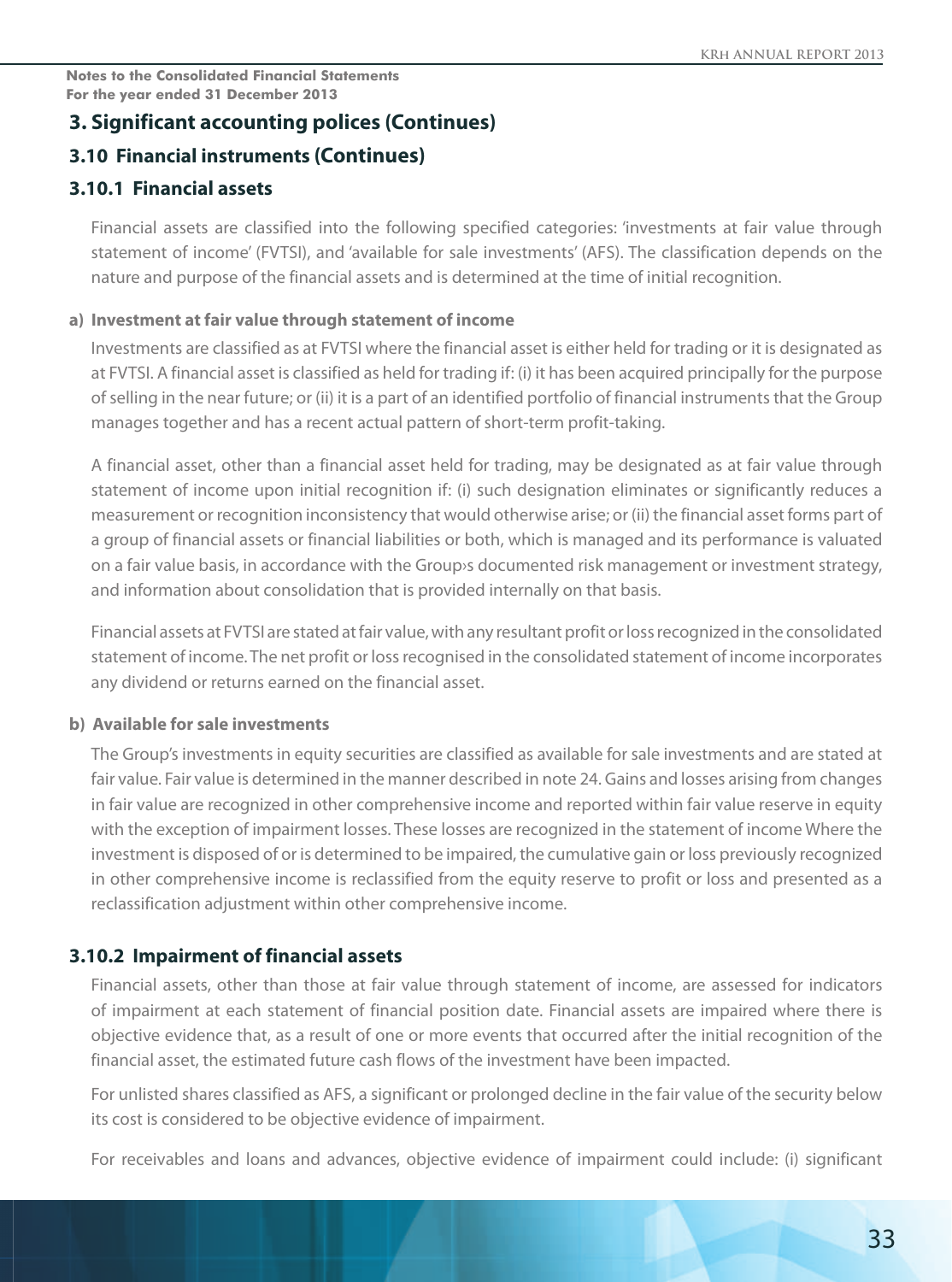**Notes to the Consolidated Financial Statements**
**For the year ended 31 December 2013**

## 3. Significant accounting polices (Continues)

### 3.10 Financial instruments (Continues)

### 3.10.1 Financial assets

Financial assets are classified into the following specified categories: 'investments at fair value through statement of income' (FVTSI), and 'available for sale investments' (AFS). The classification depends on the nature and purpose of the financial assets and is determined at the time of initial recognition.

**a) Investment at fair value through statement of income**

Investments are classified as at FVTSI where the financial asset is either held for trading or it is designated as at FVTSI. A financial asset is classified as held for trading if: (i) it has been acquired principally for the purpose of selling in the near future; or (ii) it is a part of an identified portfolio of financial instruments that the Group manages together and has a recent actual pattern of short-term profit-taking.

A financial asset, other than a financial asset held for trading, may be designated as at fair value through statement of income upon initial recognition if: (i) such designation eliminates or significantly reduces a measurement or recognition inconsistency that would otherwise arise; or (ii) the financial asset forms part of a group of financial assets or financial liabilities or both, which is managed and its performance is valuated on a fair value basis, in accordance with the Group›s documented risk management or investment strategy, and information about consolidation that is provided internally on that basis.

Financial assets at FVTSI are stated at fair value, with any resultant profit or loss recognized in the consolidated statement of income. The net profit or loss recognised in the consolidated statement of income incorporates any dividend or returns earned on the financial asset.

**b) Available for sale investments**

The Group's investments in equity securities are classified as available for sale investments and are stated at fair value. Fair value is determined in the manner described in note 24. Gains and losses arising from changes in fair value are recognized in other comprehensive income and reported within fair value reserve in equity with the exception of impairment losses. These losses are recognized in the statement of income Where the investment is disposed of or is determined to be impaired, the cumulative gain or loss previously recognized in other comprehensive income is reclassified from the equity reserve to profit or loss and presented as a reclassification adjustment within other comprehensive income.

### 3.10.2 Impairment of financial assets

Financial assets, other than those at fair value through statement of income, are assessed for indicators of impairment at each statement of financial position date. Financial assets are impaired where there is objective evidence that, as a result of one or more events that occurred after the initial recognition of the financial asset, the estimated future cash flows of the investment have been impacted.

For unlisted shares classified as AFS, a significant or prolonged decline in the fair value of the security below its cost is considered to be objective evidence of impairment.

For receivables and loans and advances, objective evidence of impairment could include: (i) significant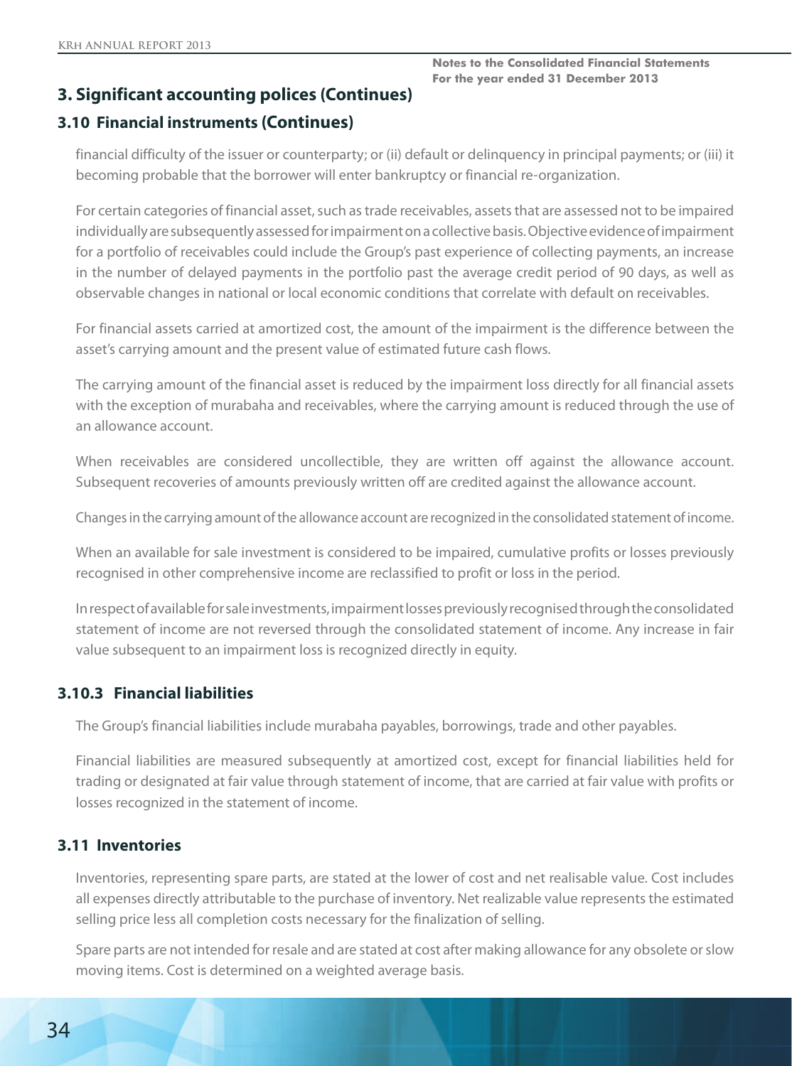## 3. Significant accounting polices (Continues)

### 3.10 Financial instruments (Continues)

financial difficulty of the issuer or counterparty; or (ii) default or delinquency in principal payments; or (iii) it becoming probable that the borrower will enter bankruptcy or financial re-organization.

For certain categories of financial asset, such as trade receivables, assets that are assessed not to be impaired individually are subsequently assessed for impairment on a collective basis. Objective evidence of impairment for a portfolio of receivables could include the Group's past experience of collecting payments, an increase in the number of delayed payments in the portfolio past the average credit period of 90 days, as well as observable changes in national or local economic conditions that correlate with default on receivables.

For financial assets carried at amortized cost, the amount of the impairment is the difference between the asset's carrying amount and the present value of estimated future cash flows.

The carrying amount of the financial asset is reduced by the impairment loss directly for all financial assets with the exception of murabaha and receivables, where the carrying amount is reduced through the use of an allowance account.

When receivables are considered uncollectible, they are written off against the allowance account. Subsequent recoveries of amounts previously written off are credited against the allowance account.

Changes in the carrying amount of the allowance account are recognized in the consolidated statement of income.

When an available for sale investment is considered to be impaired, cumulative profits or losses previously recognised in other comprehensive income are reclassified to profit or loss in the period.

In respect of available for sale investments, impairment losses previously recognised through the consolidated statement of income are not reversed through the consolidated statement of income. Any increase in fair value subsequent to an impairment loss is recognized directly in equity.

### 3.10.3 Financial liabilities

The Group's financial liabilities include murabaha payables, borrowings, trade and other payables.

Financial liabilities are measured subsequently at amortized cost, except for financial liabilities held for trading or designated at fair value through statement of income, that are carried at fair value with profits or losses recognized in the statement of income.

### 3.11 Inventories

Inventories, representing spare parts, are stated at the lower of cost and net realisable value. Cost includes all expenses directly attributable to the purchase of inventory. Net realizable value represents the estimated selling price less all completion costs necessary for the finalization of selling.

Spare parts are not intended for resale and are stated at cost after making allowance for any obsolete or slow moving items. Cost is determined on a weighted average basis.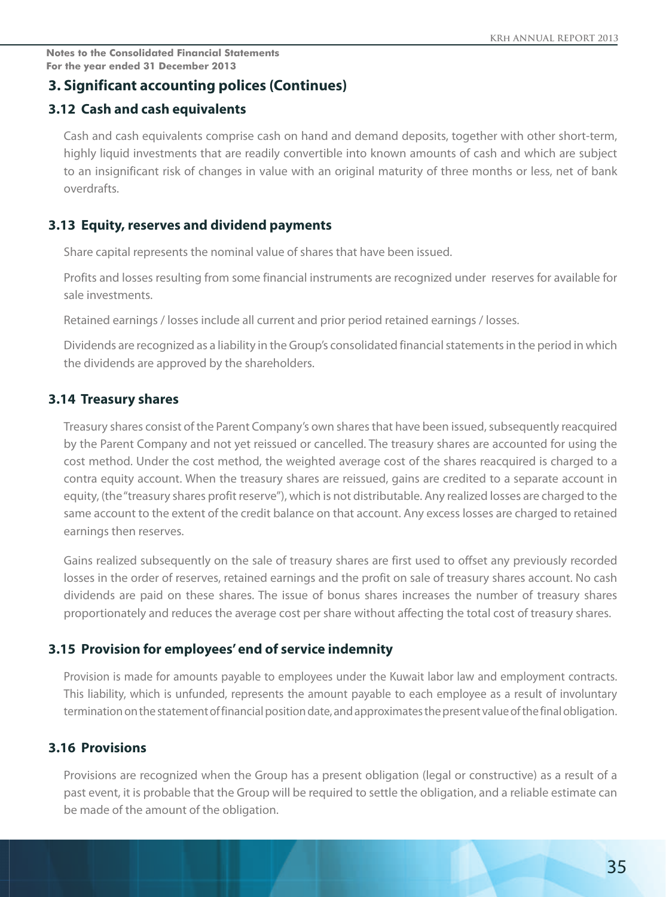## 3. Significant accounting polices (Continues)

### 3.12 Cash and cash equivalents

Cash and cash equivalents comprise cash on hand and demand deposits, together with other short-term, highly liquid investments that are readily convertible into known amounts of cash and which are subject to an insignificant risk of changes in value with an original maturity of three months or less, net of bank overdrafts.

### 3.13 Equity, reserves and dividend payments

Share capital represents the nominal value of shares that have been issued.

Profits and losses resulting from some financial instruments are recognized under reserves for available for sale investments.

Retained earnings / losses include all current and prior period retained earnings / losses.

Dividends are recognized as a liability in the Group's consolidated financial statements in the period in which the dividends are approved by the shareholders.

### 3.14 Treasury shares

Treasury shares consist of the Parent Company's own shares that have been issued, subsequently reacquired by the Parent Company and not yet reissued or cancelled. The treasury shares are accounted for using the cost method. Under the cost method, the weighted average cost of the shares reacquired is charged to a contra equity account. When the treasury shares are reissued, gains are credited to a separate account in equity, (the "treasury shares profit reserve"), which is not distributable. Any realized losses are charged to the same account to the extent of the credit balance on that account. Any excess losses are charged to retained earnings then reserves.

Gains realized subsequently on the sale of treasury shares are first used to offset any previously recorded losses in the order of reserves, retained earnings and the profit on sale of treasury shares account. No cash dividends are paid on these shares. The issue of bonus shares increases the number of treasury shares proportionately and reduces the average cost per share without affecting the total cost of treasury shares.

### 3.15 Provision for employees' end of service indemnity

Provision is made for amounts payable to employees under the Kuwait labor law and employment contracts. This liability, which is unfunded, represents the amount payable to each employee as a result of involuntary termination on the statement of financial position date, and approximates the present value of the final obligation.

### 3.16 Provisions

Provisions are recognized when the Group has a present obligation (legal or constructive) as a result of a past event, it is probable that the Group will be required to settle the obligation, and a reliable estimate can be made of the amount of the obligation.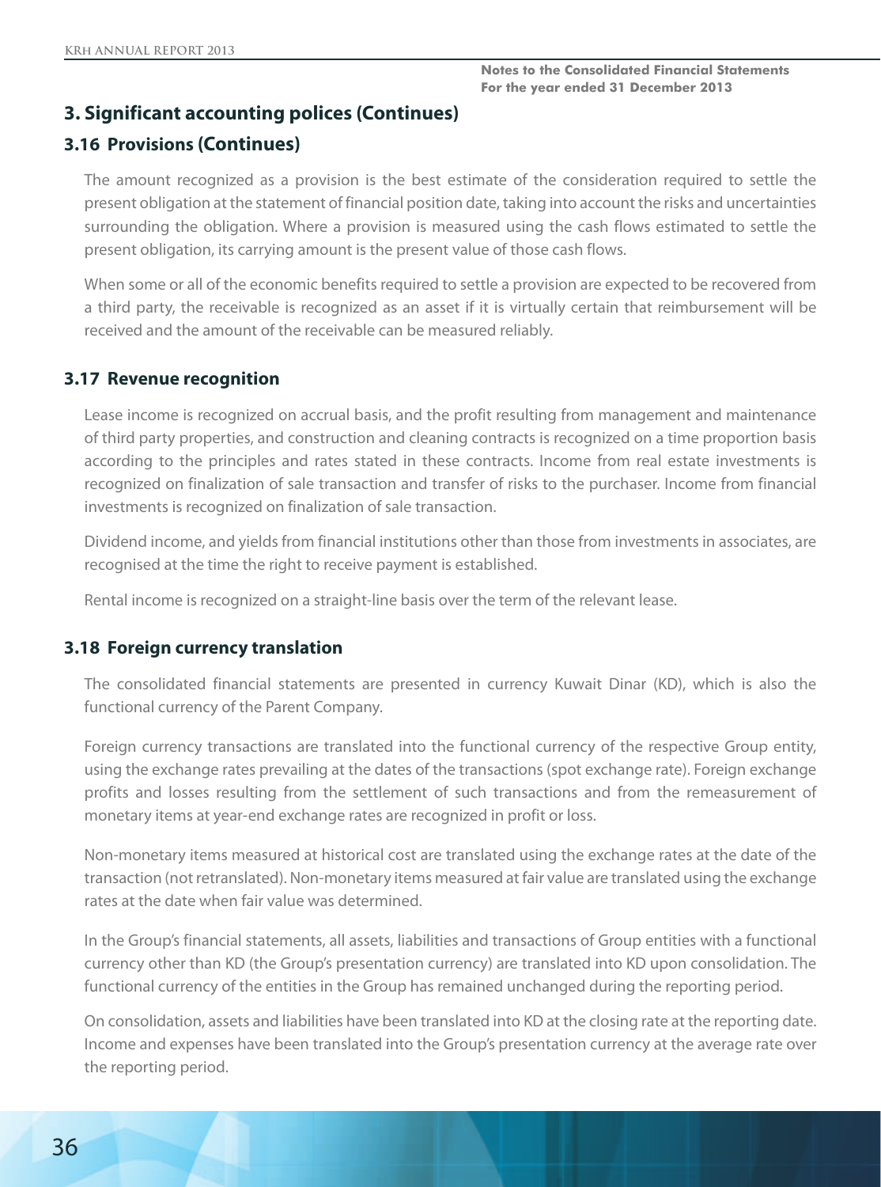## 3. Significant accounting polices (Continues)

### 3.16 Provisions (Continues)

The amount recognized as a provision is the best estimate of the consideration required to settle the present obligation at the statement of financial position date, taking into account the risks and uncertainties surrounding the obligation. Where a provision is measured using the cash flows estimated to settle the present obligation, its carrying amount is the present value of those cash flows.

When some or all of the economic benefits required to settle a provision are expected to be recovered from a third party, the receivable is recognized as an asset if it is virtually certain that reimbursement will be received and the amount of the receivable can be measured reliably.

### 3.17 Revenue recognition

Lease income is recognized on accrual basis, and the profit resulting from management and maintenance of third party properties, and construction and cleaning contracts is recognized on a time proportion basis according to the principles and rates stated in these contracts. Income from real estate investments is recognized on finalization of sale transaction and transfer of risks to the purchaser. Income from financial investments is recognized on finalization of sale transaction.

Dividend income, and yields from financial institutions other than those from investments in associates, are recognised at the time the right to receive payment is established.

Rental income is recognized on a straight-line basis over the term of the relevant lease.

### 3.18 Foreign currency translation

The consolidated financial statements are presented in currency Kuwait Dinar (KD), which is also the functional currency of the Parent Company.

Foreign currency transactions are translated into the functional currency of the respective Group entity, using the exchange rates prevailing at the dates of the transactions (spot exchange rate). Foreign exchange profits and losses resulting from the settlement of such transactions and from the remeasurement of monetary items at year-end exchange rates are recognized in profit or loss.

Non-monetary items measured at historical cost are translated using the exchange rates at the date of the transaction (not retranslated). Non-monetary items measured at fair value are translated using the exchange rates at the date when fair value was determined.

In the Group's financial statements, all assets, liabilities and transactions of Group entities with a functional currency other than KD (the Group's presentation currency) are translated into KD upon consolidation. The functional currency of the entities in the Group has remained unchanged during the reporting period.

On consolidation, assets and liabilities have been translated into KD at the closing rate at the reporting date. Income and expenses have been translated into the Group's presentation currency at the average rate over the reporting period.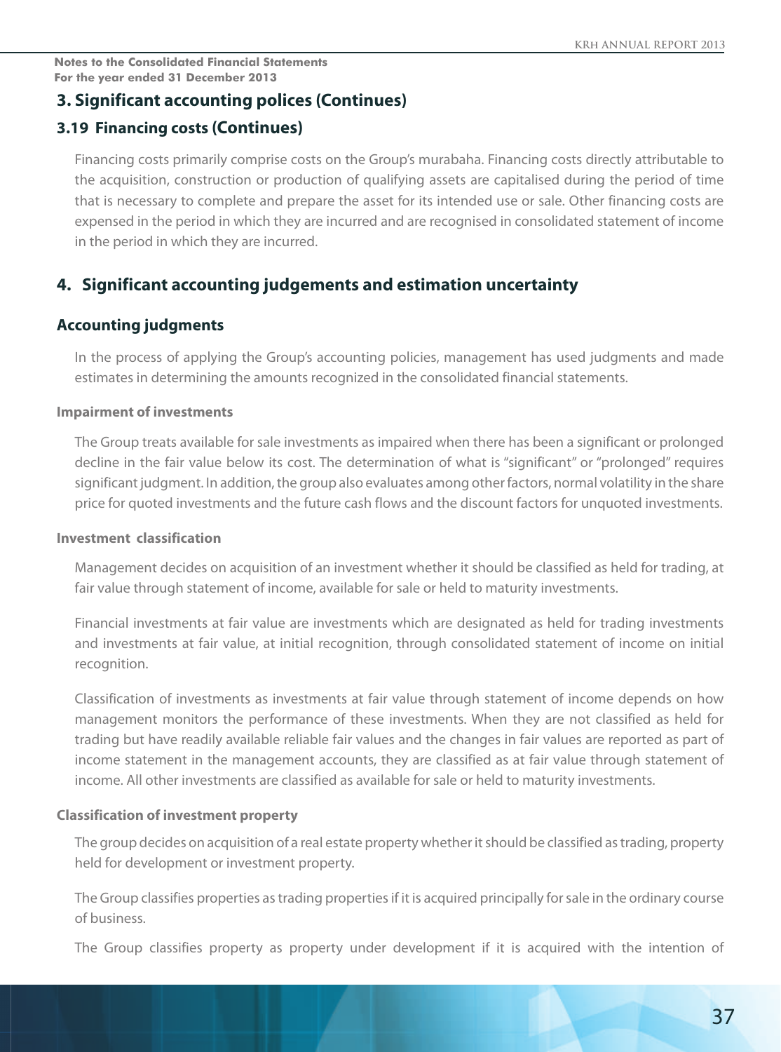## 3. Significant accounting polices (Continues)

### 3.19 Financing costs (Continues)

Financing costs primarily comprise costs on the Group's murabaha. Financing costs directly attributable to the acquisition, construction or production of qualifying assets are capitalised during the period of time that is necessary to complete and prepare the asset for its intended use or sale. Other financing costs are expensed in the period in which they are incurred and are recognised in consolidated statement of income in the period in which they are incurred.

## 4. Significant accounting judgements and estimation uncertainty

### Accounting judgments

In the process of applying the Group's accounting policies, management has used judgments and made estimates in determining the amounts recognized in the consolidated financial statements.

#### Impairment of investments

The Group treats available for sale investments as impaired when there has been a significant or prolonged decline in the fair value below its cost. The determination of what is "significant" or "prolonged" requires significant judgment. In addition, the group also evaluates among other factors, normal volatility in the share price for quoted investments and the future cash flows and the discount factors for unquoted investments.

#### Investment classification

Management decides on acquisition of an investment whether it should be classified as held for trading, at fair value through statement of income, available for sale or held to maturity investments.

Financial investments at fair value are investments which are designated as held for trading investments and investments at fair value, at initial recognition, through consolidated statement of income on initial recognition.

Classification of investments as investments at fair value through statement of income depends on how management monitors the performance of these investments. When they are not classified as held for trading but have readily available reliable fair values and the changes in fair values are reported as part of income statement in the management accounts, they are classified as at fair value through statement of income. All other investments are classified as available for sale or held to maturity investments.

#### Classification of investment property

The group decides on acquisition of a real estate property whether it should be classified as trading, property held for development or investment property.

The Group classifies properties as trading properties if it is acquired principally for sale in the ordinary course of business.

The Group classifies property as property under development if it is acquired with the intention of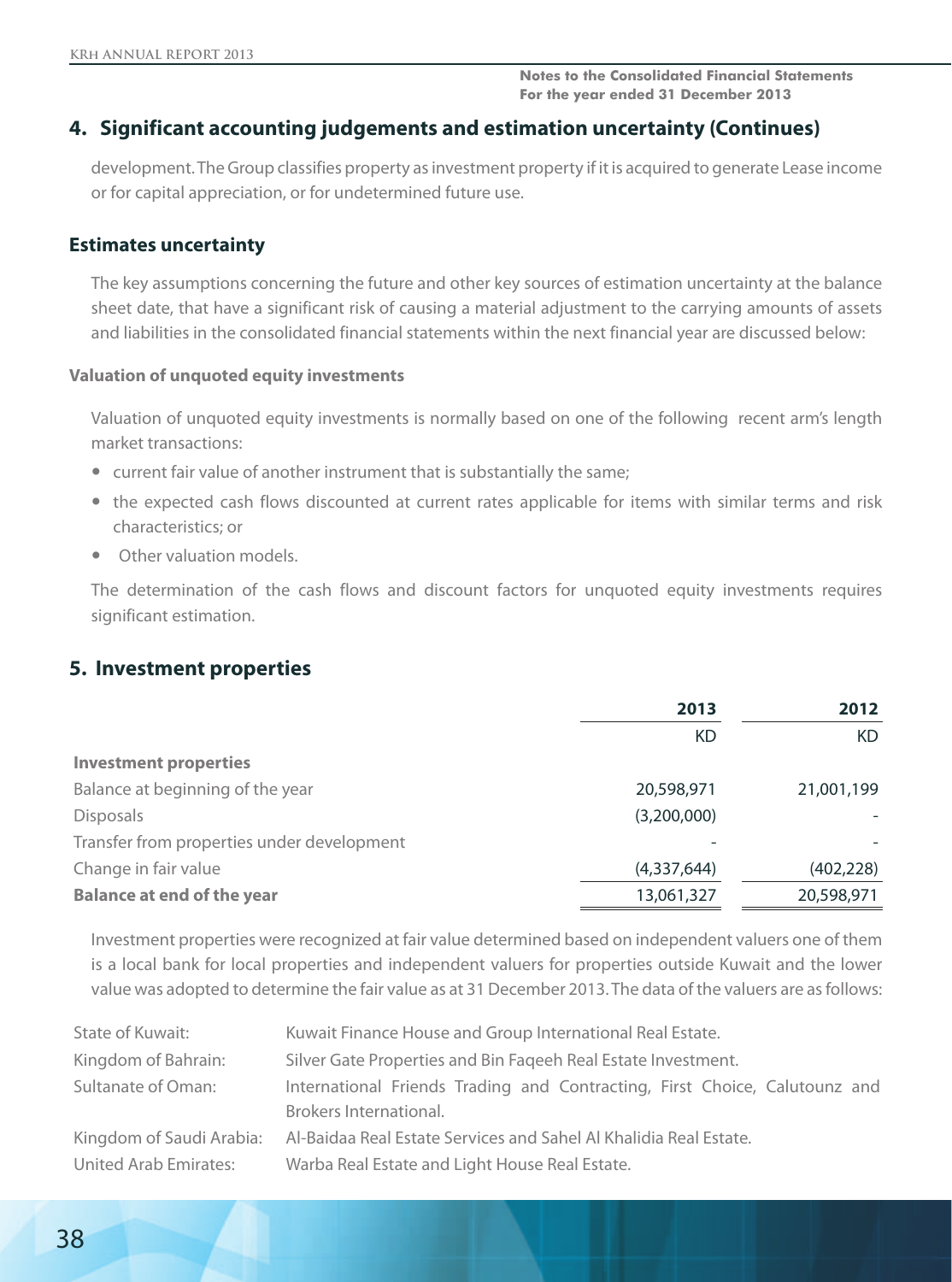## 4. Significant accounting judgements and estimation uncertainty (Continues)

development. The Group classifies property as investment property if it is acquired to generate Lease income or for capital appreciation, or for undetermined future use.

### Estimates uncertainty

The key assumptions concerning the future and other key sources of estimation uncertainty at the balance sheet date, that have a significant risk of causing a material adjustment to the carrying amounts of assets and liabilities in the consolidated financial statements within the next financial year are discussed below:

#### Valuation of unquoted equity investments

Valuation of unquoted equity investments is normally based on one of the following recent arm's length market transactions:

- current fair value of another instrument that is substantially the same;
- the expected cash flows discounted at current rates applicable for items with similar terms and risk characteristics; or
- Other valuation models.

The determination of the cash flows and discount factors for unquoted equity investments requires significant estimation.

## 5. Investment properties

| | 2013 | 2012 |
|---|---|---|
| | KD | KD |
| **Investment properties** | | |
| Balance at beginning of the year | 20,598,971 | 21,001,199 |
| Disposals | (3,200,000) | - |
| Transfer from properties under development | - | - |
| Change in fair value | (4,337,644) | (402,228) |
| **Balance at end of the year** | 13,061,327 | 20,598,971 |

Investment properties were recognized at fair value determined based on independent valuers one of them is a local bank for local properties and independent valuers for properties outside Kuwait and the lower value was adopted to determine the fair value as at 31 December 2013. The data of the valuers are as follows:

| | |
|---|---|
| State of Kuwait: | Kuwait Finance House and Group International Real Estate. |
| Kingdom of Bahrain: | Silver Gate Properties and Bin Faqeeh Real Estate Investment. |
| Sultanate of Oman: | International Friends Trading and Contracting, First Choice, Calutounz and Brokers International. |
| Kingdom of Saudi Arabia: | Al-Baidaa Real Estate Services and Sahel Al Khalidia Real Estate. |
| United Arab Emirates: | Warba Real Estate and Light House Real Estate. |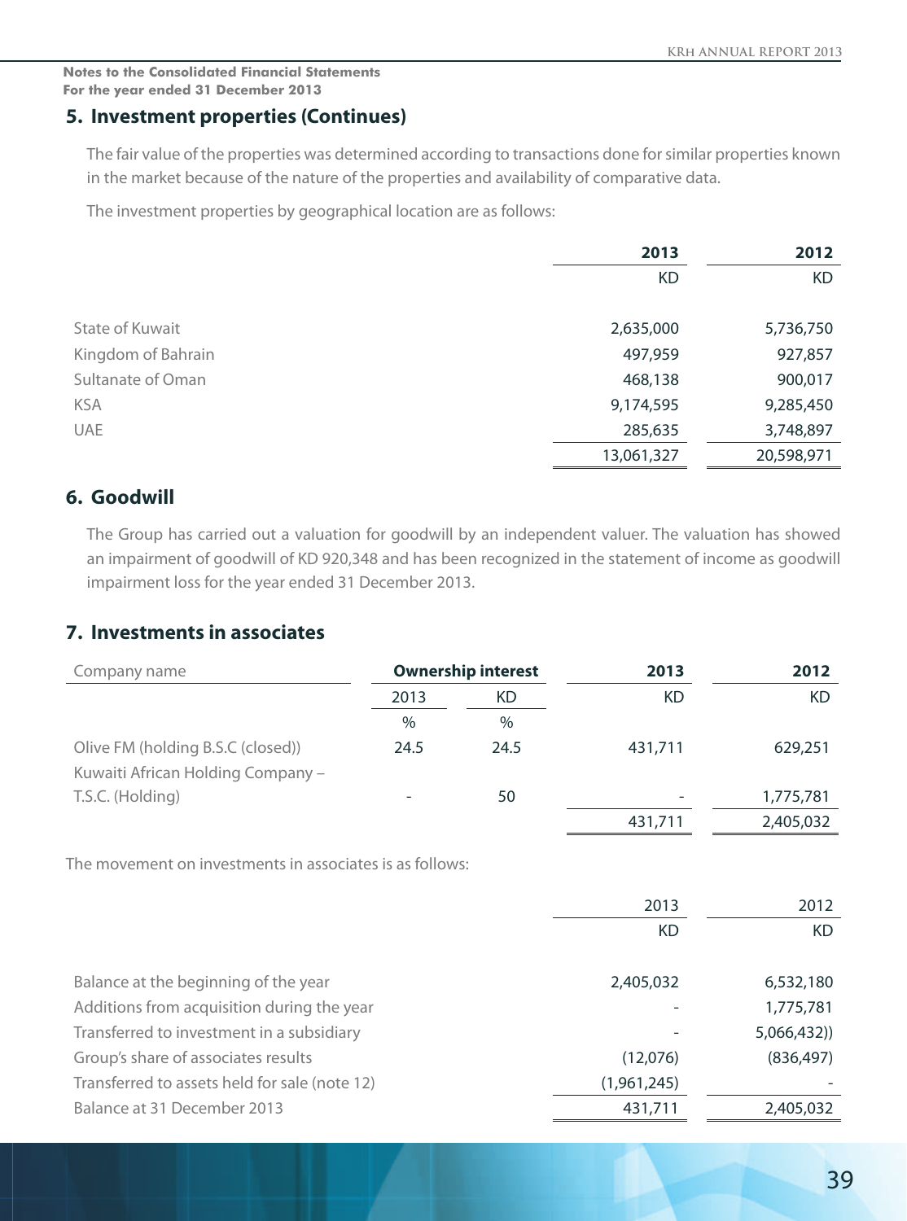Notes to the Consolidated Financial Statements
For the year ended 31 December 2013

## 5. Investment properties (Continues)

The fair value of the properties was determined according to transactions done for similar properties known in the market because of the nature of the properties and availability of comparative data.

The investment properties by geographical location are as follows:

| | 2013 | 2012 |
|---|---|---|
| | KD | KD |
| State of Kuwait | 2,635,000 | 5,736,750 |
| Kingdom of Bahrain | 497,959 | 927,857 |
| Sultanate of Oman | 468,138 | 900,017 |
| KSA | 9,174,595 | 9,285,450 |
| UAE | 285,635 | 3,748,897 |
| | 13,061,327 | 20,598,971 |

## 6. Goodwill

The Group has carried out a valuation for goodwill by an independent valuer. The valuation has showed an impairment of goodwill of KD 920,348 and has been recognized in the statement of income as goodwill impairment loss for the year ended 31 December 2013.

## 7. Investments in associates

| Company name | Ownership interest | | 2013 | 2012 |
|---|---|---|---|---|
| | 2013 | KD | KD | KD |
| | % | % | | |
| Olive FM (holding B.S.C (closed)) | 24.5 | 24.5 | 431,711 | 629,251 |
| Kuwaiti African Holding Company – T.S.C. (Holding) | - | 50 | - | 1,775,781 |
| | | | 431,711 | 2,405,032 |

The movement on investments in associates is as follows:

| | 2013 | 2012 |
|---|---|---|
| | KD | KD |
| Balance at the beginning of the year | 2,405,032 | 6,532,180 |
| Additions from acquisition during the year | - | 1,775,781 |
| Transferred to investment in a subsidiary | - | 5,066,432)) |
| Group's share of associates results | (12,076) | (836,497) |
| Transferred to assets held for sale (note 12) | (1,961,245) | - |
| Balance at 31 December 2013 | 431,711 | 2,405,032 |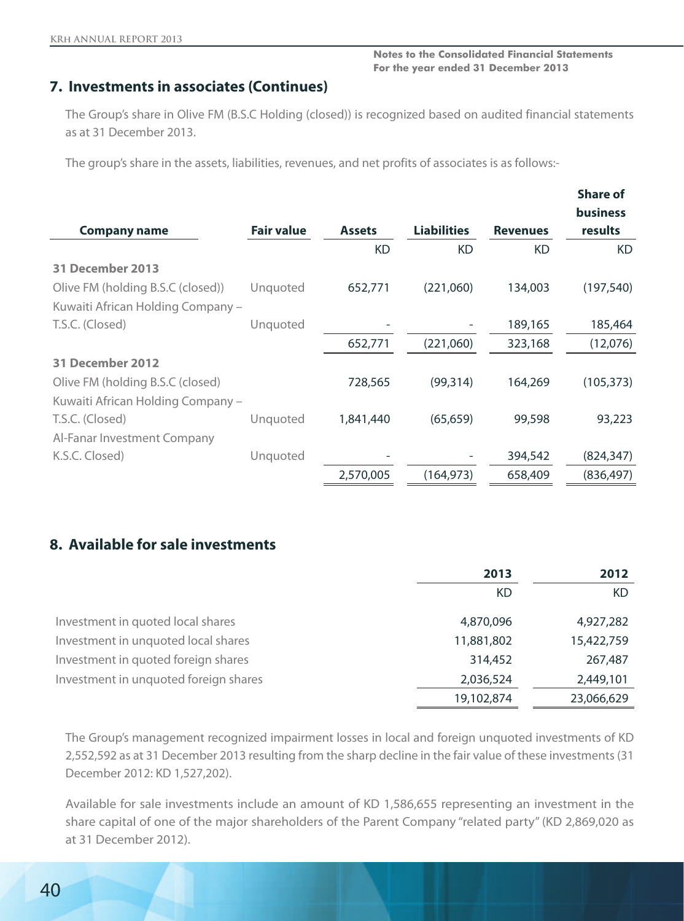Notes to the Consolidated Financial Statements
For the year ended 31 December 2013

## 7. Investments in associates (Continues)

The Group's share in Olive FM (B.S.C Holding (closed)) is recognized based on audited financial statements as at 31 December 2013.

The group's share in the assets, liabilities, revenues, and net profits of associates is as follows:-

| Company name | Fair value | Assets | Liabilities | Revenues | Share of business results |
|---|---|---|---|---|---|
| | | KD | KD | KD | KD |
| **31 December 2013** | | | | | |
| Olive FM (holding B.S.C (closed)) | Unquoted | 652,771 | (221,060) | 134,003 | (197,540) |
| Kuwaiti African Holding Company – T.S.C. (Closed) | Unquoted | - | - | 189,165 | 185,464 |
| | | 652,771 | (221,060) | 323,168 | (12,076) |
| **31 December 2012** | | | | | |
| Olive FM (holding B.S.C (closed) | | 728,565 | (99,314) | 164,269 | (105,373) |
| Kuwaiti African Holding Company – T.S.C. (Closed) | Unquoted | 1,841,440 | (65,659) | 99,598 | 93,223 |
| Al-Fanar Investment Company K.S.C. Closed) | Unquoted | - | - | 394,542 | (824,347) |
| | | 2,570,005 | (164,973) | 658,409 | (836,497) |

## 8. Available for sale investments

| | 2013 | 2012 |
|---|---|---|
| | KD | KD |
| Investment in quoted local shares | 4,870,096 | 4,927,282 |
| Investment in unquoted local shares | 11,881,802 | 15,422,759 |
| Investment in quoted foreign shares | 314,452 | 267,487 |
| Investment in unquoted foreign shares | 2,036,524 | 2,449,101 |
| | 19,102,874 | 23,066,629 |

The Group's management recognized impairment losses in local and foreign unquoted investments of KD 2,552,592 as at 31 December 2013 resulting from the sharp decline in the fair value of these investments (31 December 2012: KD 1,527,202).

Available for sale investments include an amount of KD 1,586,655 representing an investment in the share capital of one of the major shareholders of the Parent Company "related party" (KD 2,869,020 as at 31 December 2012).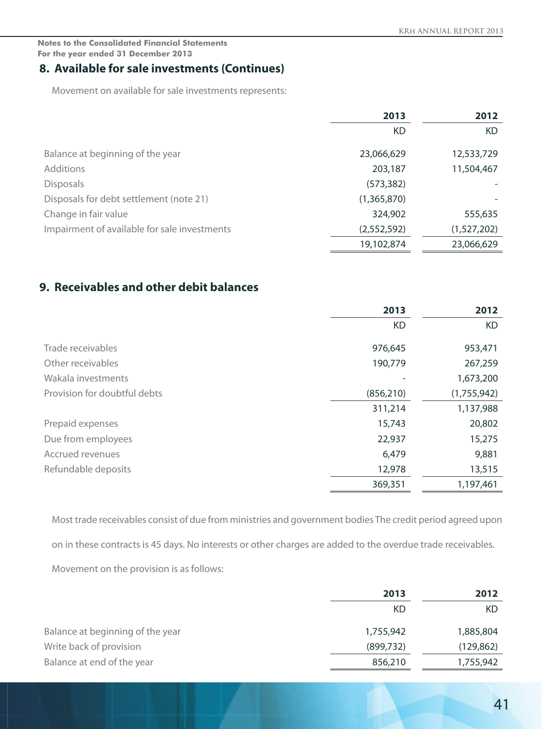Notes to the Consolidated Financial Statements
For the year ended 31 December 2013

## 8. Available for sale investments (Continues)

Movement on available for sale investments represents:

| | 2013 | 2012 |
|---|---|---|
| | KD | KD |
| Balance at beginning of the year | 23,066,629 | 12,533,729 |
| Additions | 203,187 | 11,504,467 |
| Disposals | (573,382) | - |
| Disposals for debt settlement (note 21) | (1,365,870) | - |
| Change in fair value | 324,902 | 555,635 |
| Impairment of available for sale investments | (2,552,592) | (1,527,202) |
| | 19,102,874 | 23,066,629 |

## 9. Receivables and other debit balances

| | 2013 | 2012 |
|---|---|---|
| | KD | KD |
| Trade receivables | 976,645 | 953,471 |
| Other receivables | 190,779 | 267,259 |
| Wakala investments | - | 1,673,200 |
| Provision for doubtful debts | (856,210) | (1,755,942) |
| | 311,214 | 1,137,988 |
| Prepaid expenses | 15,743 | 20,802 |
| Due from employees | 22,937 | 15,275 |
| Accrued revenues | 6,479 | 9,881 |
| Refundable deposits | 12,978 | 13,515 |
| | 369,351 | 1,197,461 |

Most trade receivables consist of due from ministries and government bodies The credit period agreed upon on in these contracts is 45 days. No interests or other charges are added to the overdue trade receivables.

Movement on the provision is as follows:

| | 2013 | 2012 |
|---|---|---|
| | KD | KD |
| Balance at beginning of the year | 1,755,942 | 1,885,804 |
| Write back of provision | (899,732) | (129,862) |
| Balance at end of the year | 856,210 | 1,755,942 |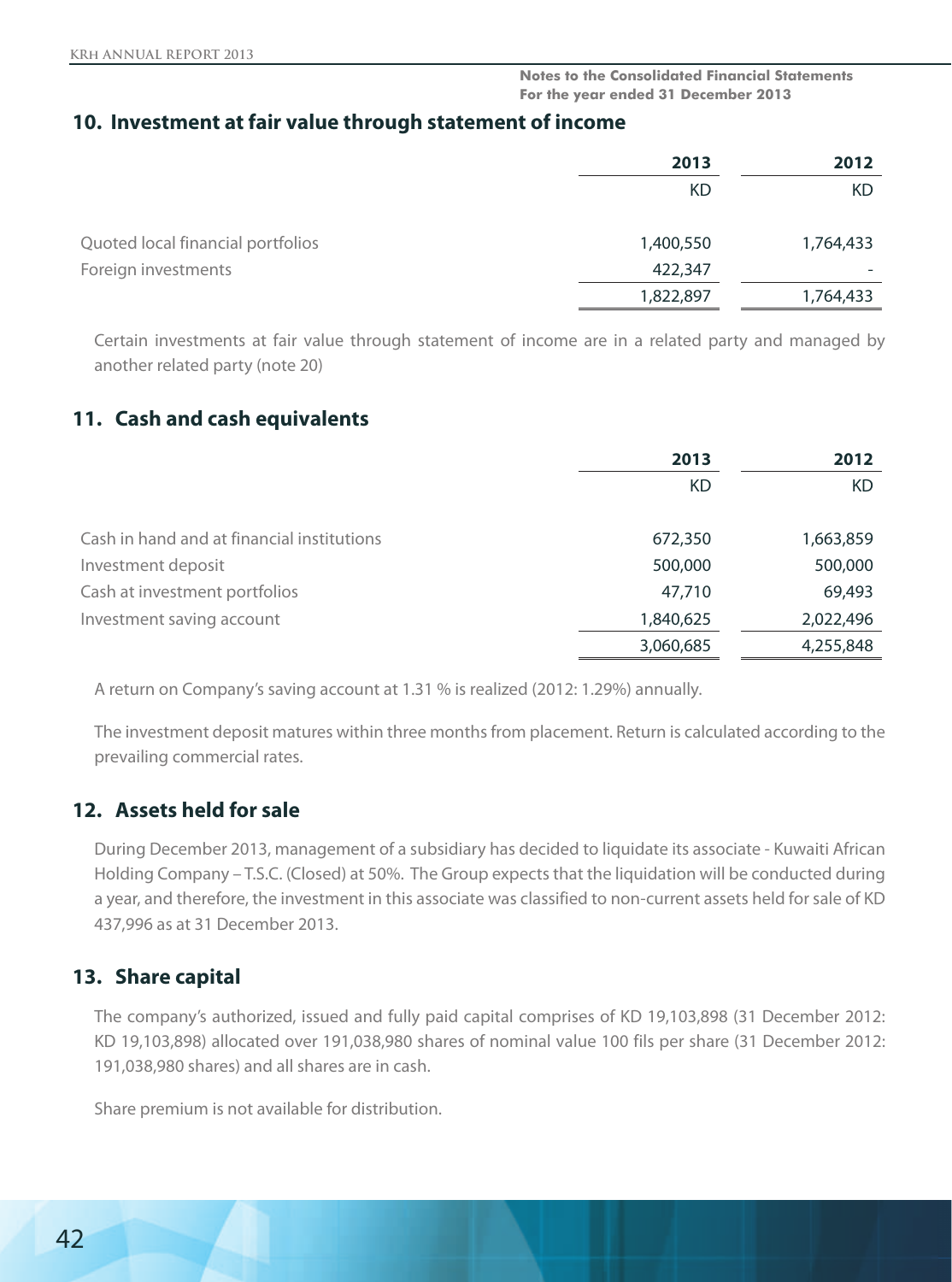## 10. Investment at fair value through statement of income

| | 2013 | 2012 |
|---|---|---|
| | KD | KD |
| Quoted local financial portfolios | 1,400,550 | 1,764,433 |
| Foreign investments | 422,347 | - |
| | 1,822,897 | 1,764,433 |

Certain investments at fair value through statement of income are in a related party and managed by another related party (note 20)

## 11. Cash and cash equivalents

| | 2013 | 2012 |
|---|---|---|
| | KD | KD |
| Cash in hand and at financial institutions | 672,350 | 1,663,859 |
| Investment deposit | 500,000 | 500,000 |
| Cash at investment portfolios | 47,710 | 69,493 |
| Investment saving account | 1,840,625 | 2,022,496 |
| | 3,060,685 | 4,255,848 |

A return on Company's saving account at 1.31 % is realized (2012: 1.29%) annually.

The investment deposit matures within three months from placement. Return is calculated according to the prevailing commercial rates.

## 12. Assets held for sale

During December 2013, management of a subsidiary has decided to liquidate its associate - Kuwaiti African Holding Company – T.S.C. (Closed) at 50%. The Group expects that the liquidation will be conducted during a year, and therefore, the investment in this associate was classified to non-current assets held for sale of KD 437,996 as at 31 December 2013.

## 13. Share capital

The company's authorized, issued and fully paid capital comprises of KD 19,103,898 (31 December 2012: KD 19,103,898) allocated over 191,038,980 shares of nominal value 100 fils per share (31 December 2012: 191,038,980 shares) and all shares are in cash.

Share premium is not available for distribution.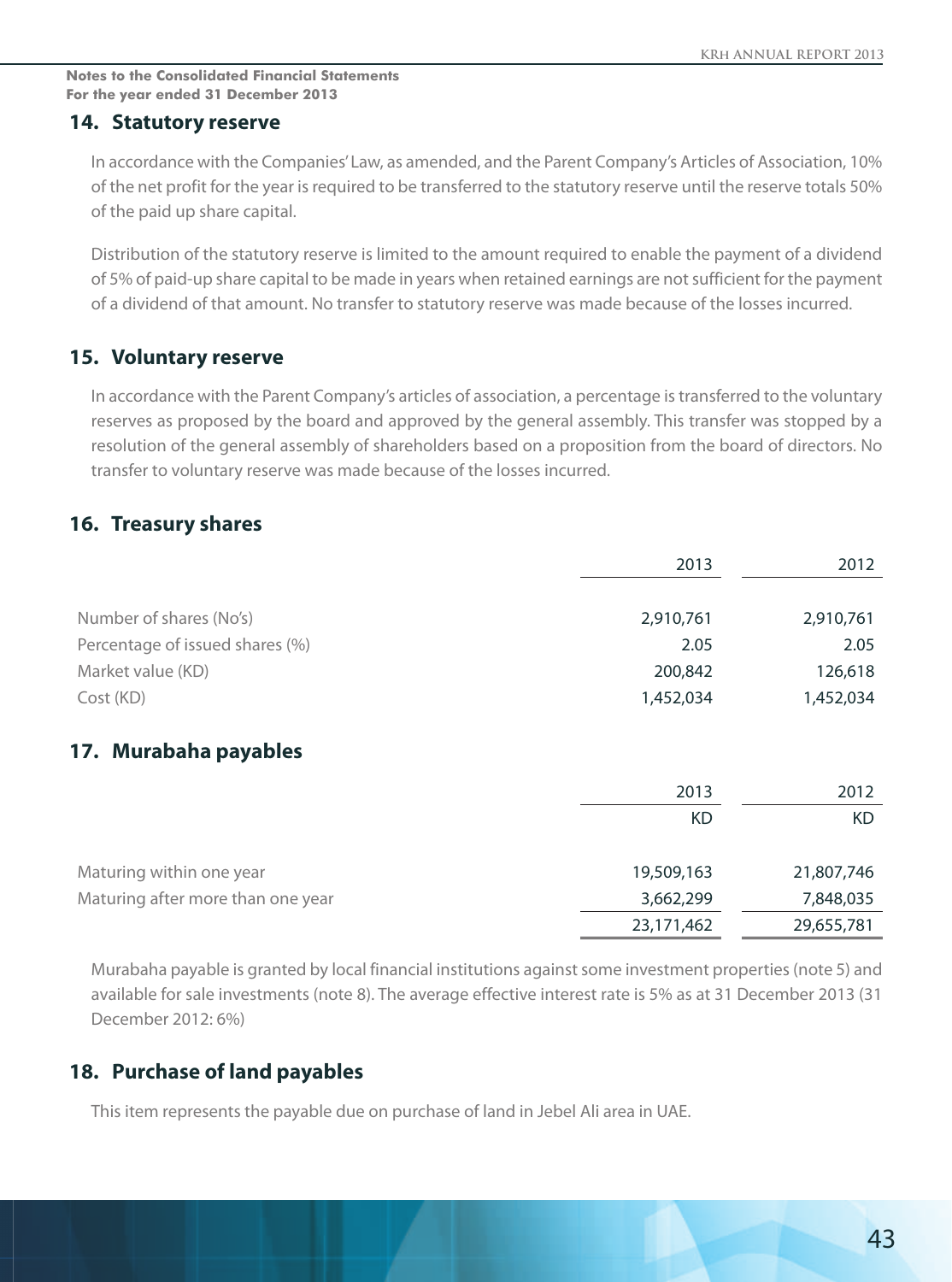Notes to the Consolidated Financial Statements
For the year ended 31 December 2013

## 14. Statutory reserve

In accordance with the Companies' Law, as amended, and the Parent Company's Articles of Association, 10% of the net profit for the year is required to be transferred to the statutory reserve until the reserve totals 50% of the paid up share capital.

Distribution of the statutory reserve is limited to the amount required to enable the payment of a dividend of 5% of paid-up share capital to be made in years when retained earnings are not sufficient for the payment of a dividend of that amount. No transfer to statutory reserve was made because of the losses incurred.

## 15. Voluntary reserve

In accordance with the Parent Company's articles of association, a percentage is transferred to the voluntary reserves as proposed by the board and approved by the general assembly. This transfer was stopped by a resolution of the general assembly of shareholders based on a proposition from the board of directors. No transfer to voluntary reserve was made because of the losses incurred.

## 16. Treasury shares

| | 2013 | 2012 |
|---|---|---|
| Number of shares (No's) | 2,910,761 | 2,910,761 |
| Percentage of issued shares (%) | 2.05 | 2.05 |
| Market value (KD) | 200,842 | 126,618 |
| Cost (KD) | 1,452,034 | 1,452,034 |

## 17. Murabaha payables

| | 2013 | 2012 |
|---|---|---|
| | KD | KD |
| Maturing within one year | 19,509,163 | 21,807,746 |
| Maturing after more than one year | 3,662,299 | 7,848,035 |
| | 23,171,462 | 29,655,781 |

Murabaha payable is granted by local financial institutions against some investment properties (note 5) and available for sale investments (note 8). The average effective interest rate is 5% as at 31 December 2013 (31 December 2012: 6%)

## 18. Purchase of land payables

This item represents the payable due on purchase of land in Jebel Ali area in UAE.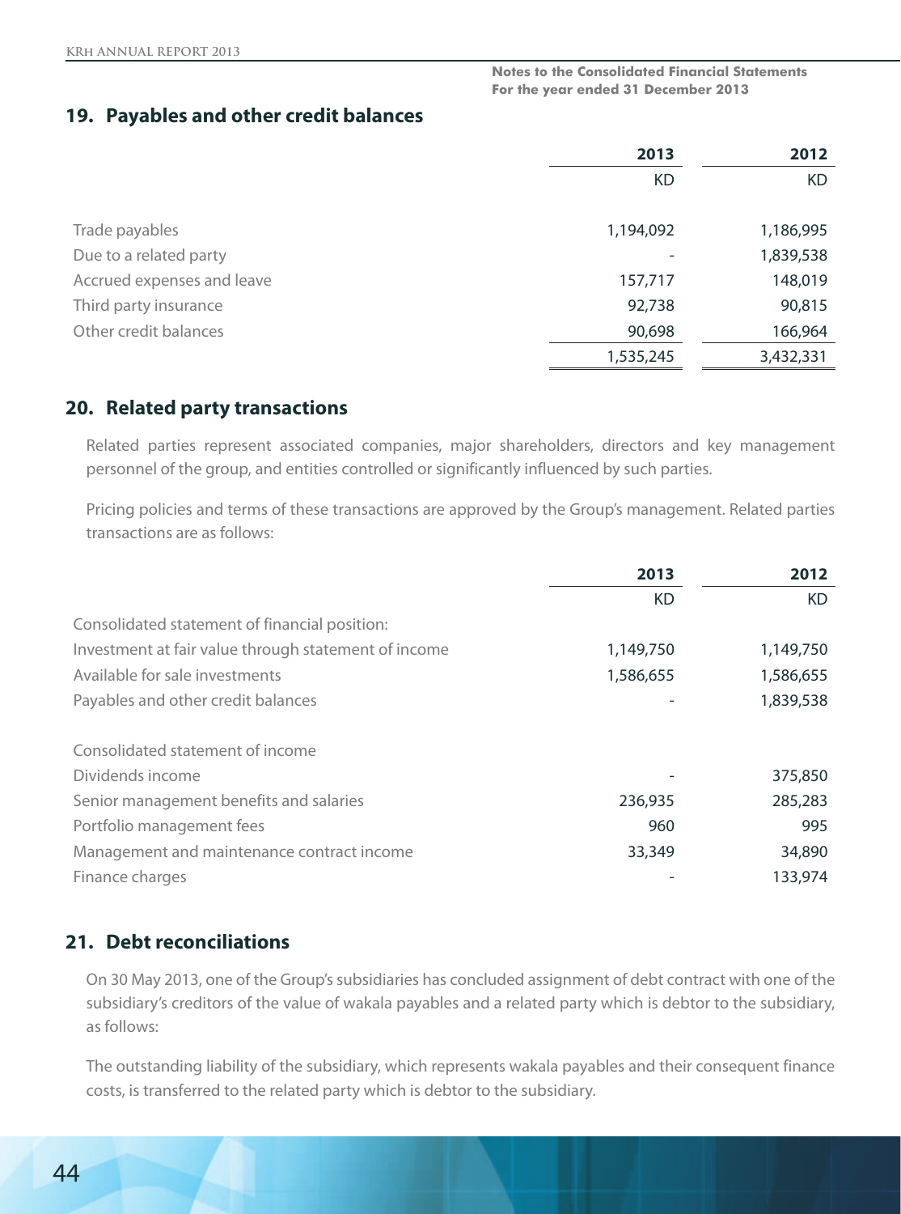**Notes to the Consolidated Financial Statements**
**For the year ended 31 December 2013**

## 19. Payables and other credit balances

| | 2013 | 2012 |
|---|---|---|
| | KD | KD |
| Trade payables | 1,194,092 | 1,186,995 |
| Due to a related party | - | 1,839,538 |
| Accrued expenses and leave | 157,717 | 148,019 |
| Third party insurance | 92,738 | 90,815 |
| Other credit balances | 90,698 | 166,964 |
| | 1,535,245 | 3,432,331 |

## 20. Related party transactions

Related parties represent associated companies, major shareholders, directors and key management personnel of the group, and entities controlled or significantly influenced by such parties.

Pricing policies and terms of these transactions are approved by the Group's management. Related parties transactions are as follows:

| | 2013 | 2012 |
|---|---|---|
| | KD | KD |
| Consolidated statement of financial position: | | |
| Investment at fair value through statement of income | 1,149,750 | 1,149,750 |
| Available for sale investments | 1,586,655 | 1,586,655 |
| Payables and other credit balances | - | 1,839,538 |
| Consolidated statement of income | | |
| Dividends income | - | 375,850 |
| Senior management benefits and salaries | 236,935 | 285,283 |
| Portfolio management fees | 960 | 995 |
| Management and maintenance contract income | 33,349 | 34,890 |
| Finance charges | - | 133,974 |

## 21. Debt reconciliations

On 30 May 2013, one of the Group's subsidiaries has concluded assignment of debt contract with one of the subsidiary's creditors of the value of wakala payables and a related party which is debtor to the subsidiary, as follows:

The outstanding liability of the subsidiary, which represents wakala payables and their consequent finance costs, is transferred to the related party which is debtor to the subsidiary.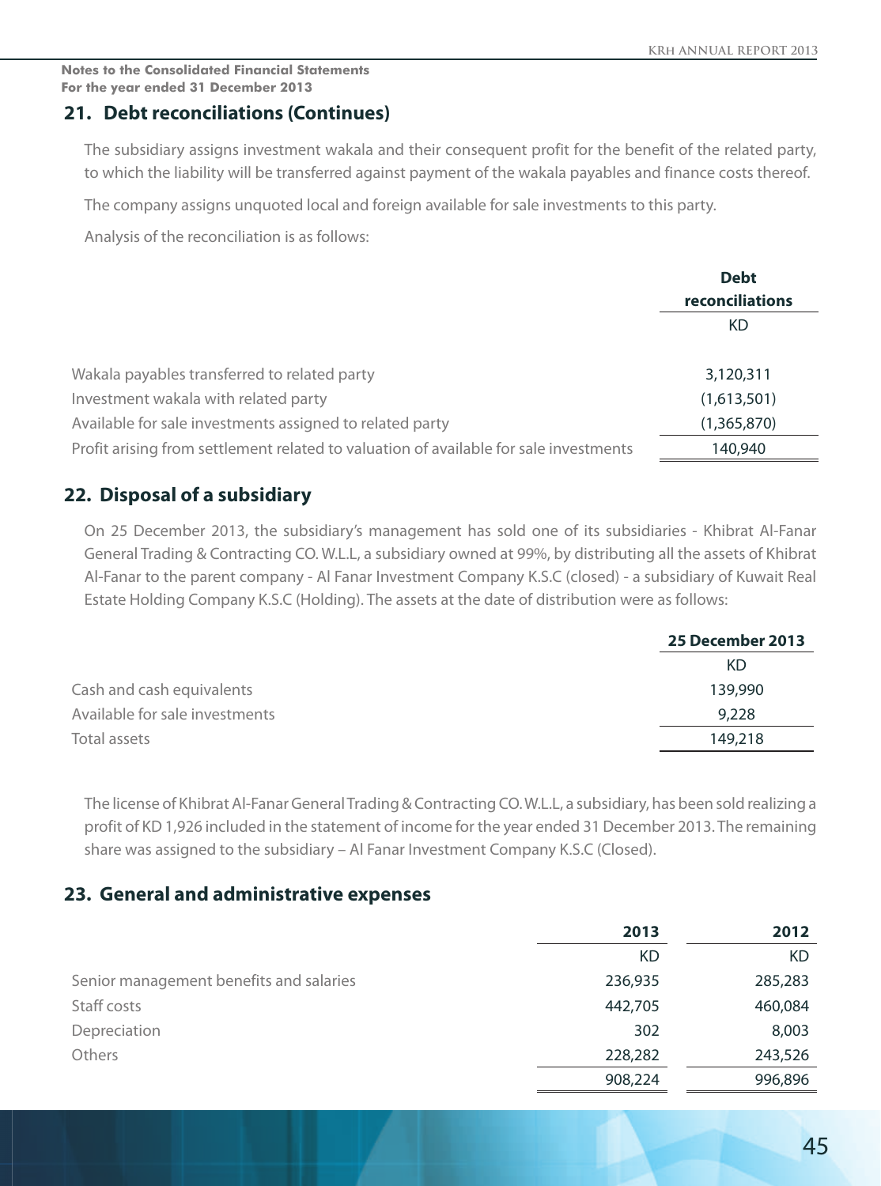Notes to the Consolidated Financial Statements
For the year ended 31 December 2013

## 21. Debt reconciliations (Continues)

The subsidiary assigns investment wakala and their consequent profit for the benefit of the related party, to which the liability will be transferred against payment of the wakala payables and finance costs thereof.

The company assigns unquoted local and foreign available for sale investments to this party.

Analysis of the reconciliation is as follows:

| | Debt reconciliations |
|---|---|
| | KD |
| Wakala payables transferred to related party | 3,120,311 |
| Investment wakala with related party | (1,613,501) |
| Available for sale investments assigned to related party | (1,365,870) |
| Profit arising from settlement related to valuation of available for sale investments | 140,940 |

## 22. Disposal of a subsidiary

On 25 December 2013, the subsidiary's management has sold one of its subsidiaries - Khibrat Al-Fanar General Trading & Contracting CO. W.L.L, a subsidiary owned at 99%, by distributing all the assets of Khibrat Al-Fanar to the parent company - Al Fanar Investment Company K.S.C (closed) - a subsidiary of Kuwait Real Estate Holding Company K.S.C (Holding). The assets at the date of distribution were as follows:

| | 25 December 2013 |
|---|---|
| | KD |
| Cash and cash equivalents | 139,990 |
| Available for sale investments | 9,228 |
| Total assets | 149,218 |

The license of Khibrat Al-Fanar General Trading & Contracting CO. W.L.L, a subsidiary, has been sold realizing a profit of KD 1,926 included in the statement of income for the year ended 31 December 2013. The remaining share was assigned to the subsidiary – Al Fanar Investment Company K.S.C (Closed).

## 23. General and administrative expenses

| | 2013 | 2012 |
|---|---|---|
| | KD | KD |
| Senior management benefits and salaries | 236,935 | 285,283 |
| Staff costs | 442,705 | 460,084 |
| Depreciation | 302 | 8,003 |
| Others | 228,282 | 243,526 |
| | 908,224 | 996,896 |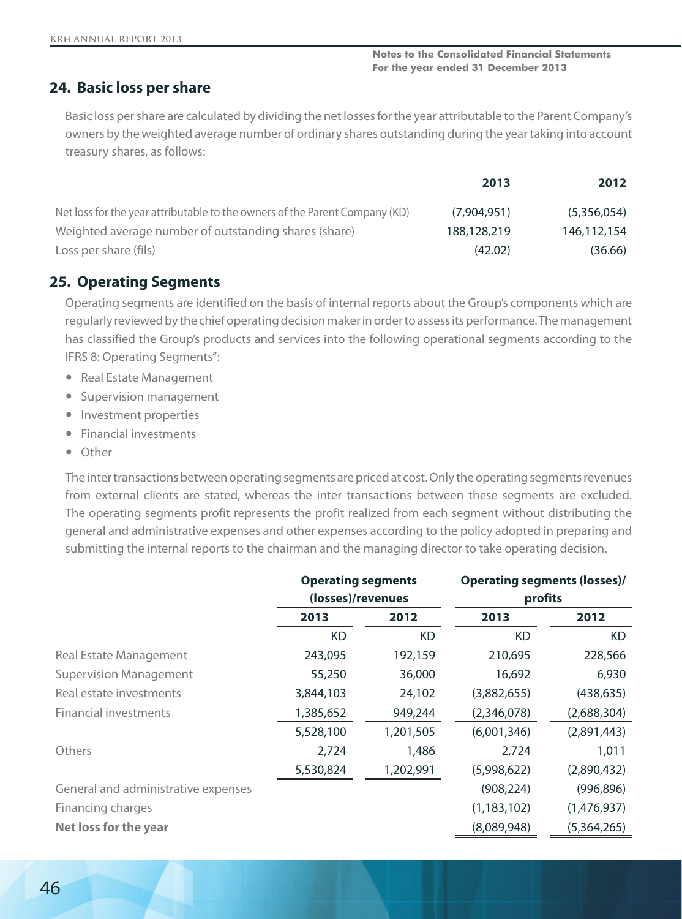## 24. Basic loss per share

Basic loss per share are calculated by dividing the net losses for the year attributable to the Parent Company's owners by the weighted average number of ordinary shares outstanding during the year taking into account treasury shares, as follows:

| | 2013 | 2012 |
|---|---|---|
| Net loss for the year attributable to the owners of the Parent Company (KD) | (7,904,951) | (5,356,054) |
| Weighted average number of outstanding shares (share) | 188,128,219 | 146,112,154 |
| Loss per share (fils) | (42.02) | (36.66) |

## 25. Operating Segments

Operating segments are identified on the basis of internal reports about the Group's components which are regularly reviewed by the chief operating decision maker in order to assess its performance. The management has classified the Group's products and services into the following operational segments according to the IFRS 8: Operating Segments":

- Real Estate Management
- Supervision management
- Investment properties
- Financial investments
- Other

The inter transactions between operating segments are priced at cost. Only the operating segments revenues from external clients are stated, whereas the inter transactions between these segments are excluded. The operating segments profit represents the profit realized from each segment without distributing the general and administrative expenses and other expenses according to the policy adopted in preparing and submitting the internal reports to the chairman and the managing director to take operating decision.

| | Operating segments (losses)/revenues | | Operating segments (losses)/ profits | |
|---|---|---|---|---|
| | 2013 | 2012 | 2013 | 2012 |
| | KD | KD | KD | KD |
| Real Estate Management | 243,095 | 192,159 | 210,695 | 228,566 |
| Supervision Management | 55,250 | 36,000 | 16,692 | 6,930 |
| Real estate investments | 3,844,103 | 24,102 | (3,882,655) | (438,635) |
| Financial investments | 1,385,652 | 949,244 | (2,346,078) | (2,688,304) |
| | 5,528,100 | 1,201,505 | (6,001,346) | (2,891,443) |
| Others | 2,724 | 1,486 | 2,724 | 1,011 |
| | 5,530,824 | 1,202,991 | (5,998,622) | (2,890,432) |
| General and administrative expenses | | | (908,224) | (996,896) |
| Financing charges | | | (1,183,102) | (1,476,937) |
| **Net loss for the year** | | | (8,089,948) | (5,364,265) |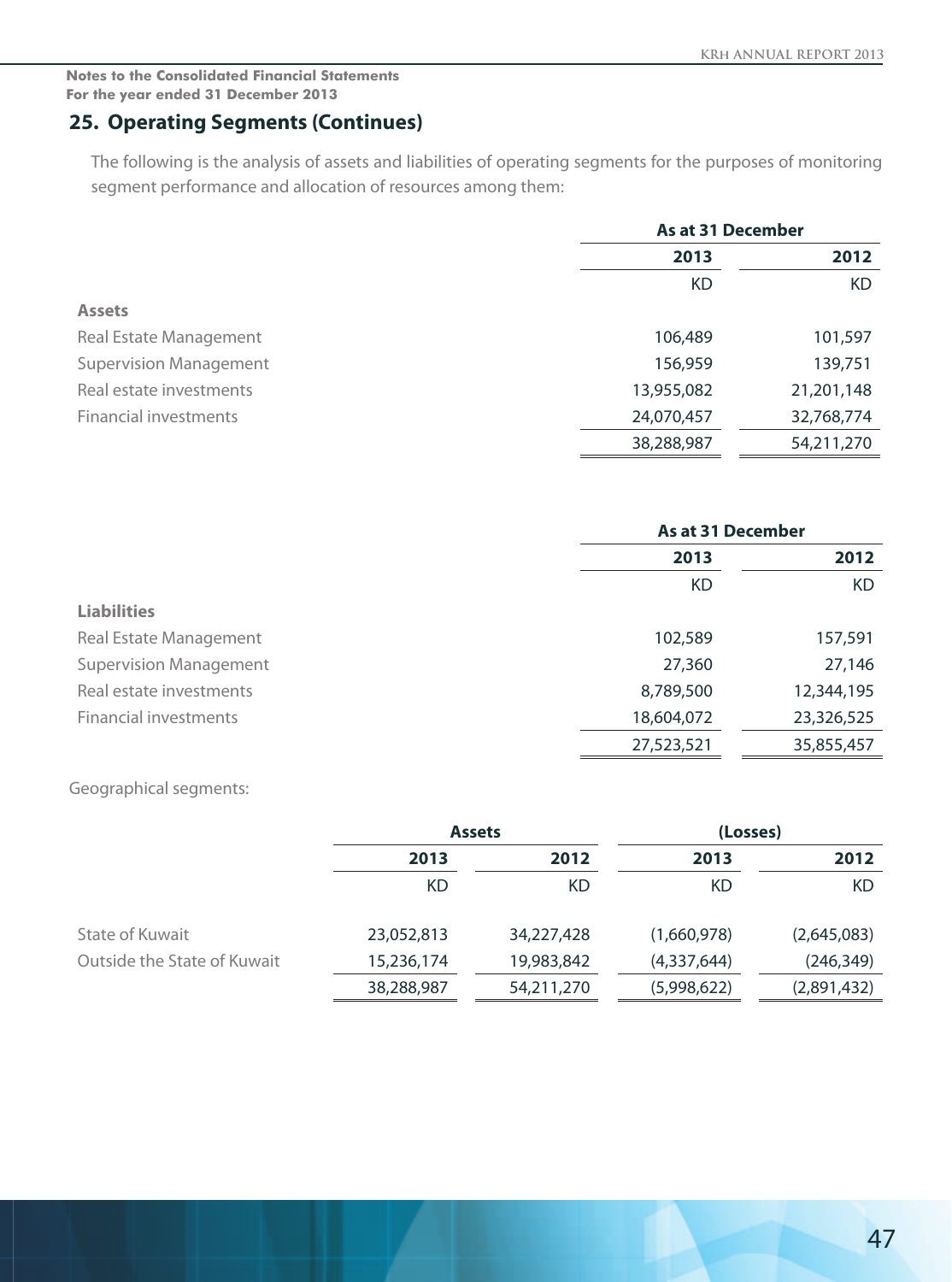Notes to the Consolidated Financial Statements
For the year ended 31 December 2013

## 25. Operating Segments (Continues)

The following is the analysis of assets and liabilities of operating segments for the purposes of monitoring segment performance and allocation of resources among them:

| | As at 31 December | |
|---|---|---|
| | **2013** | **2012** |
| | KD | KD |
| **Assets** | | |
| Real Estate Management | 106,489 | 101,597 |
| Supervision Management | 156,959 | 139,751 |
| Real estate investments | 13,955,082 | 21,201,148 |
| Financial investments | 24,070,457 | 32,768,774 |
| | 38,288,987 | 54,211,270 |

| | As at 31 December | |
|---|---|---|
| | **2013** | **2012** |
| | KD | KD |
| **Liabilities** | | |
| Real Estate Management | 102,589 | 157,591 |
| Supervision Management | 27,360 | 27,146 |
| Real estate investments | 8,789,500 | 12,344,195 |
| Financial investments | 18,604,072 | 23,326,525 |
| | 27,523,521 | 35,855,457 |

Geographical segments:

| | Assets | | (Losses) | |
|---|---|---|---|---|
| | **2013** | **2012** | **2013** | **2012** |
| | KD | KD | KD | KD |
| State of Kuwait | 23,052,813 | 34,227,428 | (1,660,978) | (2,645,083) |
| Outside the State of Kuwait | 15,236,174 | 19,983,842 | (4,337,644) | (246,349) |
| | 38,288,987 | 54,211,270 | (5,998,622) | (2,891,432) |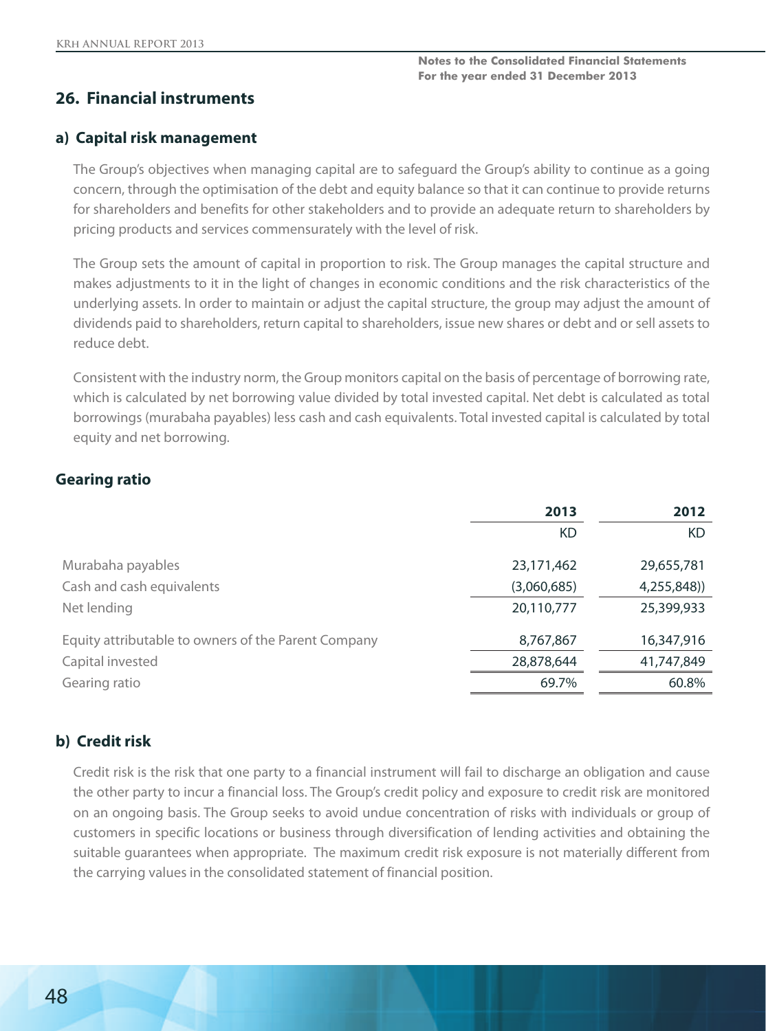## 26. Financial instruments

### a) Capital risk management

The Group's objectives when managing capital are to safeguard the Group's ability to continue as a going concern, through the optimisation of the debt and equity balance so that it can continue to provide returns for shareholders and benefits for other stakeholders and to provide an adequate return to shareholders by pricing products and services commensurately with the level of risk.

The Group sets the amount of capital in proportion to risk. The Group manages the capital structure and makes adjustments to it in the light of changes in economic conditions and the risk characteristics of the underlying assets. In order to maintain or adjust the capital structure, the group may adjust the amount of dividends paid to shareholders, return capital to shareholders, issue new shares or debt and or sell assets to reduce debt.

Consistent with the industry norm, the Group monitors capital on the basis of percentage of borrowing rate, which is calculated by net borrowing value divided by total invested capital. Net debt is calculated as total borrowings (murabaha payables) less cash and cash equivalents. Total invested capital is calculated by total equity and net borrowing.

### Gearing ratio

| | 2013 | 2012 |
|---|---|---|
| | KD | KD |
| Murabaha payables | 23,171,462 | 29,655,781 |
| Cash and cash equivalents | (3,060,685) | 4,255,848)) |
| Net lending | 20,110,777 | 25,399,933 |
| Equity attributable to owners of the Parent Company | 8,767,867 | 16,347,916 |
| Capital invested | 28,878,644 | 41,747,849 |
| Gearing ratio | 69.7% | 60.8% |

### b) Credit risk

Credit risk is the risk that one party to a financial instrument will fail to discharge an obligation and cause the other party to incur a financial loss. The Group's credit policy and exposure to credit risk are monitored on an ongoing basis. The Group seeks to avoid undue concentration of risks with individuals or group of customers in specific locations or business through diversification of lending activities and obtaining the suitable guarantees when appropriate. The maximum credit risk exposure is not materially different from the carrying values in the consolidated statement of financial position.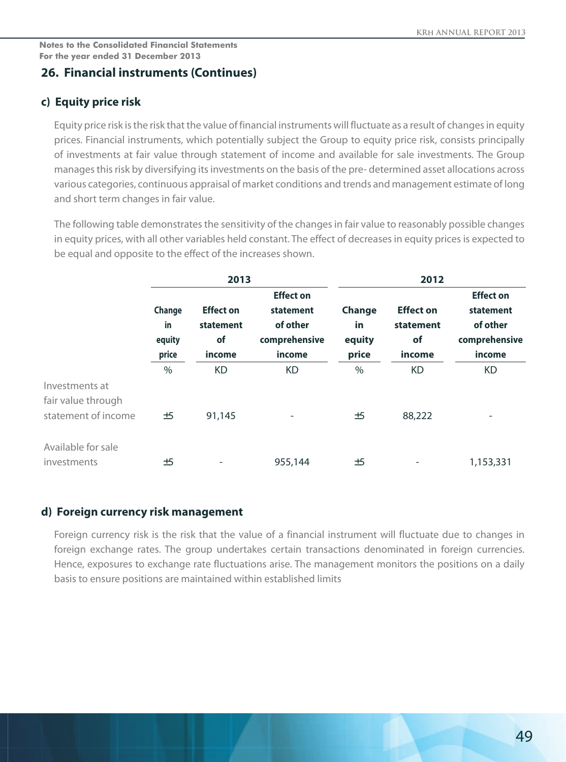Notes to the Consolidated Financial Statements
For the year ended 31 December 2013

## 26. Financial instruments (Continues)

### c) Equity price risk

Equity price risk is the risk that the value of financial instruments will fluctuate as a result of changes in equity prices. Financial instruments, which potentially subject the Group to equity price risk, consists principally of investments at fair value through statement of income and available for sale investments. The Group manages this risk by diversifying its investments on the basis of the pre- determined asset allocations across various categories, continuous appraisal of market conditions and trends and management estimate of long and short term changes in fair value.

The following table demonstrates the sensitivity of the changes in fair value to reasonably possible changes in equity prices, with all other variables held constant. The effect of decreases in equity prices is expected to be equal and opposite to the effect of the increases shown.

| | 2013 | | | 2012 | | |
|---|---|---|---|---|---|---|
| | Change in equity price | Effect on statement of income | Effect on statement of other comprehensive income | Change in equity price | Effect on statement of income | Effect on statement of other comprehensive income |
| | % | KD | KD | % | KD | KD |
| Investments at fair value through statement of income | ±5 | 91,145 | - | ±5 | 88,222 | - |
| Available for sale investments | ±5 | - | 955,144 | ±5 | - | 1,153,331 |

### d) Foreign currency risk management

Foreign currency risk is the risk that the value of a financial instrument will fluctuate due to changes in foreign exchange rates. The group undertakes certain transactions denominated in foreign currencies. Hence, exposures to exchange rate fluctuations arise. The management monitors the positions on a daily basis to ensure positions are maintained within established limits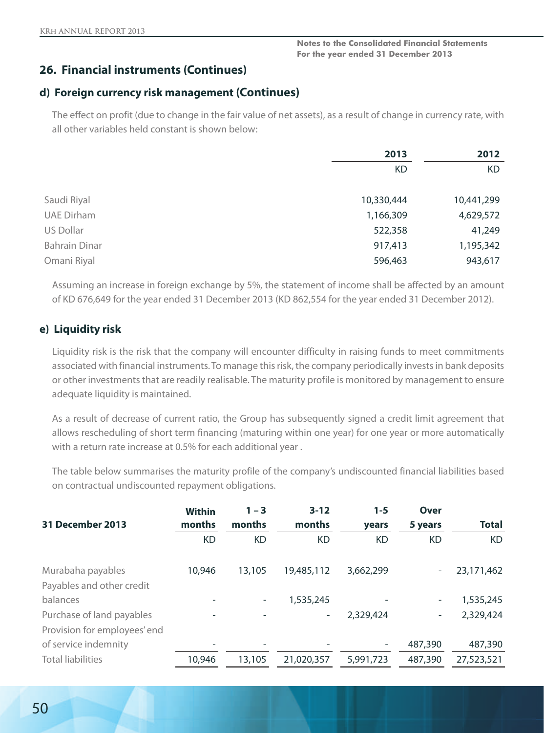Notes to the Consolidated Financial Statements
For the year ended 31 December 2013

## 26. Financial instruments (Continues)

### d) Foreign currency risk management (Continues)

The effect on profit (due to change in the fair value of net assets), as a result of change in currency rate, with all other variables held constant is shown below:

| | 2013 | 2012 |
|---|---|---|
| | KD | KD |
| Saudi Riyal | 10,330,444 | 10,441,299 |
| UAE Dirham | 1,166,309 | 4,629,572 |
| US Dollar | 522,358 | 41,249 |
| Bahrain Dinar | 917,413 | 1,195,342 |
| Omani Riyal | 596,463 | 943,617 |

Assuming an increase in foreign exchange by 5%, the statement of income shall be affected by an amount of KD 676,649 for the year ended 31 December 2013 (KD 862,554 for the year ended 31 December 2012).

### e) Liquidity risk

Liquidity risk is the risk that the company will encounter difficulty in raising funds to meet commitments associated with financial instruments. To manage this risk, the company periodically invests in bank deposits or other investments that are readily realisable. The maturity profile is monitored by management to ensure adequate liquidity is maintained.

As a result of decrease of current ratio, the Group has subsequently signed a credit limit agreement that allows rescheduling of short term financing (maturing within one year) for one year or more automatically with a return rate increase at 0.5% for each additional year .

The table below summarises the maturity profile of the company's undiscounted financial liabilities based on contractual undiscounted repayment obligations.

| 31 December 2013 | Within months | 1 – 3 months | 3-12 months | 1-5 years | Over 5 years | Total |
|---|---|---|---|---|---|---|
| | KD | KD | KD | KD | KD | KD |
| Murabaha payables | 10,946 | 13,105 | 19,485,112 | 3,662,299 | - | 23,171,462 |
| Payables and other credit balances | - | - | 1,535,245 | - | - | 1,535,245 |
| Purchase of land payables | - | - | - | 2,329,424 | - | 2,329,424 |
| Provision for employees' end of service indemnity | - | - | - | - | 487,390 | 487,390 |
| Total liabilities | 10,946 | 13,105 | 21,020,357 | 5,991,723 | 487,390 | 27,523,521 |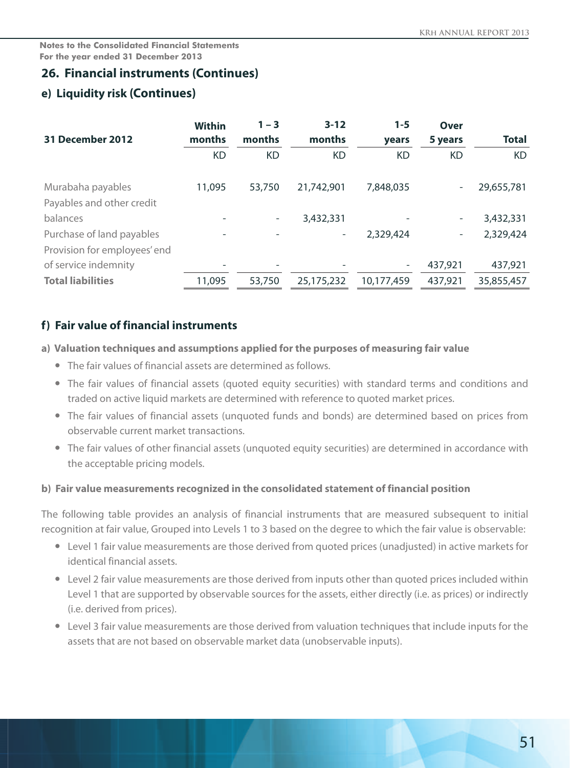Notes to the Consolidated Financial Statements
For the year ended 31 December 2013

## 26. Financial instruments (Continues)

### e) Liquidity risk (Continues)

| 31 December 2012 | Within months | 1 – 3 months | 3-12 months | 1-5 years | Over 5 years | Total |
|---|---|---|---|---|---|---|
| | KD | KD | KD | KD | KD | KD |
| Murabaha payables | 11,095 | 53,750 | 21,742,901 | 7,848,035 | - | 29,655,781 |
| Payables and other credit balances | - | - | 3,432,331 | - | - | 3,432,331 |
| Purchase of land payables | - | - | - | 2,329,424 | - | 2,329,424 |
| Provision for employees' end of service indemnity | - | - | - | - | 437,921 | 437,921 |
| **Total liabilities** | 11,095 | 53,750 | 25,175,232 | 10,177,459 | 437,921 | 35,855,457 |

### f) Fair value of financial instruments

#### a) Valuation techniques and assumptions applied for the purposes of measuring fair value

- The fair values of financial assets are determined as follows.
- The fair values of financial assets (quoted equity securities) with standard terms and conditions and traded on active liquid markets are determined with reference to quoted market prices.
- The fair values of financial assets (unquoted funds and bonds) are determined based on prices from observable current market transactions.
- The fair values of other financial assets (unquoted equity securities) are determined in accordance with the acceptable pricing models.

#### b) Fair value measurements recognized in the consolidated statement of financial position

The following table provides an analysis of financial instruments that are measured subsequent to initial recognition at fair value, Grouped into Levels 1 to 3 based on the degree to which the fair value is observable:

- Level 1 fair value measurements are those derived from quoted prices (unadjusted) in active markets for identical financial assets.
- Level 2 fair value measurements are those derived from inputs other than quoted prices included within Level 1 that are supported by observable sources for the assets, either directly (i.e. as prices) or indirectly (i.e. derived from prices).
- Level 3 fair value measurements are those derived from valuation techniques that include inputs for the assets that are not based on observable market data (unobservable inputs).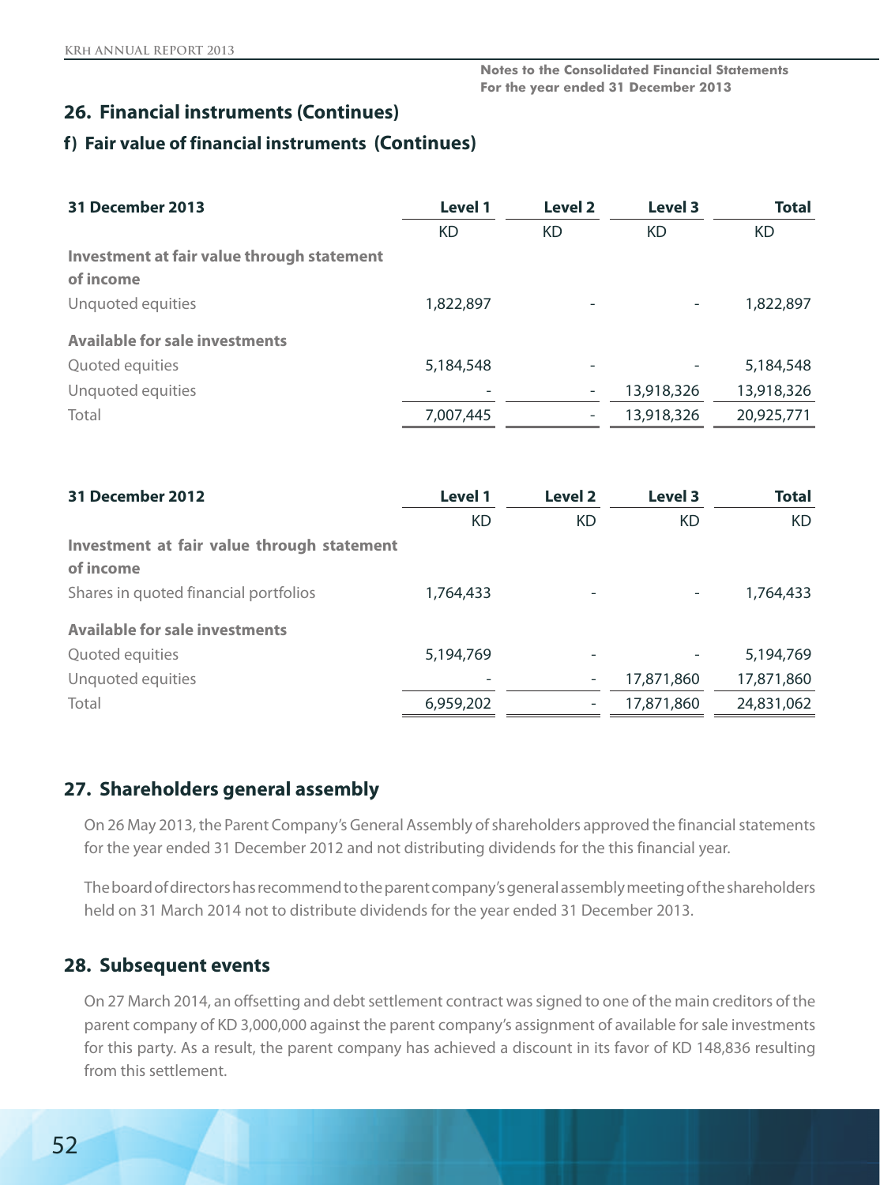## 26. Financial instruments (Continues)

### f) Fair value of financial instruments (Continues)

| 31 December 2013 | Level 1 | Level 2 | Level 3 | Total |
|---|---|---|---|---|
| | KD | KD | KD | KD |
| **Investment at fair value through statement of income** | | | | |
| Unquoted equities | 1,822,897 | - | - | 1,822,897 |
| **Available for sale investments** | | | | |
| Quoted equities | 5,184,548 | - | - | 5,184,548 |
| Unquoted equities | - | - | 13,918,326 | 13,918,326 |
| Total | 7,007,445 | - | 13,918,326 | 20,925,771 |

| 31 December 2012 | Level 1 | Level 2 | Level 3 | Total |
|---|---|---|---|---|
| | KD | KD | KD | KD |
| **Investment at fair value through statement of income** | | | | |
| Shares in quoted financial portfolios | 1,764,433 | - | - | 1,764,433 |
| **Available for sale investments** | | | | |
| Quoted equities | 5,194,769 | - | - | 5,194,769 |
| Unquoted equities | - | - | 17,871,860 | 17,871,860 |
| Total | 6,959,202 | - | 17,871,860 | 24,831,062 |

## 27. Shareholders general assembly

On 26 May 2013, the Parent Company's General Assembly of shareholders approved the financial statements for the year ended 31 December 2012 and not distributing dividends for the this financial year.

The board of directors has recommend to the parent company's general assembly meeting of the shareholders held on 31 March 2014 not to distribute dividends for the year ended 31 December 2013.

## 28. Subsequent events

On 27 March 2014, an offsetting and debt settlement contract was signed to one of the main creditors of the parent company of KD 3,000,000 against the parent company's assignment of available for sale investments for this party. As a result, the parent company has achieved a discount in its favor of KD 148,836 resulting from this settlement.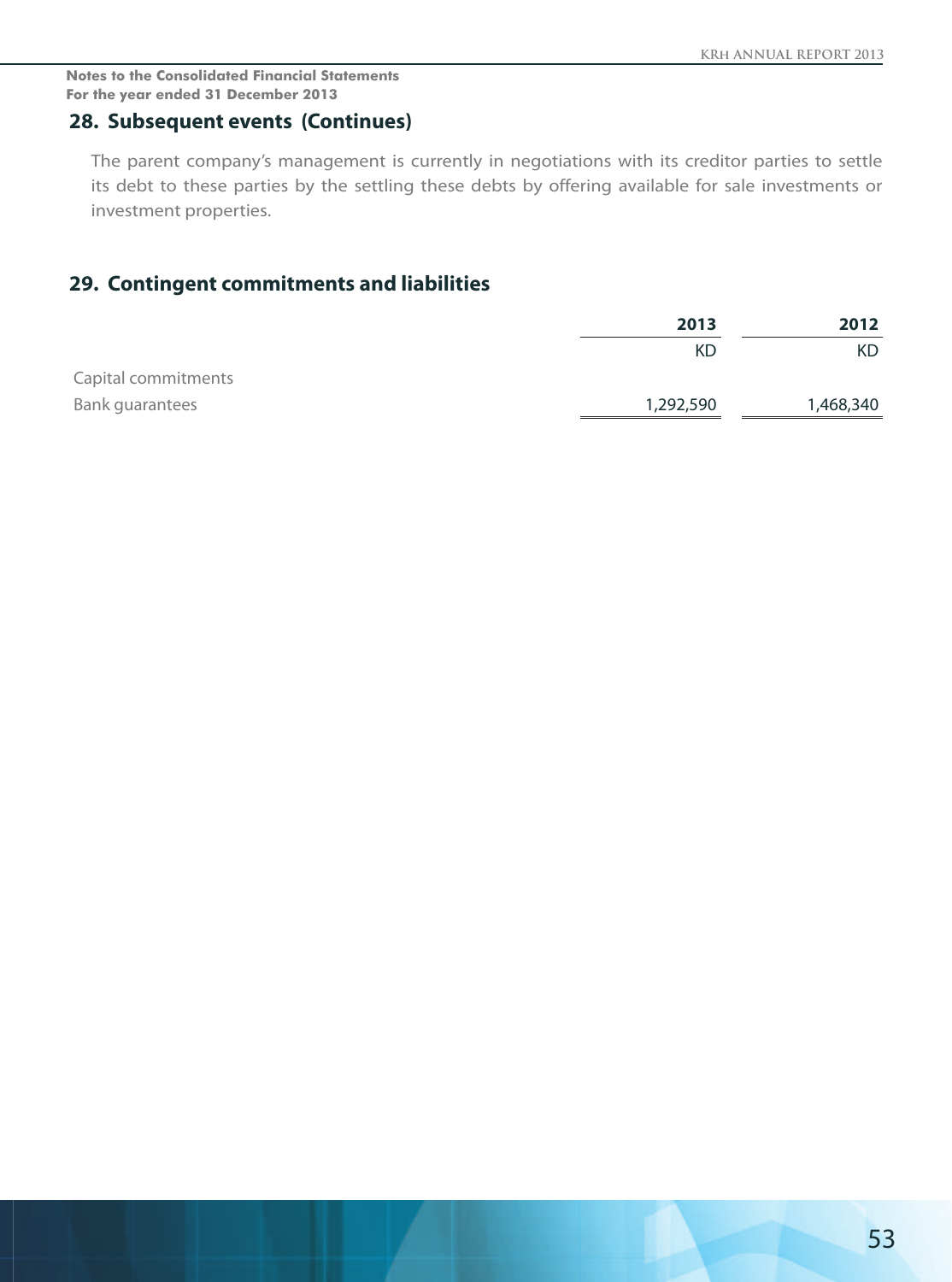**Notes to the Consolidated Financial Statements**
**For the year ended 31 December 2013**

## 28. Subsequent events (Continues)

The parent company's management is currently in negotiations with its creditor parties to settle its debt to these parties by the settling these debts by offering available for sale investments or investment properties.

## 29. Contingent commitments and liabilities

| | **2013** | **2012** |
|---|---|---|
| | KD | KD |
| Capital commitments | | |
| Bank guarantees | 1,292,590 | 1,468,340 |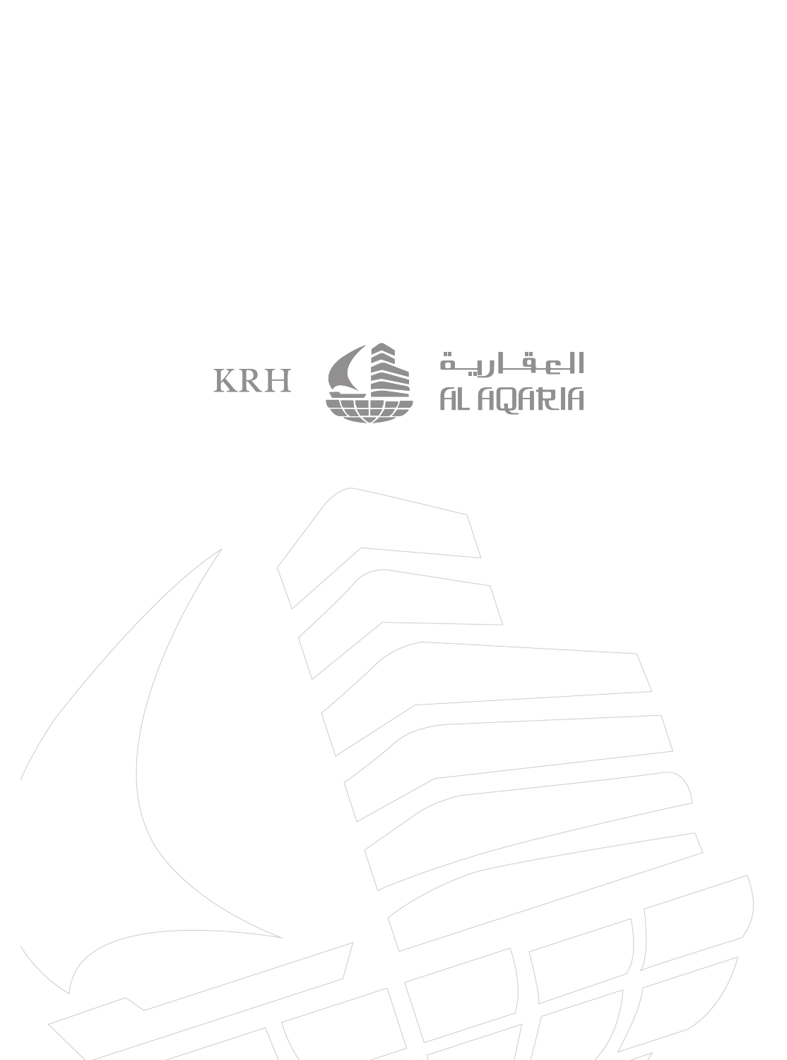KRH

العقارية

AL AQARIA